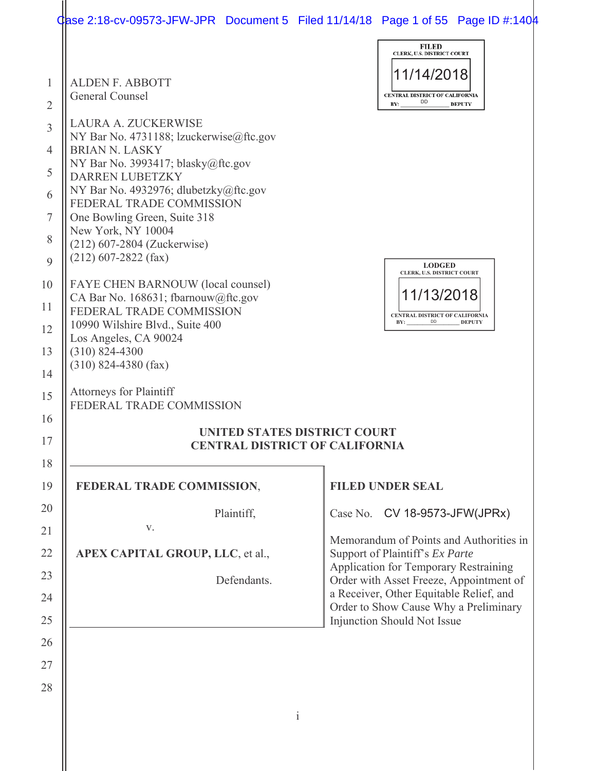ALDEN F. ABBOTT
General Counsel

LAURA A. ZUCKERWISE
NY Bar No. 4731188; lzuckerwise@ftc.gov
BRIAN N. LASKY
NY Bar No. 3993417; blasky@ftc.gov
DARREN LUBETZKY
NY Bar No. 4932976; dlubetzky@ftc.gov
FEDERAL TRADE COMMISSION
One Bowling Green, Suite 318
New York, NY 10004
(212) 607-2804 (Zuckerwise)
(212) 607-2822 (fax)

FAYE CHEN BARNOUW (local counsel)
CA Bar No. 168631; fbarnouw@ftc.gov
FEDERAL TRADE COMMISSION
10990 Wilshire Blvd., Suite 400
Los Angeles, CA 90024
(310) 824-4300
(310) 824-4380 (fax)

Attorneys for Plaintiff
FEDERAL TRADE COMMISSION

FILED
CLERK, U.S. DISTRICT COURT
11/14/2018
CENTRAL DISTRICT OF CALIFORNIA
BY: DD DEPUTY

LODGED
CLERK, U.S. DISTRICT COURT
11/13/2018
CENTRAL DISTRICT OF CALIFORNIA
BY: DD DEPUTY

**UNITED STATES DISTRICT COURT**
**CENTRAL DISTRICT OF CALIFORNIA**

| | |
|---|---|
| **FEDERAL TRADE COMMISSION**,<br><br>Plaintiff,<br><br>v.<br><br>**APEX CAPITAL GROUP, LLC**, et al.,<br><br>Defendants. | **FILED UNDER SEAL**<br><br>Case No. CV 18-9573-JFW(JPRx)<br><br>Memorandum of Points and Authorities in Support of Plaintiff's *Ex Parte* Application for Temporary Restraining Order with Asset Freeze, Appointment of a Receiver, Other Equitable Relief, and Order to Show Cause Why a Preliminary Injunction Should Not Issue |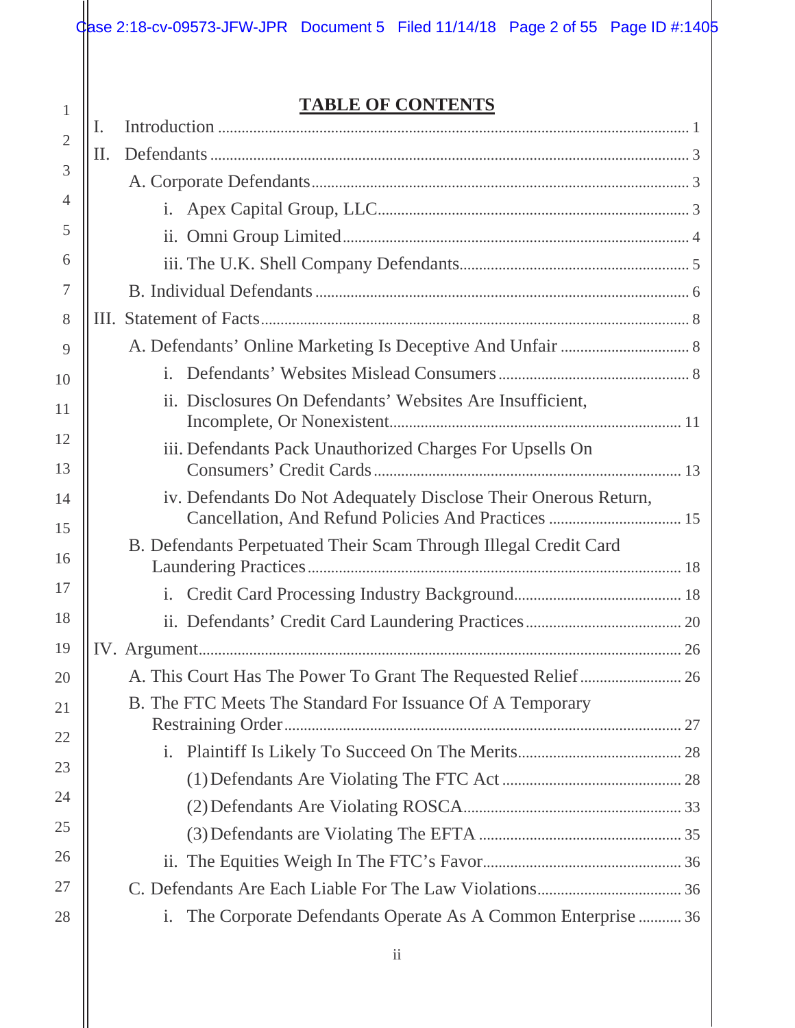## TABLE OF CONTENTS

I. Introduction ..... 1

II. Defendants ..... 3

- A. Corporate Defendants ..... 3
  - i. Apex Capital Group, LLC ..... 3
  - ii. Omni Group Limited ..... 4
  - iii. The U.K. Shell Company Defendants ..... 5
- B. Individual Defendants ..... 6

III. Statement of Facts ..... 8

- A. Defendants' Online Marketing Is Deceptive And Unfair ..... 8
  - i. Defendants' Websites Mislead Consumers ..... 8
  - ii. Disclosures On Defendants' Websites Are Insufficient, Incomplete, Or Nonexistent ..... 11
  - iii. Defendants Pack Unauthorized Charges For Upsells On Consumers' Credit Cards ..... 13
  - iv. Defendants Do Not Adequately Disclose Their Onerous Return, Cancellation, And Refund Policies And Practices ..... 15
- B. Defendants Perpetuated Their Scam Through Illegal Credit Card Laundering Practices ..... 18
  - i. Credit Card Processing Industry Background ..... 18
  - ii. Defendants' Credit Card Laundering Practices ..... 20

IV. Argument ..... 26

- A. This Court Has The Power To Grant The Requested Relief ..... 26
- B. The FTC Meets The Standard For Issuance Of A Temporary Restraining Order ..... 27
  - i. Plaintiff Is Likely To Succeed On The Merits ..... 28
    - (1) Defendants Are Violating The FTC Act ..... 28
    - (2) Defendants Are Violating ROSCA ..... 33
    - (3) Defendants are Violating The EFTA ..... 35
  - ii. The Equities Weigh In The FTC's Favor ..... 36
- C. Defendants Are Each Liable For The Law Violations ..... 36
  - i. The Corporate Defendants Operate As A Common Enterprise ..... 36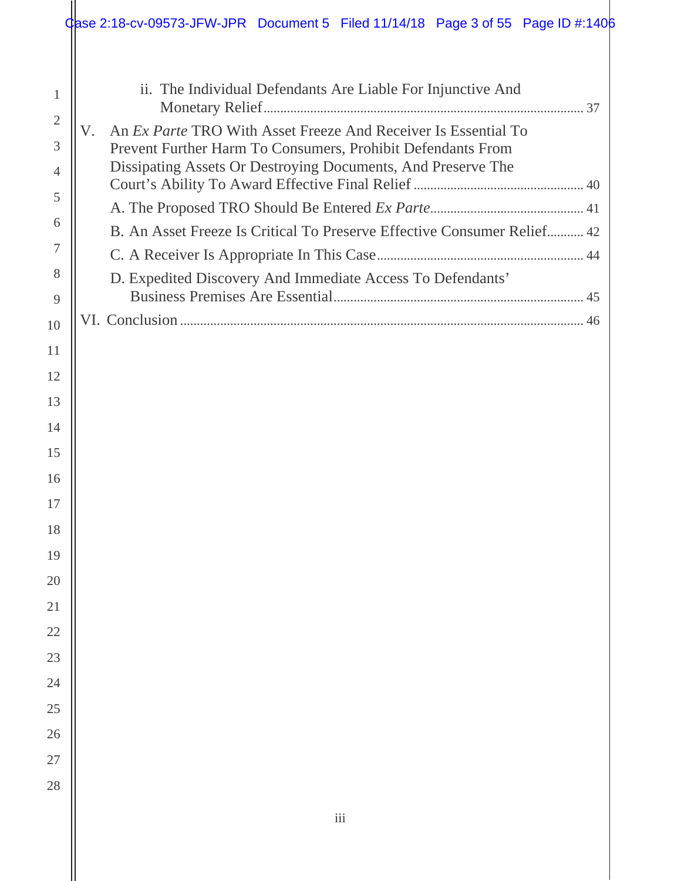ii. The Individual Defendants Are Liable For Injunctive And Monetary Relief ........ 37

V. An *Ex Parte* TRO With Asset Freeze And Receiver Is Essential To Prevent Further Harm To Consumers, Prohibit Defendants From Dissipating Assets Or Destroying Documents, And Preserve The Court's Ability To Award Effective Final Relief ........ 40

A. The Proposed TRO Should Be Entered *Ex Parte* ........ 41

B. An Asset Freeze Is Critical To Preserve Effective Consumer Relief ........ 42

C. A Receiver Is Appropriate In This Case ........ 44

D. Expedited Discovery And Immediate Access To Defendants' Business Premises Are Essential ........ 45

VI. Conclusion ........ 46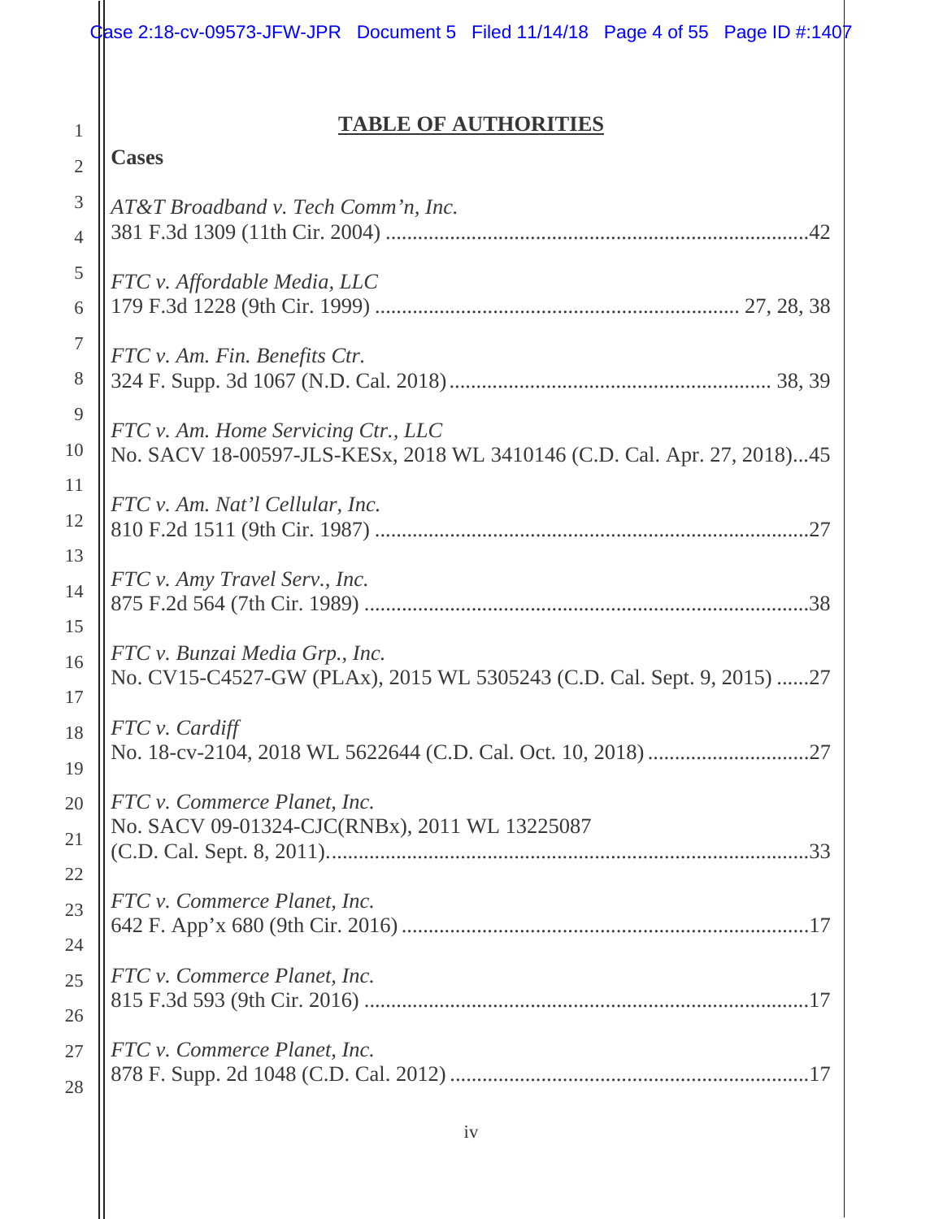## TABLE OF AUTHORITIES

**Cases**

*AT&T Broadband v. Tech Comm'n, Inc.*
381 F.3d 1309 (11th Cir. 2004) .......................................................................42

*FTC v. Affordable Media, LLC*
179 F.3d 1228 (9th Cir. 1999) ......................................................... 27, 28, 38

*FTC v. Am. Fin. Benefits Ctr.*
324 F. Supp. 3d 1067 (N.D. Cal. 2018)............................................... 38, 39

*FTC v. Am. Home Servicing Ctr., LLC*
No. SACV 18-00597-JLS-KESx, 2018 WL 3410146 (C.D. Cal. Apr. 27, 2018)...45

*FTC v. Am. Nat'l Cellular, Inc.*
810 F.2d 1511 (9th Cir. 1987) .......................................................................27

*FTC v. Amy Travel Serv., Inc.*
875 F.2d 564 (7th Cir. 1989) .........................................................................38

*FTC v. Bunzai Media Grp., Inc.*
No. CV15-C4527-GW (PLAx), 2015 WL 5305243 (C.D. Cal. Sept. 9, 2015) ......27

*FTC v. Cardiff*
No. 18-cv-2104, 2018 WL 5622644 (C.D. Cal. Oct. 10, 2018) ..............................27

*FTC v. Commerce Planet, Inc.*
No. SACV 09-01324-CJC(RNBx), 2011 WL 13225087
(C.D. Cal. Sept. 8, 2011)...............................................................................33

*FTC v. Commerce Planet, Inc.*
642 F. App'x 680 (9th Cir. 2016) ..................................................................17

*FTC v. Commerce Planet, Inc.*
815 F.3d 593 (9th Cir. 2016) .........................................................................17

*FTC v. Commerce Planet, Inc.*
878 F. Supp. 2d 1048 (C.D. Cal. 2012) ..........................................................17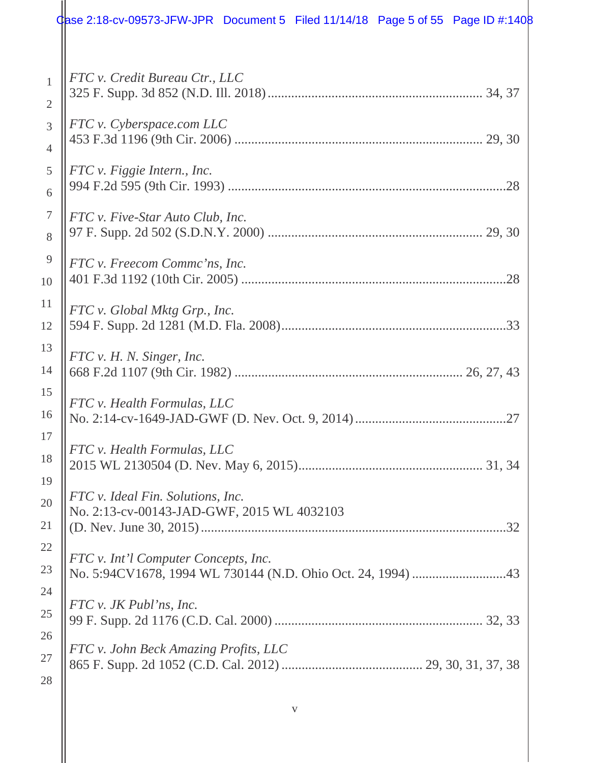*FTC v. Credit Bureau Ctr., LLC*
325 F. Supp. 3d 852 (N.D. Ill. 2018) ................................................................ 34, 37

*FTC v. Cyberspace.com LLC*
453 F.3d 1196 (9th Cir. 2006) ......................................................................... 29, 30

*FTC v. Figgie Intern., Inc.*
994 F.2d 595 (9th Cir. 1993) ..................................................................................28

*FTC v. Five-Star Auto Club, Inc.*
97 F. Supp. 2d 502 (S.D.N.Y. 2000) ............................................................... 29, 30

*FTC v. Freecom Commc'ns, Inc.*
401 F.3d 1192 (10th Cir. 2005) ..............................................................................28

*FTC v. Global Mktg Grp., Inc.*
594 F. Supp. 2d 1281 (M.D. Fla. 2008)...................................................................33

*FTC v. H. N. Singer, Inc.*
668 F.2d 1107 (9th Cir. 1982) ................................................................... 26, 27, 43

*FTC v. Health Formulas, LLC*
No. 2:14-cv-1649-JAD-GWF (D. Nev. Oct. 9, 2014).............................................27

*FTC v. Health Formulas, LLC*
2015 WL 2130504 (D. Nev. May 6, 2015)...................................................... 31, 34

*FTC v. Ideal Fin. Solutions, Inc.*
No. 2:13-cv-00143-JAD-GWF, 2015 WL 4032103
(D. Nev. June 30, 2015).........................................................................................32

*FTC v. Int'l Computer Concepts, Inc.*
No. 5:94CV1678, 1994 WL 730144 (N.D. Ohio Oct. 24, 1994) ............................43

*FTC v. JK Publ'ns, Inc.*
99 F. Supp. 2d 1176 (C.D. Cal. 2000) ............................................................. 32, 33

*FTC v. John Beck Amazing Profits, LLC*
865 F. Supp. 2d 1052 (C.D. Cal. 2012) ......................................... 29, 30, 31, 37, 38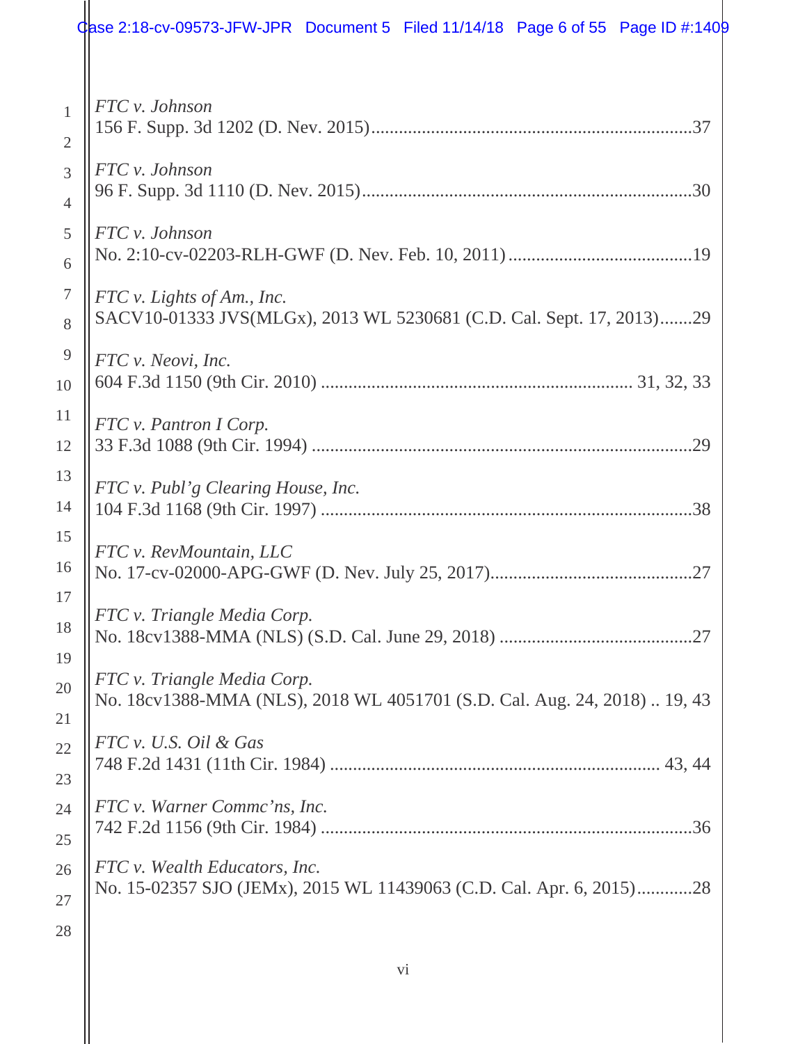*FTC v. Johnson*
156 F. Supp. 3d 1202 (D. Nev. 2015)......................................................................37

*FTC v. Johnson*
96 F. Supp. 3d 1110 (D. Nev. 2015)........................................................................30

*FTC v. Johnson*
No. 2:10-cv-02203-RLH-GWF (D. Nev. Feb. 10, 2011)........................................19

*FTC v. Lights of Am., Inc.*
SACV10-01333 JVS(MLGx), 2013 WL 5230681 (C.D. Cal. Sept. 17, 2013).......29

*FTC v. Neovi, Inc.*
604 F.3d 1150 (9th Cir. 2010) .................................................................. 31, 32, 33

*FTC v. Pantron I Corp.*
33 F.3d 1088 (9th Cir. 1994) ...................................................................................29

*FTC v. Publ'g Clearing House, Inc.*
104 F.3d 1168 (9th Cir. 1997) .................................................................................38

*FTC v. RevMountain, LLC*
No. 17-cv-02000-APG-GWF (D. Nev. July 25, 2017)............................................27

*FTC v. Triangle Media Corp.*
No. 18cv1388-MMA (NLS) (S.D. Cal. June 29, 2018) ..........................................27

*FTC v. Triangle Media Corp.*
No. 18cv1388-MMA (NLS), 2018 WL 4051701 (S.D. Cal. Aug. 24, 2018) .. 19, 43

*FTC v. U.S. Oil & Gas*
748 F.2d 1431 (11th Cir. 1984) ....................................................................... 43, 44

*FTC v. Warner Commc'ns, Inc.*
742 F.2d 1156 (9th Cir. 1984) .................................................................................36

*FTC v. Wealth Educators, Inc.*
No. 15-02357 SJO (JEMx), 2015 WL 11439063 (C.D. Cal. Apr. 6, 2015)............28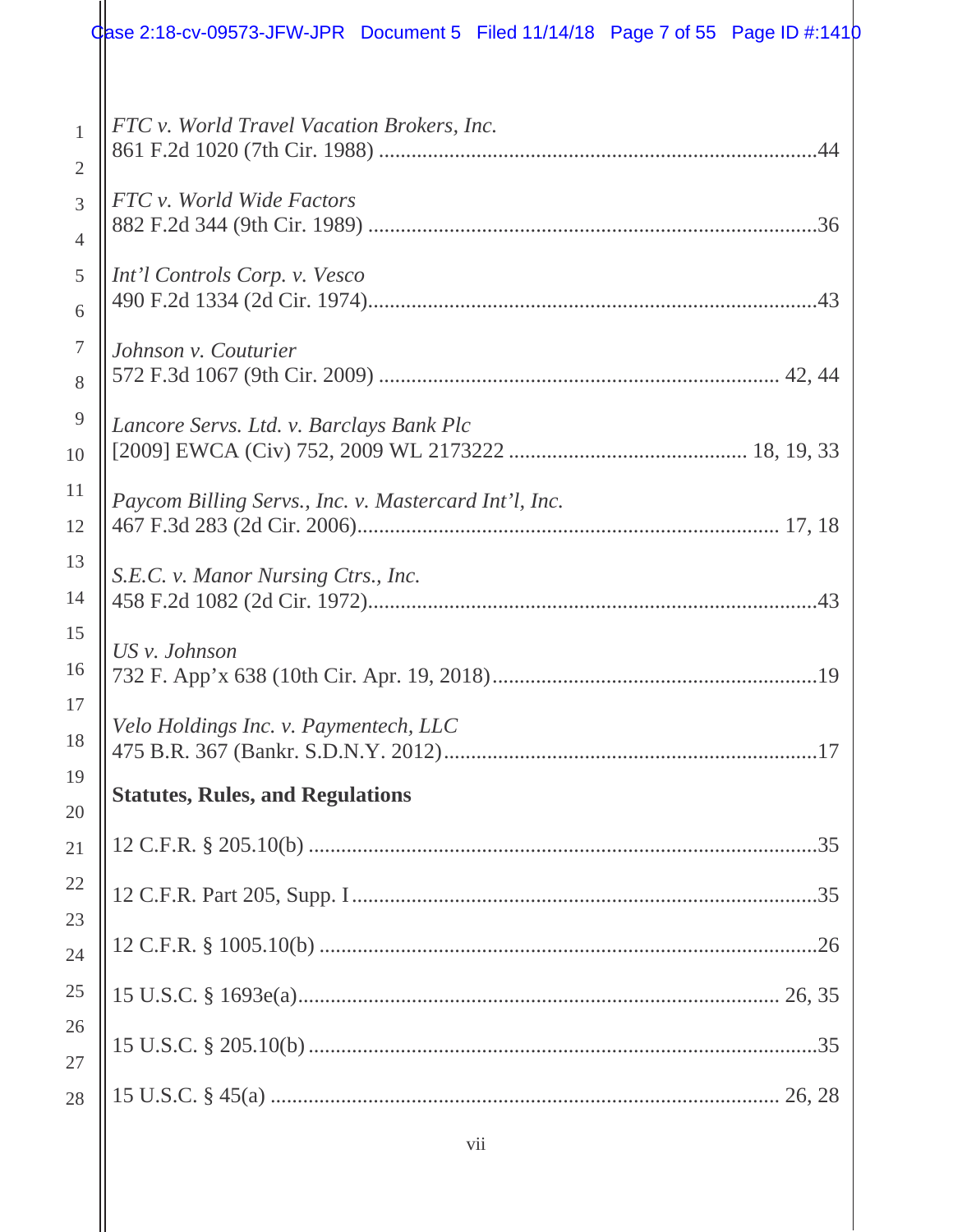*FTC v. World Travel Vacation Brokers, Inc.*
861 F.2d 1020 (7th Cir. 1988) ....................................................................................44

*FTC v. World Wide Factors*
882 F.2d 344 (9th Cir. 1989) ......................................................................................36

*Int'l Controls Corp. v. Vesco*
490 F.2d 1334 (2d Cir. 1974).......................................................................................43

*Johnson v. Couturier*
572 F.3d 1067 (9th Cir. 2009) ............................................................................ 42, 44

*Lancore Servs. Ltd. v. Barclays Bank Plc*
[2009] EWCA (Civ) 752, 2009 WL 2173222 ........................................... 18, 19, 33

*Paycom Billing Servs., Inc. v. Mastercard Int'l, Inc.*
467 F.3d 283 (2d Cir. 2006).............................................................................. 17, 18

*S.E.C. v. Manor Nursing Ctrs., Inc.*
458 F.2d 1082 (2d Cir. 1972).......................................................................................43

*US v. Johnson*
732 F. App'x 638 (10th Cir. Apr. 19, 2018)............................................................19

*Velo Holdings Inc. v. Paymentech, LLC*
475 B.R. 367 (Bankr. S.D.N.Y. 2012).....................................................................17

**Statutes, Rules, and Regulations**

12 C.F.R. § 205.10(b) .................................................................................................35

12 C.F.R. Part 205, Supp. I ........................................................................................35

12 C.F.R. § 1005.10(b) ..............................................................................................26

15 U.S.C. § 1693e(a)........................................................................................ 26, 35

15 U.S.C. § 205.10(b) ................................................................................................35

15 U.S.C. § 45(a) ............................................................................................... 26, 28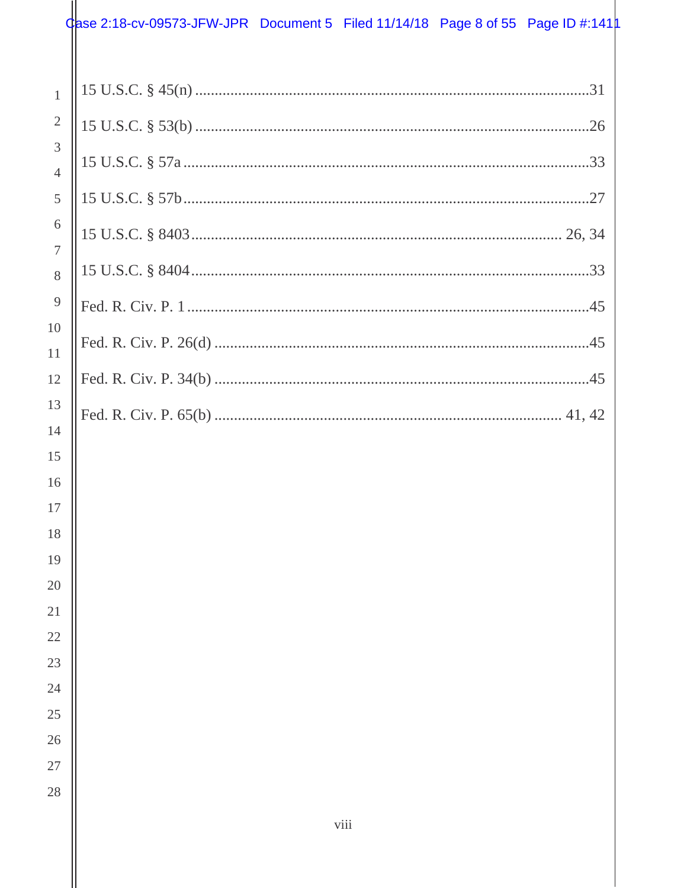15 U.S.C. § 45(n) ....................................................................................................31

15 U.S.C. § 53(b) ....................................................................................................26

15 U.S.C. § 57a .......................................................................................................33

15 U.S.C. § 57b .......................................................................................................27

15 U.S.C. § 8403 ............................................................................................. 26, 34

15 U.S.C. § 8404 .....................................................................................................33

Fed. R. Civ. P. 1 .......................................................................................................45

Fed. R. Civ. P. 26(d) ................................................................................................45

Fed. R. Civ. P. 34(b) ................................................................................................45

Fed. R. Civ. P. 65(b) ......................................................................................... 41, 42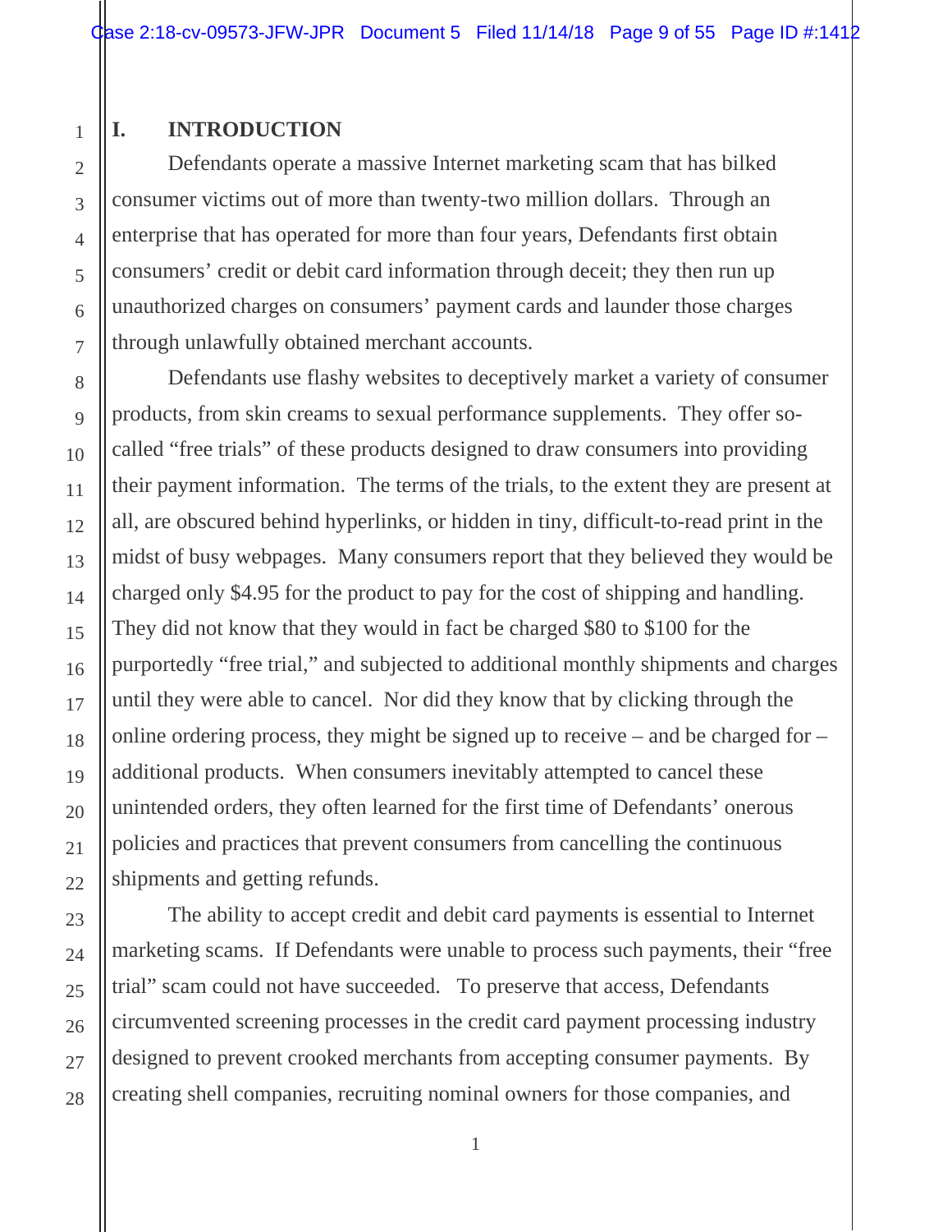## I. INTRODUCTION

Defendants operate a massive Internet marketing scam that has bilked consumer victims out of more than twenty-two million dollars. Through an enterprise that has operated for more than four years, Defendants first obtain consumers' credit or debit card information through deceit; they then run up unauthorized charges on consumers' payment cards and launder those charges through unlawfully obtained merchant accounts.

Defendants use flashy websites to deceptively market a variety of consumer products, from skin creams to sexual performance supplements. They offer so-called "free trials" of these products designed to draw consumers into providing their payment information. The terms of the trials, to the extent they are present at all, are obscured behind hyperlinks, or hidden in tiny, difficult-to-read print in the midst of busy webpages. Many consumers report that they believed they would be charged only $4.95 for the product to pay for the cost of shipping and handling. They did not know that they would in fact be charged $80 to $100 for the purportedly "free trial," and subjected to additional monthly shipments and charges until they were able to cancel. Nor did they know that by clicking through the online ordering process, they might be signed up to receive – and be charged for – additional products. When consumers inevitably attempted to cancel these unintended orders, they often learned for the first time of Defendants' onerous policies and practices that prevent consumers from cancelling the continuous shipments and getting refunds.

The ability to accept credit and debit card payments is essential to Internet marketing scams. If Defendants were unable to process such payments, their "free trial" scam could not have succeeded. To preserve that access, Defendants circumvented screening processes in the credit card payment processing industry designed to prevent crooked merchants from accepting consumer payments. By creating shell companies, recruiting nominal owners for those companies, and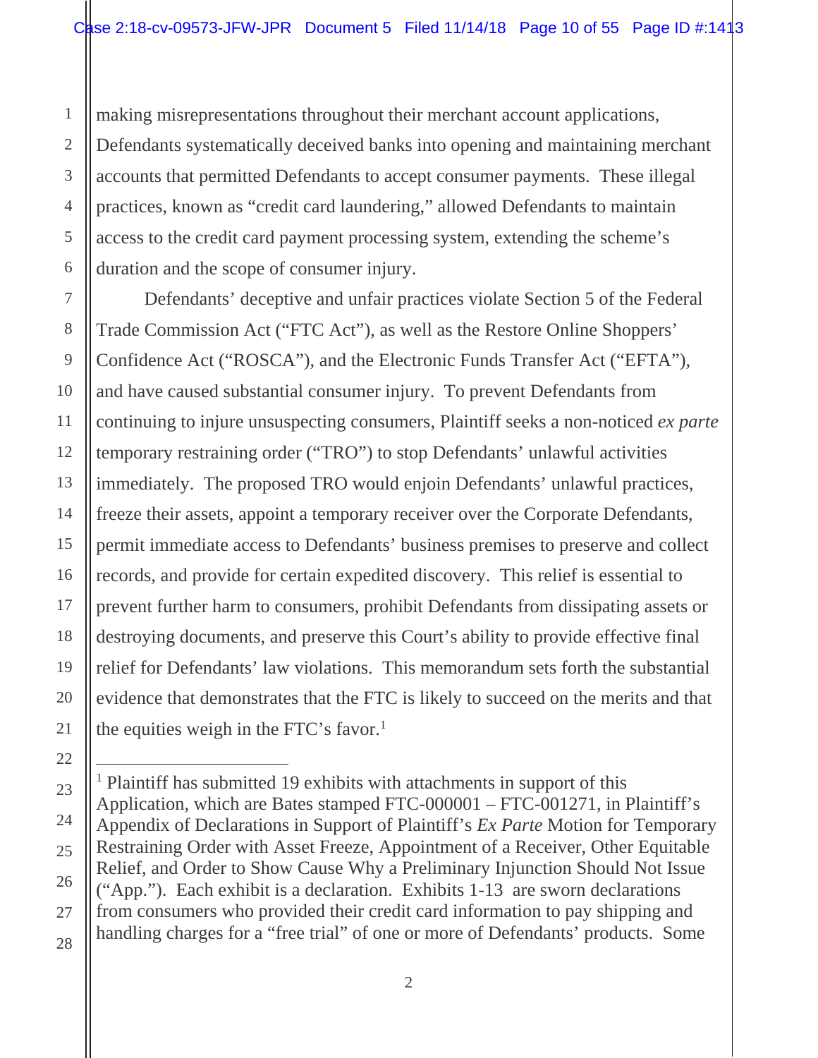making misrepresentations throughout their merchant account applications, Defendants systematically deceived banks into opening and maintaining merchant accounts that permitted Defendants to accept consumer payments. These illegal practices, known as "credit card laundering," allowed Defendants to maintain access to the credit card payment processing system, extending the scheme's duration and the scope of consumer injury.

Defendants' deceptive and unfair practices violate Section 5 of the Federal Trade Commission Act ("FTC Act"), as well as the Restore Online Shoppers' Confidence Act ("ROSCA"), and the Electronic Funds Transfer Act ("EFTA"), and have caused substantial consumer injury. To prevent Defendants from continuing to injure unsuspecting consumers, Plaintiff seeks a non-noticed *ex parte* temporary restraining order ("TRO") to stop Defendants' unlawful activities immediately. The proposed TRO would enjoin Defendants' unlawful practices, freeze their assets, appoint a temporary receiver over the Corporate Defendants, permit immediate access to Defendants' business premises to preserve and collect records, and provide for certain expedited discovery. This relief is essential to prevent further harm to consumers, prohibit Defendants from dissipating assets or destroying documents, and preserve this Court's ability to provide effective final relief for Defendants' law violations. This memorandum sets forth the substantial evidence that demonstrates that the FTC is likely to succeed on the merits and that the equities weigh in the FTC's favor.[1]

---

[1] Plaintiff has submitted 19 exhibits with attachments in support of this Application, which are Bates stamped FTC-000001 – FTC-001271, in Plaintiff's Appendix of Declarations in Support of Plaintiff's *Ex Parte* Motion for Temporary Restraining Order with Asset Freeze, Appointment of a Receiver, Other Equitable Relief, and Order to Show Cause Why a Preliminary Injunction Should Not Issue ("App."). Each exhibit is a declaration. Exhibits 1-13 are sworn declarations from consumers who provided their credit card information to pay shipping and handling charges for a "free trial" of one or more of Defendants' products. Some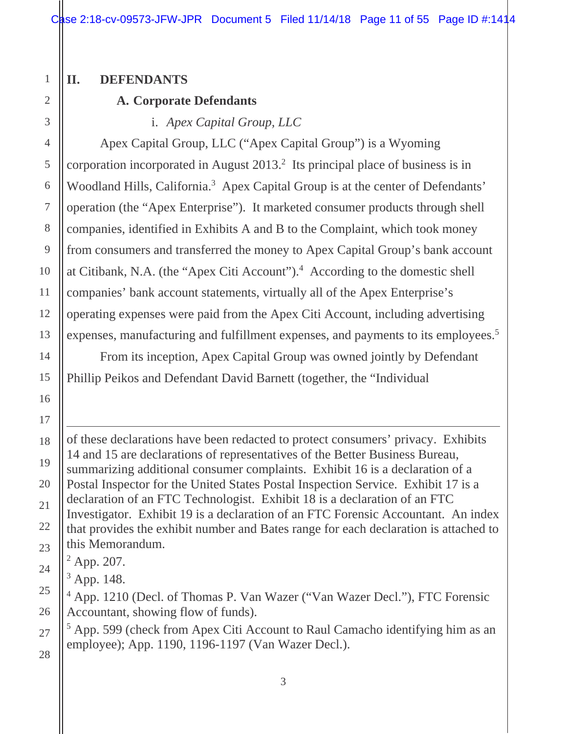## II. DEFENDANTS

### A. Corporate Defendants

#### i. *Apex Capital Group, LLC*

Apex Capital Group, LLC ("Apex Capital Group") is a Wyoming corporation incorporated in August 2013.[2] Its principal place of business is in Woodland Hills, California.[3] Apex Capital Group is at the center of Defendants' operation (the "Apex Enterprise"). It marketed consumer products through shell companies, identified in Exhibits A and B to the Complaint, which took money from consumers and transferred the money to Apex Capital Group's bank account at Citibank, N.A. (the "Apex Citi Account").[4] According to the domestic shell companies' bank account statements, virtually all of the Apex Enterprise's operating expenses were paid from the Apex Citi Account, including advertising expenses, manufacturing and fulfillment expenses, and payments to its employees.[5]

From its inception, Apex Capital Group was owned jointly by Defendant Phillip Peikos and Defendant David Barnett (together, the "Individual

---

of these declarations have been redacted to protect consumers' privacy. Exhibits 14 and 15 are declarations of representatives of the Better Business Bureau, summarizing additional consumer complaints. Exhibit 16 is a declaration of a Postal Inspector for the United States Postal Inspection Service. Exhibit 17 is a declaration of an FTC Technologist. Exhibit 18 is a declaration of an FTC Investigator. Exhibit 19 is a declaration of an FTC Forensic Accountant. An index that provides the exhibit number and Bates range for each declaration is attached to this Memorandum.

[2] App. 207.

[3] App. 148.

[4] App. 1210 (Decl. of Thomas P. Van Wazer ("Van Wazer Decl."), FTC Forensic Accountant, showing flow of funds).

[5] App. 599 (check from Apex Citi Account to Raul Camacho identifying him as an employee); App. 1190, 1196-1197 (Van Wazer Decl.).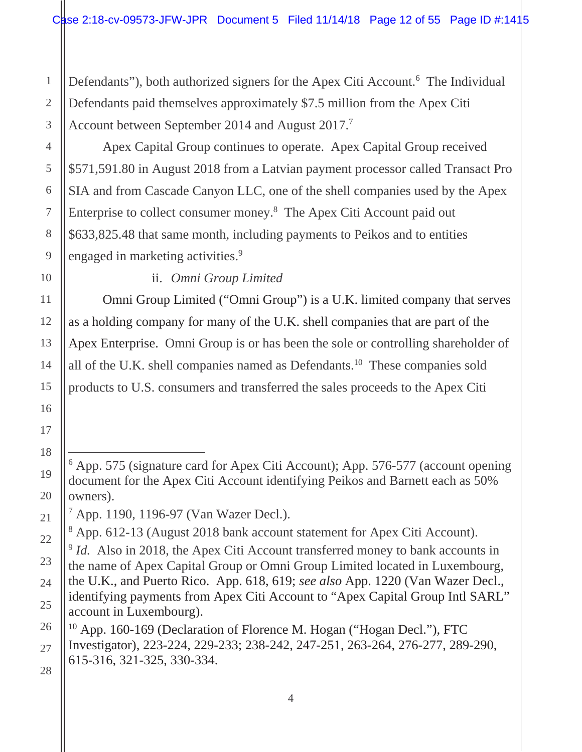Defendants"), both authorized signers for the Apex Citi Account.[6] The Individual Defendants paid themselves approximately $7.5 million from the Apex Citi Account between September 2014 and August 2017.[7]

Apex Capital Group continues to operate. Apex Capital Group received $571,591.80 in August 2018 from a Latvian payment processor called Transact Pro SIA and from Cascade Canyon LLC, one of the shell companies used by the Apex Enterprise to collect consumer money.[8] The Apex Citi Account paid out $633,825.48 that same month, including payments to Peikos and to entities engaged in marketing activities.[9]

ii. *Omni Group Limited*

Omni Group Limited ("Omni Group") is a U.K. limited company that serves as a holding company for many of the U.K. shell companies that are part of the Apex Enterprise. Omni Group is or has been the sole or controlling shareholder of all of the U.K. shell companies named as Defendants.[10] These companies sold products to U.S. consumers and transferred the sales proceeds to the Apex Citi

---

[6] App. 575 (signature card for Apex Citi Account); App. 576-577 (account opening document for the Apex Citi Account identifying Peikos and Barnett each as 50% owners).

[7] App. 1190, 1196-97 (Van Wazer Decl.).

[8] App. 612-13 (August 2018 bank account statement for Apex Citi Account).

[9] *Id.* Also in 2018, the Apex Citi Account transferred money to bank accounts in the name of Apex Capital Group or Omni Group Limited located in Luxembourg, the U.K., and Puerto Rico. App. 618, 619; *see also* App. 1220 (Van Wazer Decl., identifying payments from Apex Citi Account to "Apex Capital Group Intl SARL" account in Luxembourg).

[10] App. 160-169 (Declaration of Florence M. Hogan ("Hogan Decl."), FTC Investigator), 223-224, 229-233; 238-242, 247-251, 263-264, 276-277, 289-290, 615-316, 321-325, 330-334.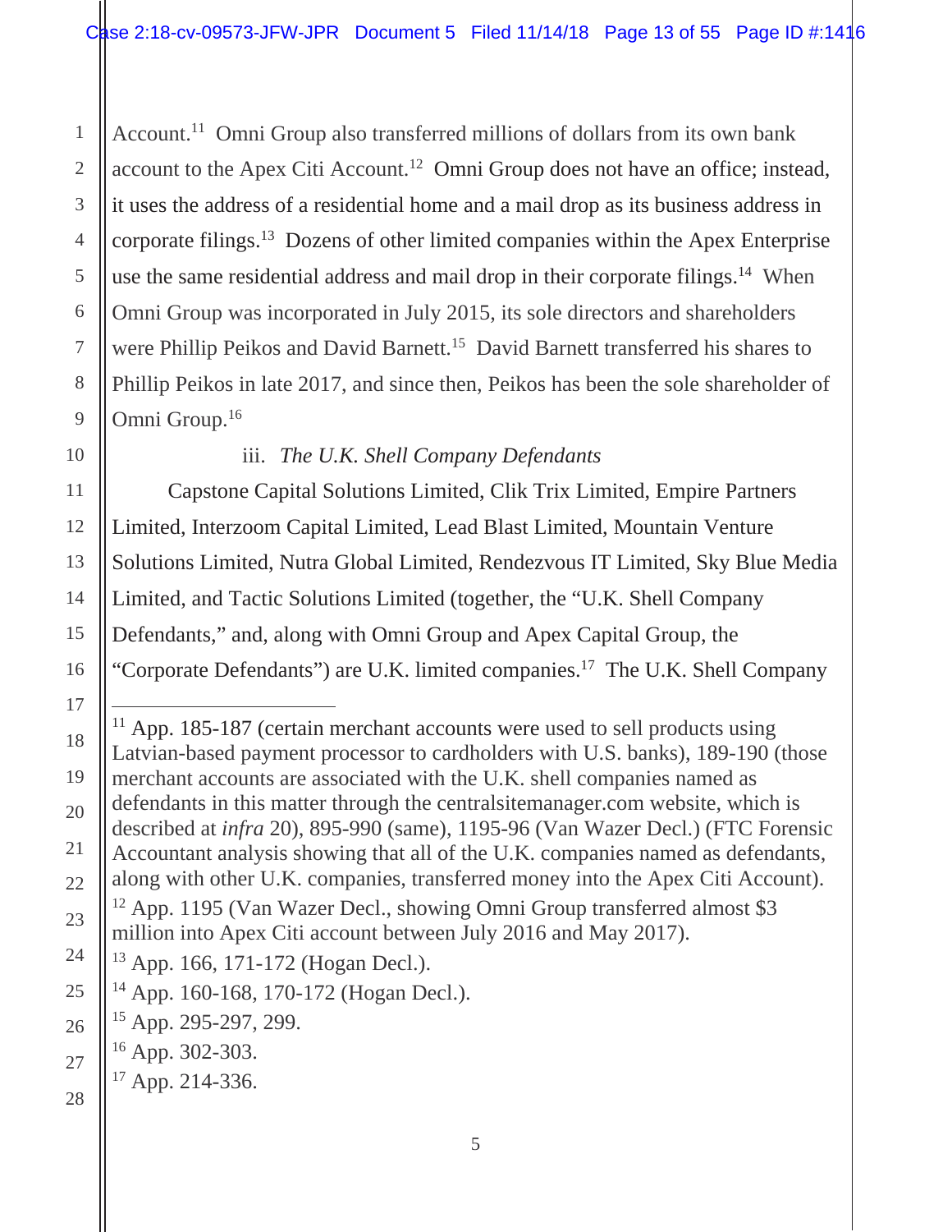Account.[11] Omni Group also transferred millions of dollars from its own bank account to the Apex Citi Account.[12] Omni Group does not have an office; instead, it uses the address of a residential home and a mail drop as its business address in corporate filings.[13] Dozens of other limited companies within the Apex Enterprise use the same residential address and mail drop in their corporate filings.[14] When Omni Group was incorporated in July 2015, its sole directors and shareholders were Phillip Peikos and David Barnett.[15] David Barnett transferred his shares to Phillip Peikos in late 2017, and since then, Peikos has been the sole shareholder of Omni Group.[16]

iii. *The U.K. Shell Company Defendants*

Capstone Capital Solutions Limited, Clik Trix Limited, Empire Partners Limited, Interzoom Capital Limited, Lead Blast Limited, Mountain Venture Solutions Limited, Nutra Global Limited, Rendezvous IT Limited, Sky Blue Media Limited, and Tactic Solutions Limited (together, the "U.K. Shell Company Defendants," and, along with Omni Group and Apex Capital Group, the "Corporate Defendants") are U.K. limited companies.[17] The U.K. Shell Company

---

[11] App. 185-187 (certain merchant accounts were used to sell products using Latvian-based payment processor to cardholders with U.S. banks), 189-190 (those merchant accounts are associated with the U.K. shell companies named as defendants in this matter through the centralsitemanager.com website, which is described at *infra* 20), 895-990 (same), 1195-96 (Van Wazer Decl.) (FTC Forensic Accountant analysis showing that all of the U.K. companies named as defendants, along with other U.K. companies, transferred money into the Apex Citi Account).

[12] App. 1195 (Van Wazer Decl., showing Omni Group transferred almost $3 million into Apex Citi account between July 2016 and May 2017).

[13] App. 166, 171-172 (Hogan Decl.).

[14] App. 160-168, 170-172 (Hogan Decl.).

[15] App. 295-297, 299.

[16] App. 302-303.

[17] App. 214-336.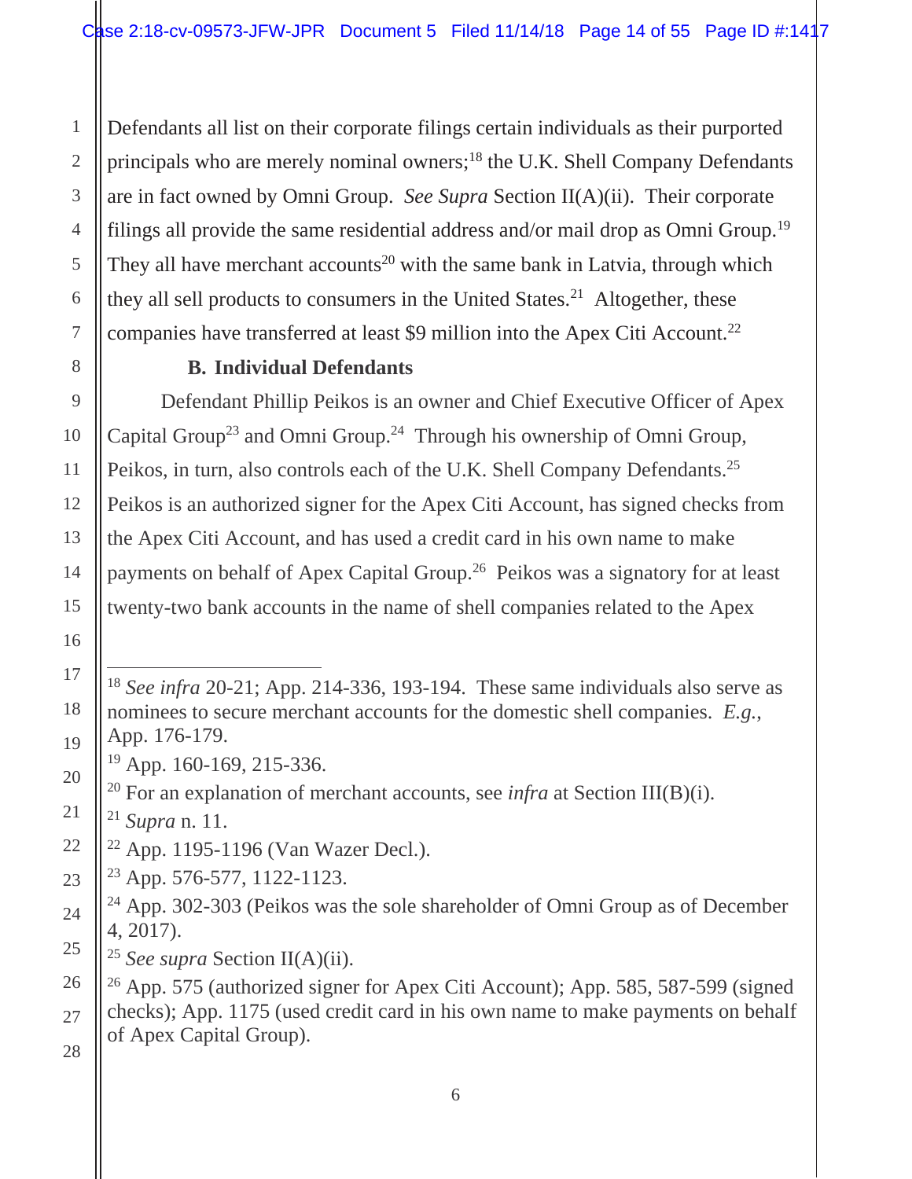Defendants all list on their corporate filings certain individuals as their purported principals who are merely nominal owners;[18] the U.K. Shell Company Defendants are in fact owned by Omni Group. *See Supra* Section II(A)(ii). Their corporate filings all provide the same residential address and/or mail drop as Omni Group.[19] They all have merchant accounts[20] with the same bank in Latvia, through which they all sell products to consumers in the United States.[21] Altogether, these companies have transferred at least $9 million into the Apex Citi Account.[22]

**B. Individual Defendants**

Defendant Phillip Peikos is an owner and Chief Executive Officer of Apex Capital Group[23] and Omni Group.[24] Through his ownership of Omni Group, Peikos, in turn, also controls each of the U.K. Shell Company Defendants.[25] Peikos is an authorized signer for the Apex Citi Account, has signed checks from the Apex Citi Account, and has used a credit card in his own name to make payments on behalf of Apex Capital Group.[26] Peikos was a signatory for at least twenty-two bank accounts in the name of shell companies related to the Apex

---

[18] *See infra* 20-21; App. 214-336, 193-194. These same individuals also serve as nominees to secure merchant accounts for the domestic shell companies. *E.g.*, App. 176-179.

[19] App. 160-169, 215-336.

[20] For an explanation of merchant accounts, see *infra* at Section III(B)(i).

[21] *Supra* n. 11.

[22] App. 1195-1196 (Van Wazer Decl.).

[23] App. 576-577, 1122-1123.

[24] App. 302-303 (Peikos was the sole shareholder of Omni Group as of December 4, 2017).

[25] *See supra* Section II(A)(ii).

[26] App. 575 (authorized signer for Apex Citi Account); App. 585, 587-599 (signed checks); App. 1175 (used credit card in his own name to make payments on behalf of Apex Capital Group).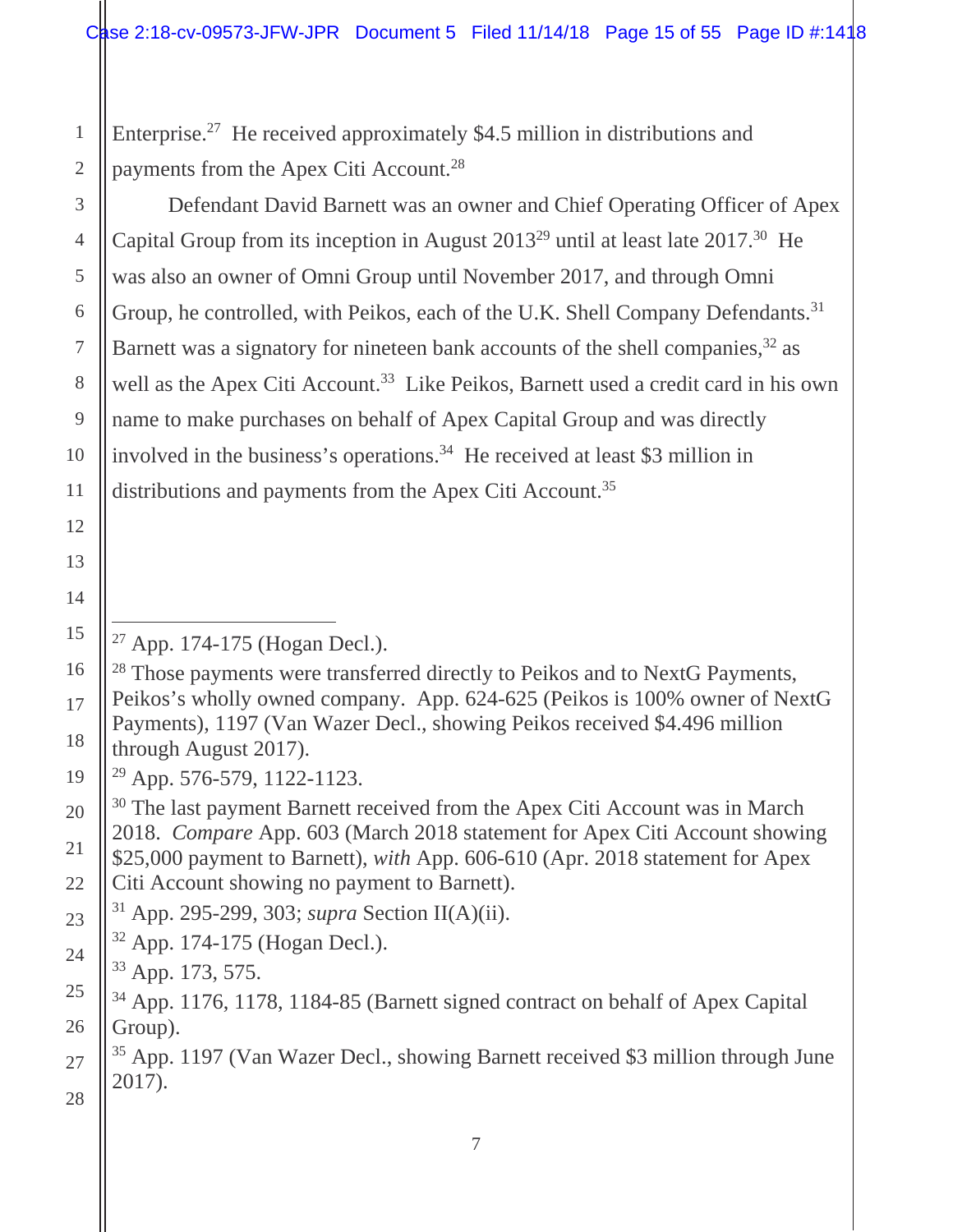Enterprise.[27] He received approximately $4.5 million in distributions and payments from the Apex Citi Account.[28]

Defendant David Barnett was an owner and Chief Operating Officer of Apex Capital Group from its inception in August 2013[29] until at least late 2017.[30] He was also an owner of Omni Group until November 2017, and through Omni Group, he controlled, with Peikos, each of the U.K. Shell Company Defendants.[31] Barnett was a signatory for nineteen bank accounts of the shell companies,[32] as well as the Apex Citi Account.[33] Like Peikos, Barnett used a credit card in his own name to make purchases on behalf of Apex Capital Group and was directly involved in the business's operations.[34] He received at least $3 million in distributions and payments from the Apex Citi Account.[35]

---

[27] App. 174-175 (Hogan Decl.).

[28] Those payments were transferred directly to Peikos and to NextG Payments, Peikos's wholly owned company. App. 624-625 (Peikos is 100% owner of NextG Payments), 1197 (Van Wazer Decl., showing Peikos received $4.496 million through August 2017).

[29] App. 576-579, 1122-1123.

[30] The last payment Barnett received from the Apex Citi Account was in March 2018. *Compare* App. 603 (March 2018 statement for Apex Citi Account showing $25,000 payment to Barnett), *with* App. 606-610 (Apr. 2018 statement for Apex Citi Account showing no payment to Barnett).

[31] App. 295-299, 303; *supra* Section II(A)(ii).

[32] App. 174-175 (Hogan Decl.).

[33] App. 173, 575.

[34] App. 1176, 1178, 1184-85 (Barnett signed contract on behalf of Apex Capital Group).

[35] App. 1197 (Van Wazer Decl., showing Barnett received $3 million through June 2017).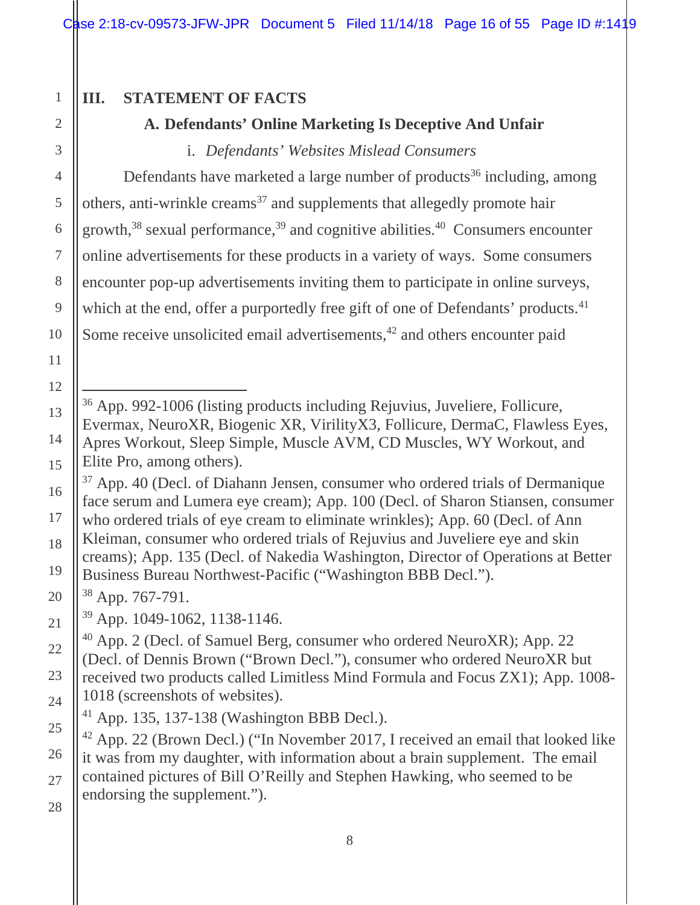## III. STATEMENT OF FACTS

### A. Defendants' Online Marketing Is Deceptive And Unfair

#### i. *Defendants' Websites Mislead Consumers*

Defendants have marketed a large number of products[36] including, among others, anti-wrinkle creams[37] and supplements that allegedly promote hair growth,[38] sexual performance,[39] and cognitive abilities.[40] Consumers encounter online advertisements for these products in a variety of ways. Some consumers encounter pop-up advertisements inviting them to participate in online surveys, which at the end, offer a purportedly free gift of one of Defendants' products.[41] Some receive unsolicited email advertisements,[42] and others encounter paid

---

[36] App. 992-1006 (listing products including Rejuvius, Juveliere, Follicure, Evermax, NeuroXR, Biogenic XR, VirilityX3, Follicure, DermaC, Flawless Eyes, Apres Workout, Sleep Simple, Muscle AVM, CD Muscles, WY Workout, and Elite Pro, among others).

[37] App. 40 (Decl. of Diahann Jensen, consumer who ordered trials of Dermanique face serum and Lumera eye cream); App. 100 (Decl. of Sharon Stiansen, consumer who ordered trials of eye cream to eliminate wrinkles); App. 60 (Decl. of Ann Kleiman, consumer who ordered trials of Rejuvius and Juveliere eye and skin creams); App. 135 (Decl. of Nakedia Washington, Director of Operations at Better Business Bureau Northwest-Pacific ("Washington BBB Decl.").

[38] App. 767-791.

[39] App. 1049-1062, 1138-1146.

[40] App. 2 (Decl. of Samuel Berg, consumer who ordered NeuroXR); App. 22 (Decl. of Dennis Brown ("Brown Decl."), consumer who ordered NeuroXR but received two products called Limitless Mind Formula and Focus ZX1); App. 1008-1018 (screenshots of websites).

[41] App. 135, 137-138 (Washington BBB Decl.).

[42] App. 22 (Brown Decl.) ("In November 2017, I received an email that looked like it was from my daughter, with information about a brain supplement. The email contained pictures of Bill O'Reilly and Stephen Hawking, who seemed to be endorsing the supplement.").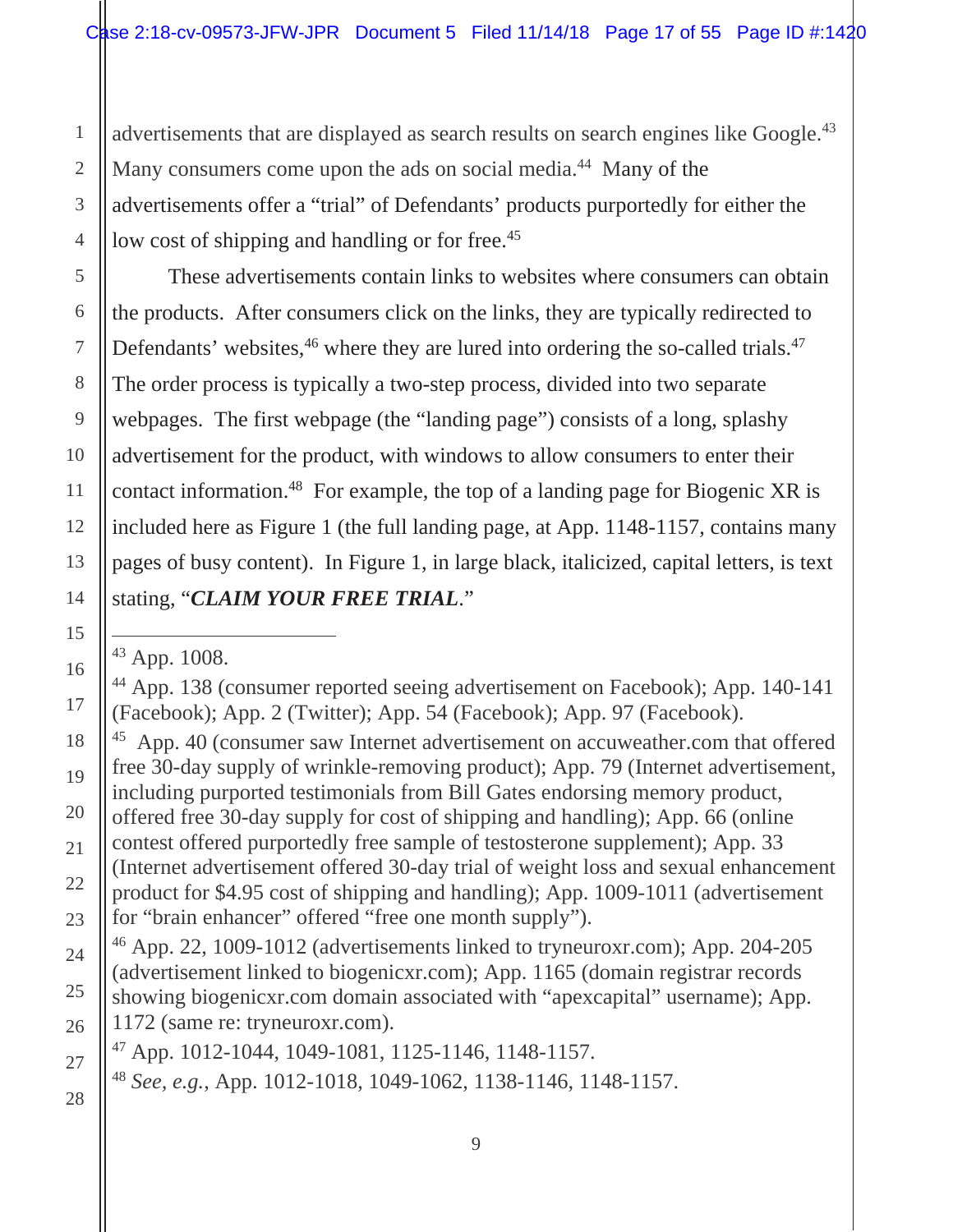advertisements that are displayed as search results on search engines like Google.[43] Many consumers come upon the ads on social media.[44] Many of the advertisements offer a "trial" of Defendants' products purportedly for either the low cost of shipping and handling or for free.[45]

These advertisements contain links to websites where consumers can obtain the products. After consumers click on the links, they are typically redirected to Defendants' websites,[46] where they are lured into ordering the so-called trials.[47] The order process is typically a two-step process, divided into two separate webpages. The first webpage (the "landing page") consists of a long, splashy advertisement for the product, with windows to allow consumers to enter their contact information.[48] For example, the top of a landing page for Biogenic XR is included here as Figure 1 (the full landing page, at App. 1148-1157, contains many pages of busy content). In Figure 1, in large black, italicized, capital letters, is text stating, "***CLAIM YOUR FREE TRIAL***."

---

[43] App. 1008.

[44] App. 138 (consumer reported seeing advertisement on Facebook); App. 140-141 (Facebook); App. 2 (Twitter); App. 54 (Facebook); App. 97 (Facebook).

[45] App. 40 (consumer saw Internet advertisement on accuweather.com that offered free 30-day supply of wrinkle-removing product); App. 79 (Internet advertisement, including purported testimonials from Bill Gates endorsing memory product, offered free 30-day supply for cost of shipping and handling); App. 66 (online contest offered purportedly free sample of testosterone supplement); App. 33 (Internet advertisement offered 30-day trial of weight loss and sexual enhancement product for $4.95 cost of shipping and handling); App. 1009-1011 (advertisement for "brain enhancer" offered "free one month supply").

[46] App. 22, 1009-1012 (advertisements linked to tryneuroxr.com); App. 204-205 (advertisement linked to biogenicxr.com); App. 1165 (domain registrar records showing biogenicxr.com domain associated with "apexcapital" username); App. 1172 (same re: tryneuroxr.com).

[47] App. 1012-1044, 1049-1081, 1125-1146, 1148-1157.

[48] *See, e.g.*, App. 1012-1018, 1049-1062, 1138-1146, 1148-1157.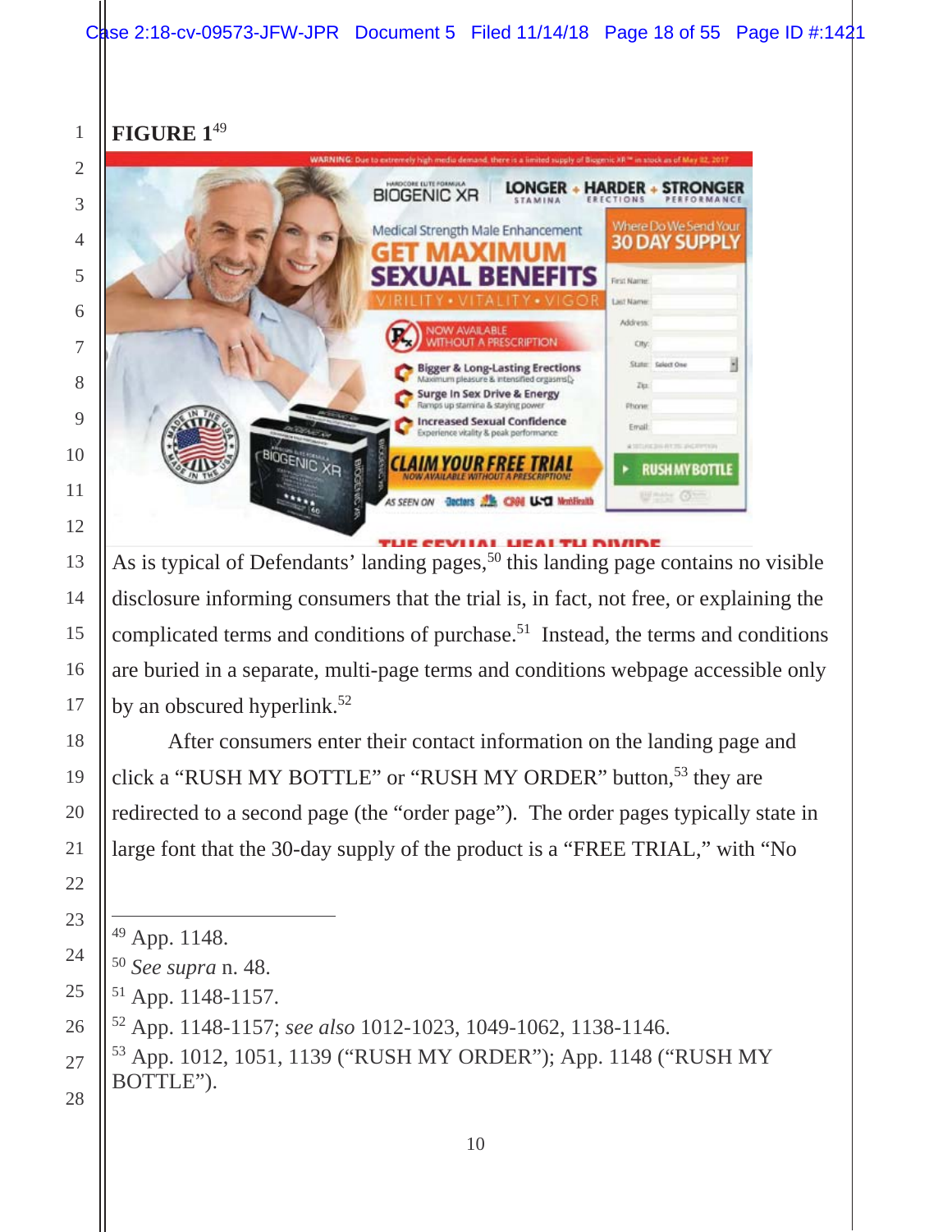**FIGURE 1**[49]

As is typical of Defendants' landing pages,[50] this landing page contains no visible disclosure informing consumers that the trial is, in fact, not free, or explaining the complicated terms and conditions of purchase.[51] Instead, the terms and conditions are buried in a separate, multi-page terms and conditions webpage accessible only by an obscured hyperlink.[52]

After consumers enter their contact information on the landing page and click a "RUSH MY BOTTLE" or "RUSH MY ORDER" button,[53] they are redirected to a second page (the "order page"). The order pages typically state in large font that the 30-day supply of the product is a "FREE TRIAL," with "No

---

[49] App. 1148.

[50] *See supra* n. 48.

[51] App. 1148-1157.

[52] App. 1148-1157; *see also* 1012-1023, 1049-1062, 1138-1146.

[53] App. 1012, 1051, 1139 ("RUSH MY ORDER"); App. 1148 ("RUSH MY BOTTLE").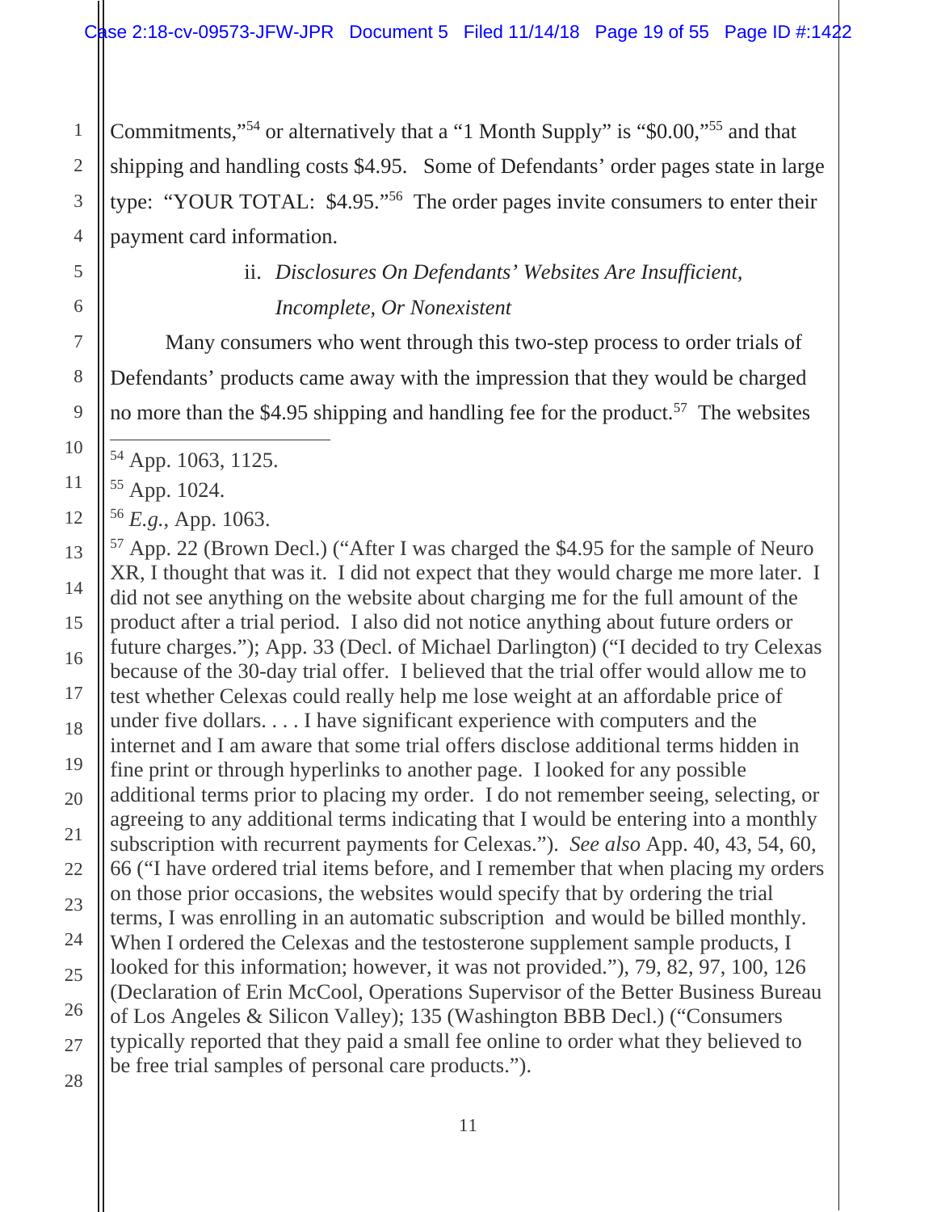Commitments,"[54] or alternatively that a "1 Month Supply" is "$0.00,"[55] and that shipping and handling costs $4.95. Some of Defendants' order pages state in large type: "YOUR TOTAL: $4.95."[56] The order pages invite consumers to enter their payment card information.

ii. *Disclosures On Defendants' Websites Are Insufficient, Incomplete, Or Nonexistent*

Many consumers who went through this two-step process to order trials of Defendants' products came away with the impression that they would be charged no more than the $4.95 shipping and handling fee for the product.[57] The websites

---

[54] App. 1063, 1125.

[55] App. 1024.

[56] *E.g.*, App. 1063.

[57] App. 22 (Brown Decl.) ("After I was charged the $4.95 for the sample of Neuro XR, I thought that was it. I did not expect that they would charge me more later. I did not see anything on the website about charging me for the full amount of the product after a trial period. I also did not notice anything about future orders or future charges."); App. 33 (Decl. of Michael Darlington) ("I decided to try Celexas because of the 30-day trial offer. I believed that the trial offer would allow me to test whether Celexas could really help me lose weight at an affordable price of under five dollars. . . . I have significant experience with computers and the internet and I am aware that some trial offers disclose additional terms hidden in fine print or through hyperlinks to another page. I looked for any possible additional terms prior to placing my order. I do not remember seeing, selecting, or agreeing to any additional terms indicating that I would be entering into a monthly subscription with recurrent payments for Celexas."). *See also* App. 40, 43, 54, 60, 66 ("I have ordered trial items before, and I remember that when placing my orders on those prior occasions, the websites would specify that by ordering the trial terms, I was enrolling in an automatic subscription and would be billed monthly. When I ordered the Celexas and the testosterone supplement sample products, I looked for this information; however, it was not provided."), 79, 82, 97, 100, 126 (Declaration of Erin McCool, Operations Supervisor of the Better Business Bureau of Los Angeles & Silicon Valley); 135 (Washington BBB Decl.) ("Consumers typically reported that they paid a small fee online to order what they believed to be free trial samples of personal care products.").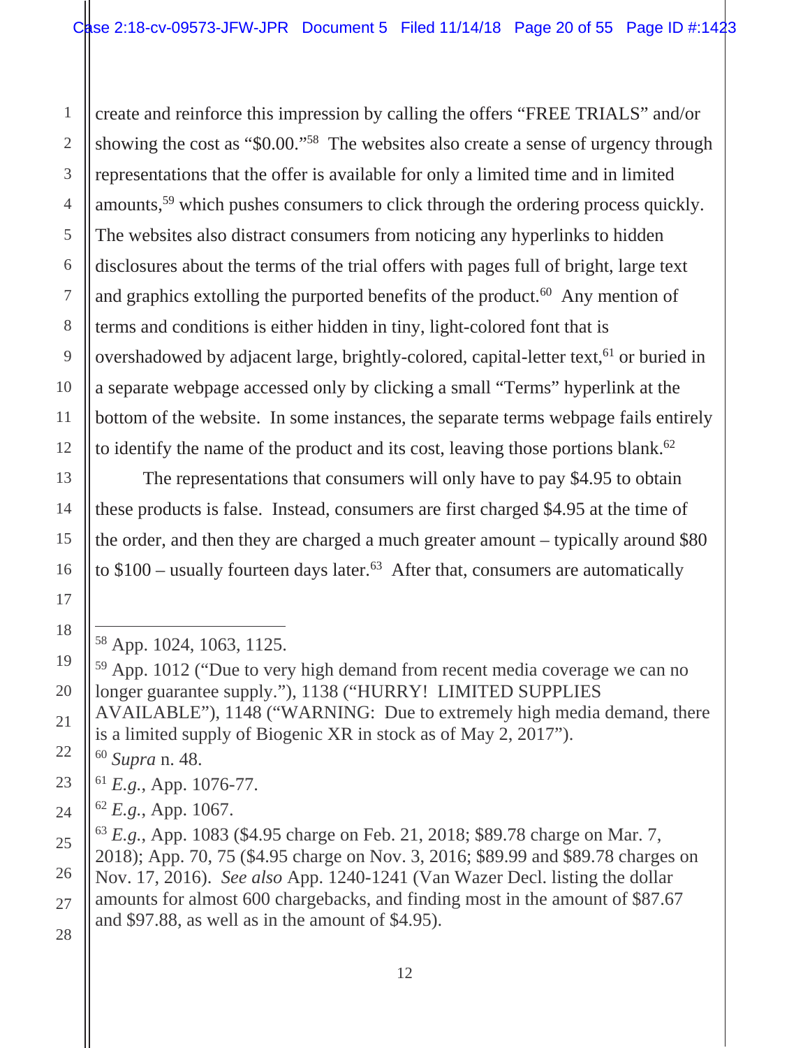create and reinforce this impression by calling the offers "FREE TRIALS" and/or showing the cost as "$0.00."[58] The websites also create a sense of urgency through representations that the offer is available for only a limited time and in limited amounts,[59] which pushes consumers to click through the ordering process quickly. The websites also distract consumers from noticing any hyperlinks to hidden disclosures about the terms of the trial offers with pages full of bright, large text and graphics extolling the purported benefits of the product.[60] Any mention of terms and conditions is either hidden in tiny, light-colored font that is overshadowed by adjacent large, brightly-colored, capital-letter text,[61] or buried in a separate webpage accessed only by clicking a small "Terms" hyperlink at the bottom of the website. In some instances, the separate terms webpage fails entirely to identify the name of the product and its cost, leaving those portions blank.[62]

The representations that consumers will only have to pay $4.95 to obtain these products is false. Instead, consumers are first charged $4.95 at the time of the order, and then they are charged a much greater amount – typically around $80 to $100 – usually fourteen days later.[63] After that, consumers are automatically

---

[58] App. 1024, 1063, 1125.

[59] App. 1012 ("Due to very high demand from recent media coverage we can no longer guarantee supply."), 1138 ("HURRY! LIMITED SUPPLIES AVAILABLE"), 1148 ("WARNING: Due to extremely high media demand, there is a limited supply of Biogenic XR in stock as of May 2, 2017").

[60] *Supra* n. 48.

[61] *E.g.*, App. 1076-77.

[62] *E.g.*, App. 1067.

[63] *E.g.*, App. 1083 ($4.95 charge on Feb. 21, 2018; $89.78 charge on Mar. 7, 2018); App. 70, 75 ($4.95 charge on Nov. 3, 2016; $89.99 and $89.78 charges on Nov. 17, 2016). *See also* App. 1240-1241 (Van Wazer Decl. listing the dollar amounts for almost 600 chargebacks, and finding most in the amount of $87.67 and $97.88, as well as in the amount of $4.95).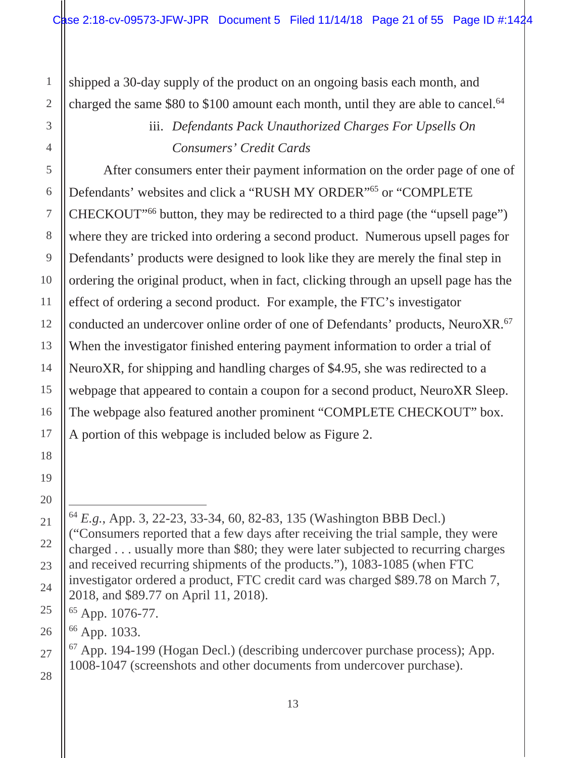shipped a 30-day supply of the product on an ongoing basis each month, and charged the same $80 to $100 amount each month, until they are able to cancel.[64]

### iii. *Defendants Pack Unauthorized Charges For Upsells On Consumers' Credit Cards*

After consumers enter their payment information on the order page of one of Defendants' websites and click a "RUSH MY ORDER"[65] or "COMPLETE CHECKOUT"[66] button, they may be redirected to a third page (the "upsell page") where they are tricked into ordering a second product. Numerous upsell pages for Defendants' products were designed to look like they are merely the final step in ordering the original product, when in fact, clicking through an upsell page has the effect of ordering a second product. For example, the FTC's investigator conducted an undercover online order of one of Defendants' products, NeuroXR.[67] When the investigator finished entering payment information to order a trial of NeuroXR, for shipping and handling charges of $4.95, she was redirected to a webpage that appeared to contain a coupon for a second product, NeuroXR Sleep. The webpage also featured another prominent "COMPLETE CHECKOUT" box. A portion of this webpage is included below as Figure 2.

---

[64] *E.g.*, App. 3, 22-23, 33-34, 60, 82-83, 135 (Washington BBB Decl.) ("Consumers reported that a few days after receiving the trial sample, they were charged . . . usually more than $80; they were later subjected to recurring charges and received recurring shipments of the products."), 1083-1085 (when FTC investigator ordered a product, FTC credit card was charged $89.78 on March 7, 2018, and $89.77 on April 11, 2018).

[65] App. 1076-77.

[66] App. 1033.

[67] App. 194-199 (Hogan Decl.) (describing undercover purchase process); App. 1008-1047 (screenshots and other documents from undercover purchase).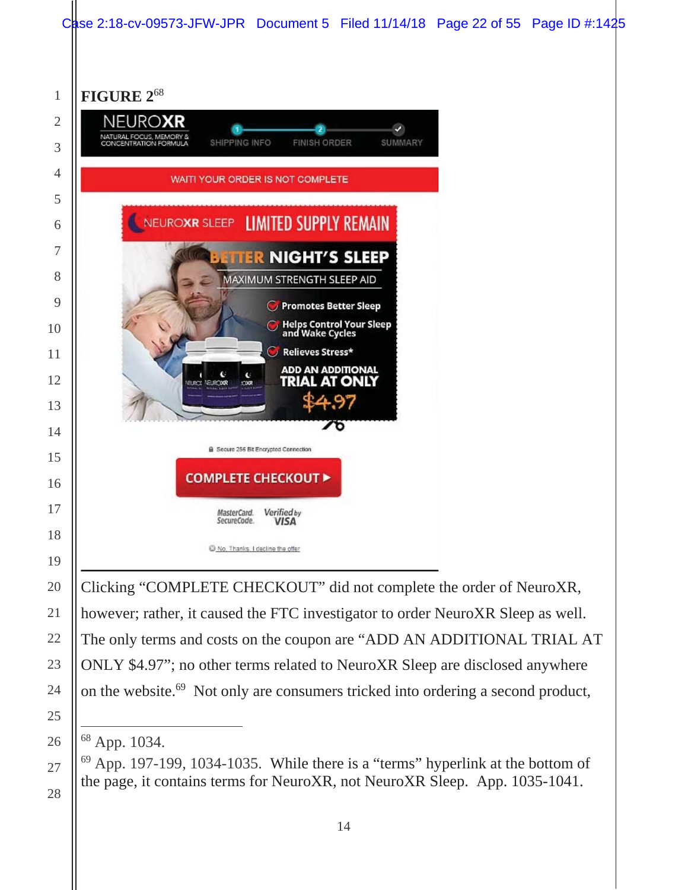**FIGURE 2**[68]

NEUROXR
NATURAL FOCUS, MEMORY & CONCENTRATION FORMULA

SHIPPING INFO | FINISH ORDER | SUMMARY

WAIT! YOUR ORDER IS NOT COMPLETE

NEUROXR SLEEP LIMITED SUPPLY REMAIN

BETTER NIGHT'S SLEEP

MAXIMUM STRENGTH SLEEP AID

- Promotes Better Sleep
- Helps Control Your Sleep and Wake Cycles
- Relieves Stress*

ADD AN ADDITIONAL TRIAL AT ONLY $4.97

Secure 256 Bit Encrypted Connection

COMPLETE CHECKOUT ▸

MasterCard. SecureCode. Verified by VISA

No, Thanks, I decline the offer

---

Clicking "COMPLETE CHECKOUT" did not complete the order of NeuroXR, however; rather, it caused the FTC investigator to order NeuroXR Sleep as well. The only terms and costs on the coupon are "ADD AN ADDITIONAL TRIAL AT ONLY $4.97"; no other terms related to NeuroXR Sleep are disclosed anywhere on the website.[69] Not only are consumers tricked into ordering a second product,

---

[68] App. 1034.

[69] App. 197-199, 1034-1035. While there is a "terms" hyperlink at the bottom of the page, it contains terms for NeuroXR, not NeuroXR Sleep. App. 1035-1041.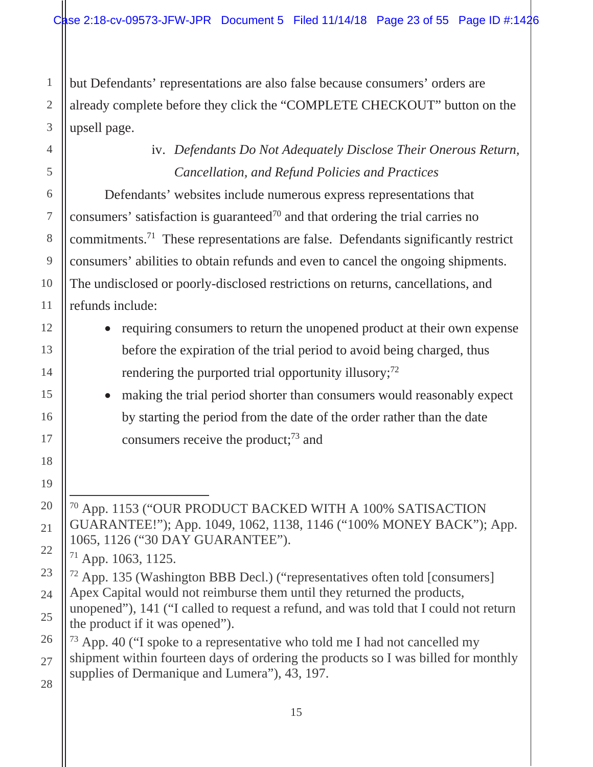but Defendants' representations are also false because consumers' orders are already complete before they click the "COMPLETE CHECKOUT" button on the upsell page.

#### iv. *Defendants Do Not Adequately Disclose Their Onerous Return, Cancellation, and Refund Policies and Practices*

Defendants' websites include numerous express representations that consumers' satisfaction is guaranteed[70] and that ordering the trial carries no commitments.[71] These representations are false. Defendants significantly restrict consumers' abilities to obtain refunds and even to cancel the ongoing shipments. The undisclosed or poorly-disclosed restrictions on returns, cancellations, and refunds include:

- requiring consumers to return the unopened product at their own expense before the expiration of the trial period to avoid being charged, thus rendering the purported trial opportunity illusory;[72]
- making the trial period shorter than consumers would reasonably expect by starting the period from the date of the order rather than the date consumers receive the product;[73] and

---

[70] App. 1153 ("OUR PRODUCT BACKED WITH A 100% SATISACTION GUARANTEE!"); App. 1049, 1062, 1138, 1146 ("100% MONEY BACK"); App. 1065, 1126 ("30 DAY GUARANTEE").

[71] App. 1063, 1125.

[72] App. 135 (Washington BBB Decl.) ("representatives often told [consumers] Apex Capital would not reimburse them until they returned the products, unopened"), 141 ("I called to request a refund, and was told that I could not return the product if it was opened").

[73] App. 40 ("I spoke to a representative who told me I had not cancelled my shipment within fourteen days of ordering the products so I was billed for monthly supplies of Dermanique and Lumera"), 43, 197.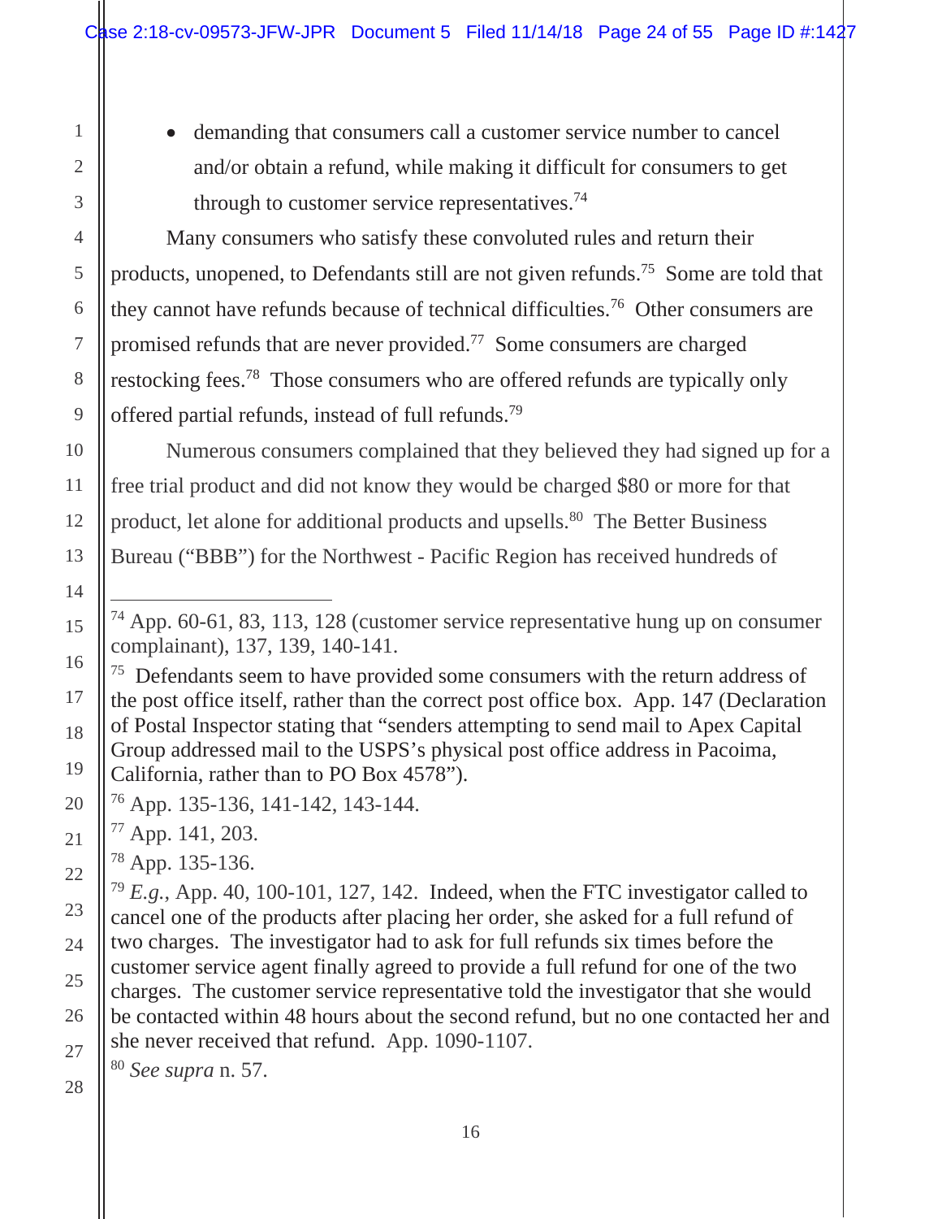- demanding that consumers call a customer service number to cancel and/or obtain a refund, while making it difficult for consumers to get through to customer service representatives.[74]

Many consumers who satisfy these convoluted rules and return their products, unopened, to Defendants still are not given refunds.[75] Some are told that they cannot have refunds because of technical difficulties.[76] Other consumers are promised refunds that are never provided.[77] Some consumers are charged restocking fees.[78] Those consumers who are offered refunds are typically only offered partial refunds, instead of full refunds.[79]

Numerous consumers complained that they believed they had signed up for a free trial product and did not know they would be charged $80 or more for that product, let alone for additional products and upsells.[80] The Better Business Bureau ("BBB") for the Northwest - Pacific Region has received hundreds of

---

[74] App. 60-61, 83, 113, 128 (customer service representative hung up on consumer complainant), 137, 139, 140-141.

[75] Defendants seem to have provided some consumers with the return address of the post office itself, rather than the correct post office box. App. 147 (Declaration of Postal Inspector stating that "senders attempting to send mail to Apex Capital Group addressed mail to the USPS's physical post office address in Pacoima, California, rather than to PO Box 4578").

[76] App. 135-136, 141-142, 143-144.

[77] App. 141, 203.

[78] App. 135-136.

[79] *E.g.*, App. 40, 100-101, 127, 142. Indeed, when the FTC investigator called to cancel one of the products after placing her order, she asked for a full refund of two charges. The investigator had to ask for full refunds six times before the customer service agent finally agreed to provide a full refund for one of the two charges. The customer service representative told the investigator that she would be contacted within 48 hours about the second refund, but no one contacted her and she never received that refund. App. 1090-1107.

[80] *See supra* n. 57.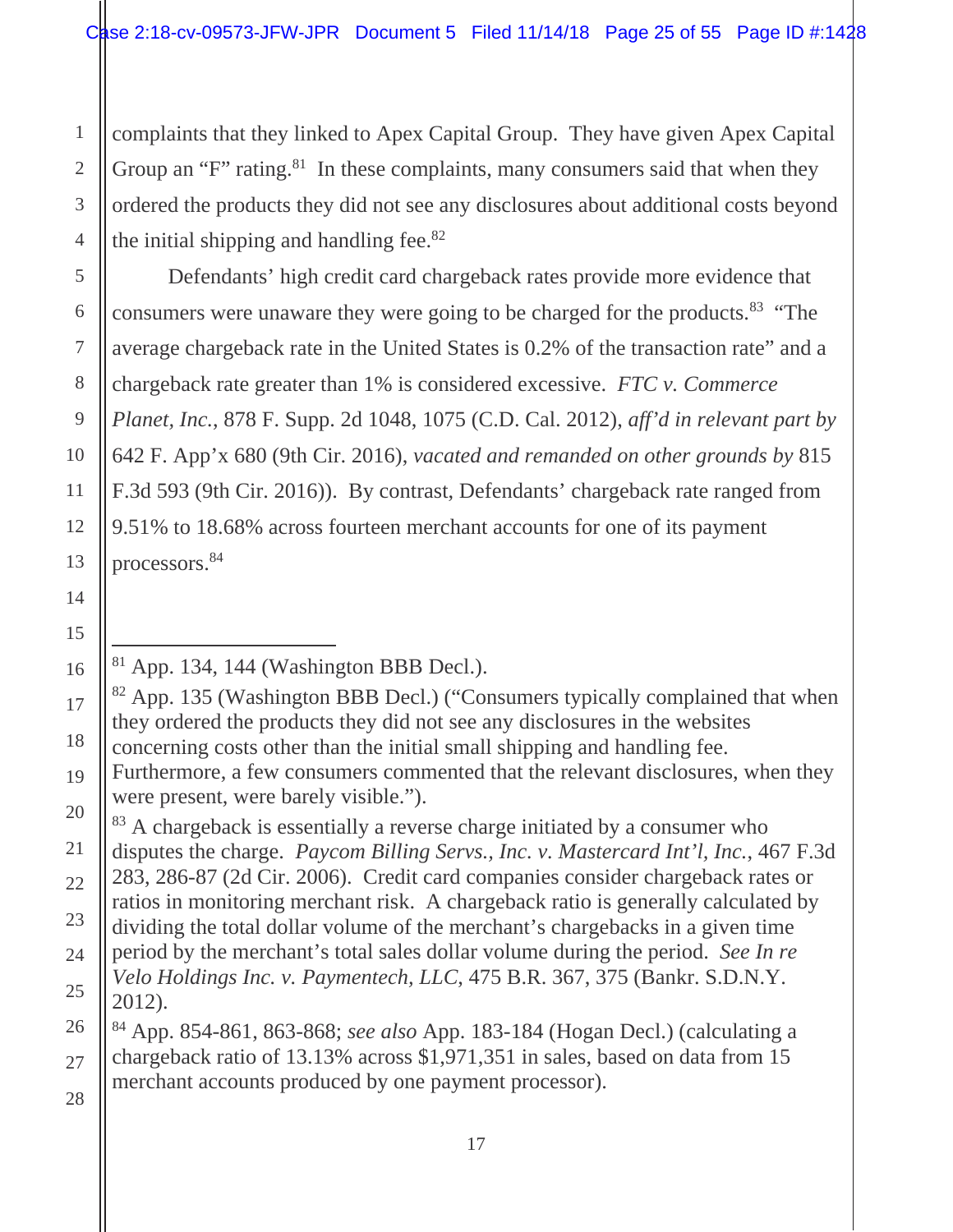complaints that they linked to Apex Capital Group. They have given Apex Capital Group an "F" rating.[81] In these complaints, many consumers said that when they ordered the products they did not see any disclosures about additional costs beyond the initial shipping and handling fee.[82]

Defendants' high credit card chargeback rates provide more evidence that consumers were unaware they were going to be charged for the products.[83] "The average chargeback rate in the United States is 0.2% of the transaction rate" and a chargeback rate greater than 1% is considered excessive. *FTC v. Commerce Planet, Inc.*, 878 F. Supp. 2d 1048, 1075 (C.D. Cal. 2012), *aff'd in relevant part by* 642 F. App'x 680 (9th Cir. 2016), *vacated and remanded on other grounds by* 815 F.3d 593 (9th Cir. 2016)). By contrast, Defendants' chargeback rate ranged from 9.51% to 18.68% across fourteen merchant accounts for one of its payment processors.[84]

---

[81] App. 134, 144 (Washington BBB Decl.).

[82] App. 135 (Washington BBB Decl.) ("Consumers typically complained that when they ordered the products they did not see any disclosures in the websites concerning costs other than the initial small shipping and handling fee. Furthermore, a few consumers commented that the relevant disclosures, when they were present, were barely visible.").

[83] A chargeback is essentially a reverse charge initiated by a consumer who disputes the charge. *Paycom Billing Servs., Inc. v. Mastercard Int'l, Inc.*, 467 F.3d 283, 286-87 (2d Cir. 2006). Credit card companies consider chargeback rates or ratios in monitoring merchant risk. A chargeback ratio is generally calculated by dividing the total dollar volume of the merchant's chargebacks in a given time period by the merchant's total sales dollar volume during the period. *See In re Velo Holdings Inc. v. Paymentech, LLC*, 475 B.R. 367, 375 (Bankr. S.D.N.Y. 2012).

[84] App. 854-861, 863-868; *see also* App. 183-184 (Hogan Decl.) (calculating a chargeback ratio of 13.13% across $1,971,351 in sales, based on data from 15 merchant accounts produced by one payment processor).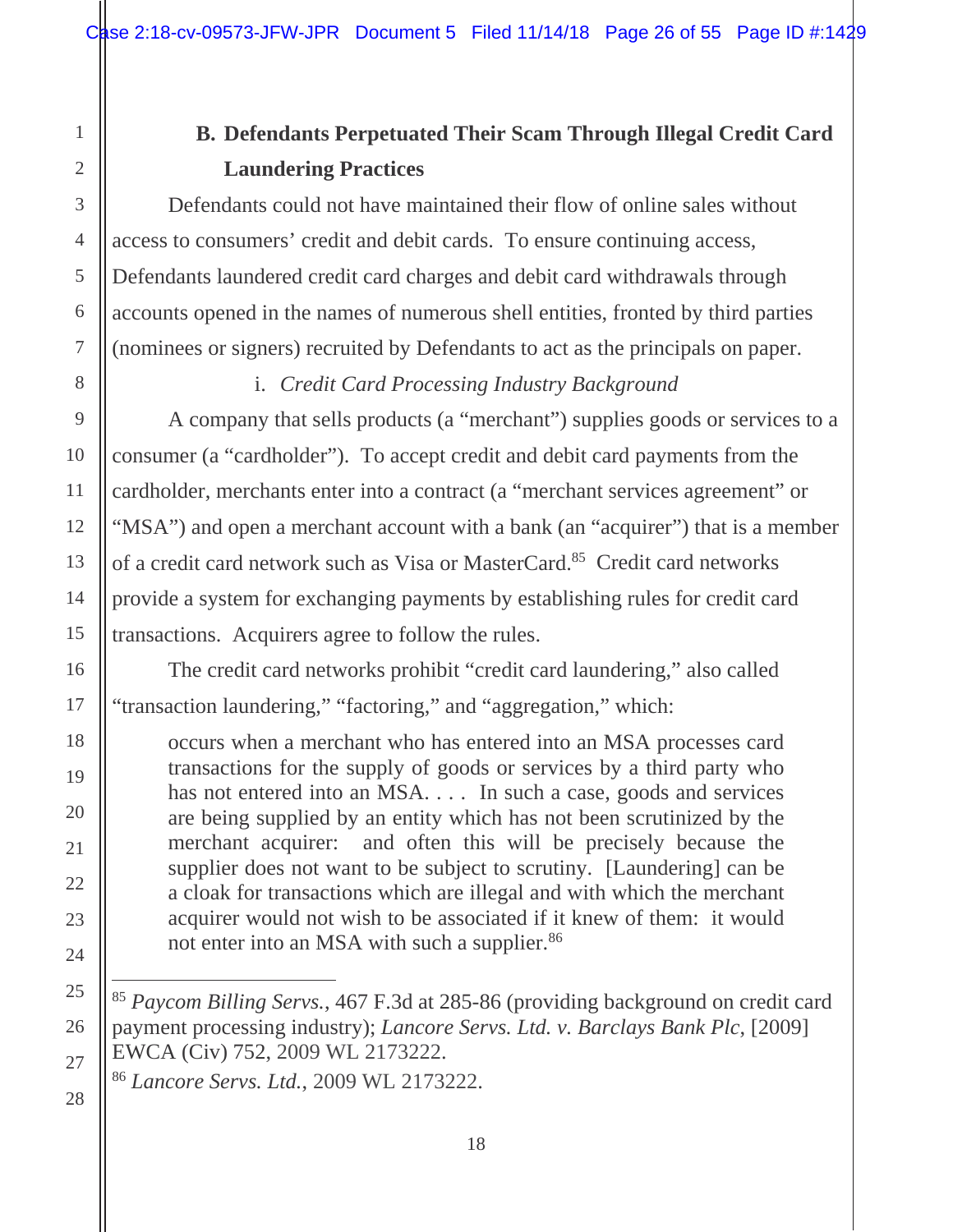## B. Defendants Perpetuated Their Scam Through Illegal Credit Card Laundering Practices

Defendants could not have maintained their flow of online sales without access to consumers' credit and debit cards. To ensure continuing access, Defendants laundered credit card charges and debit card withdrawals through accounts opened in the names of numerous shell entities, fronted by third parties (nominees or signers) recruited by Defendants to act as the principals on paper.

### i. *Credit Card Processing Industry Background*

A company that sells products (a "merchant") supplies goods or services to a consumer (a "cardholder"). To accept credit and debit card payments from the cardholder, merchants enter into a contract (a "merchant services agreement" or "MSA") and open a merchant account with a bank (an "acquirer") that is a member of a credit card network such as Visa or MasterCard.[85] Credit card networks provide a system for exchanging payments by establishing rules for credit card transactions. Acquirers agree to follow the rules.

The credit card networks prohibit "credit card laundering," also called "transaction laundering," "factoring," and "aggregation," which:

> occurs when a merchant who has entered into an MSA processes card transactions for the supply of goods or services by a third party who has not entered into an MSA. . . . In such a case, goods and services are being supplied by an entity which has not been scrutinized by the merchant acquirer: and often this will be precisely because the supplier does not want to be subject to scrutiny. [Laundering] can be a cloak for transactions which are illegal and with which the merchant acquirer would not wish to be associated if it knew of them: it would not enter into an MSA with such a supplier.[86]

---

[85] *Paycom Billing Servs.*, 467 F.3d at 285-86 (providing background on credit card payment processing industry); *Lancore Servs. Ltd. v. Barclays Bank Plc*, [2009] EWCA (Civ) 752, 2009 WL 2173222.

[86] *Lancore Servs. Ltd.*, 2009 WL 2173222.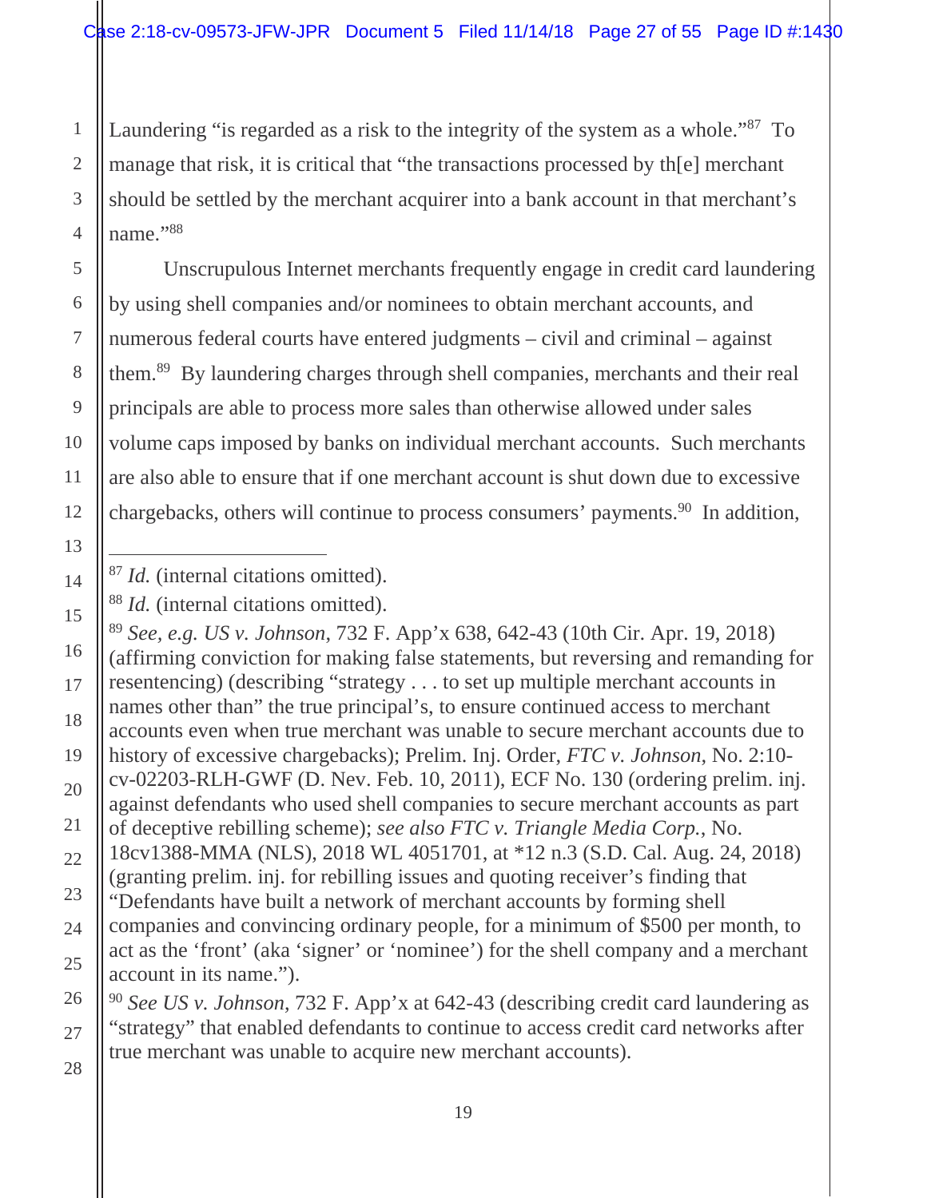Laundering "is regarded as a risk to the integrity of the system as a whole."[87] To manage that risk, it is critical that "the transactions processed by th[e] merchant should be settled by the merchant acquirer into a bank account in that merchant's name."[88]

Unscrupulous Internet merchants frequently engage in credit card laundering by using shell companies and/or nominees to obtain merchant accounts, and numerous federal courts have entered judgments – civil and criminal – against them.[89] By laundering charges through shell companies, merchants and their real principals are able to process more sales than otherwise allowed under sales volume caps imposed by banks on individual merchant accounts. Such merchants are also able to ensure that if one merchant account is shut down due to excessive chargebacks, others will continue to process consumers' payments.[90] In addition,

---

[87] *Id.* (internal citations omitted).

[88] *Id.* (internal citations omitted).

[89] *See, e.g. US v. Johnson*, 732 F. App'x 638, 642-43 (10th Cir. Apr. 19, 2018) (affirming conviction for making false statements, but reversing and remanding for resentencing) (describing "strategy . . . to set up multiple merchant accounts in names other than" the true principal's, to ensure continued access to merchant accounts even when true merchant was unable to secure merchant accounts due to history of excessive chargebacks); Prelim. Inj. Order, *FTC v. Johnson*, No. 2:10-cv-02203-RLH-GWF (D. Nev. Feb. 10, 2011), ECF No. 130 (ordering prelim. inj. against defendants who used shell companies to secure merchant accounts as part of deceptive rebilling scheme); *see also FTC v. Triangle Media Corp.*, No. 18cv1388-MMA (NLS), 2018 WL 4051701, at *12 n.3 (S.D. Cal. Aug. 24, 2018) (granting prelim. inj. for rebilling issues and quoting receiver's finding that "Defendants have built a network of merchant accounts by forming shell companies and convincing ordinary people, for a minimum of $500 per month, to act as the 'front' (aka 'signer' or 'nominee') for the shell company and a merchant account in its name.").

[90] *See US v. Johnson*, 732 F. App'x at 642-43 (describing credit card laundering as "strategy" that enabled defendants to continue to access credit card networks after true merchant was unable to acquire new merchant accounts).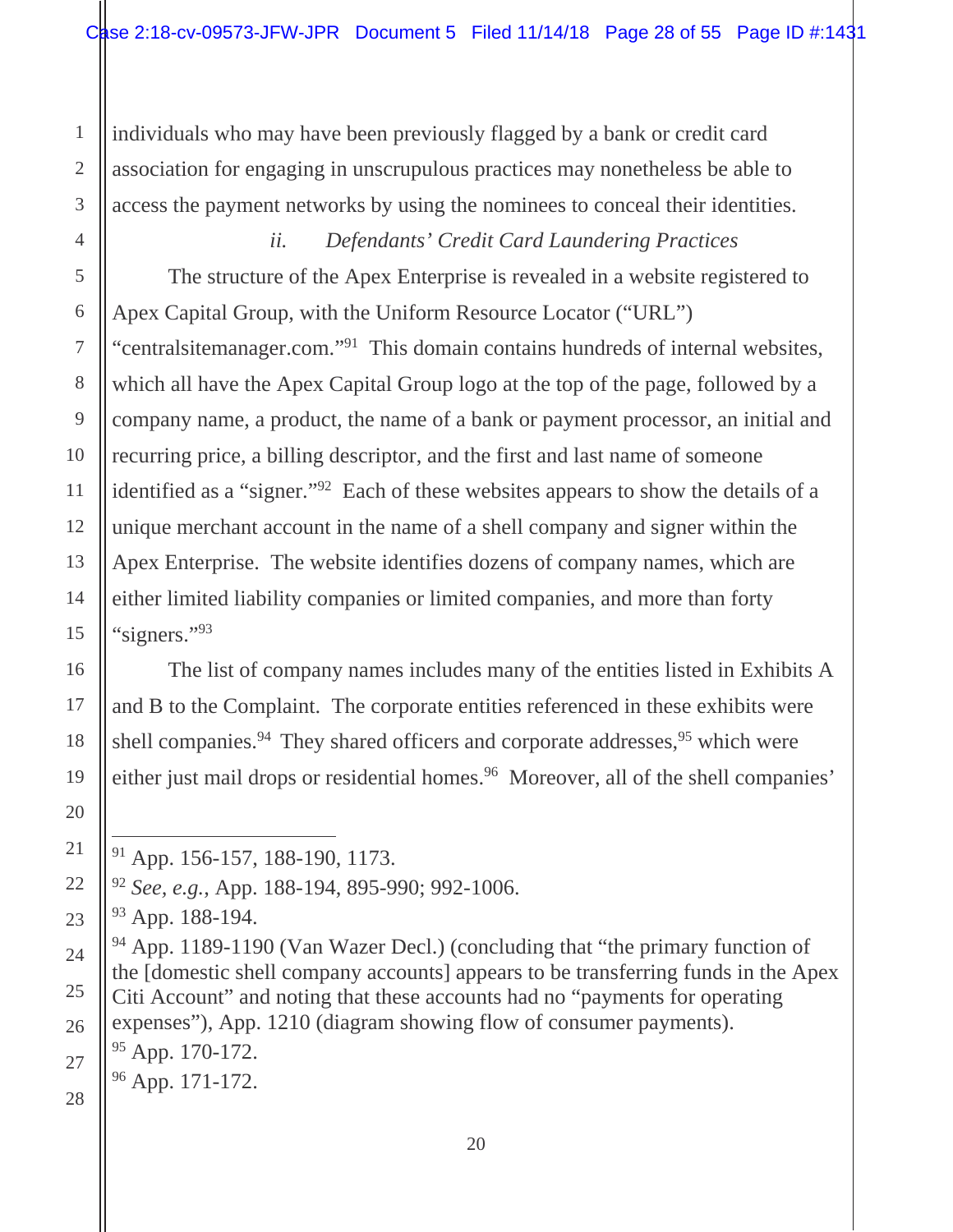individuals who may have been previously flagged by a bank or credit card association for engaging in unscrupulous practices may nonetheless be able to access the payment networks by using the nominees to conceal their identities.

*ii. Defendants' Credit Card Laundering Practices*

The structure of the Apex Enterprise is revealed in a website registered to Apex Capital Group, with the Uniform Resource Locator ("URL") "centralsitemanager.com."[91] This domain contains hundreds of internal websites, which all have the Apex Capital Group logo at the top of the page, followed by a company name, a product, the name of a bank or payment processor, an initial and recurring price, a billing descriptor, and the first and last name of someone identified as a "signer."[92] Each of these websites appears to show the details of a unique merchant account in the name of a shell company and signer within the Apex Enterprise. The website identifies dozens of company names, which are either limited liability companies or limited companies, and more than forty "signers."[93]

The list of company names includes many of the entities listed in Exhibits A and B to the Complaint. The corporate entities referenced in these exhibits were shell companies.[94] They shared officers and corporate addresses,[95] which were either just mail drops or residential homes.[96] Moreover, all of the shell companies'

---

[91] App. 156-157, 188-190, 1173.

[92] *See, e.g.*, App. 188-194, 895-990; 992-1006.

[93] App. 188-194.

[94] App. 1189-1190 (Van Wazer Decl.) (concluding that "the primary function of the [domestic shell company accounts] appears to be transferring funds in the Apex Citi Account" and noting that these accounts had no "payments for operating expenses"), App. 1210 (diagram showing flow of consumer payments).

[95] App. 170-172.

[96] App. 171-172.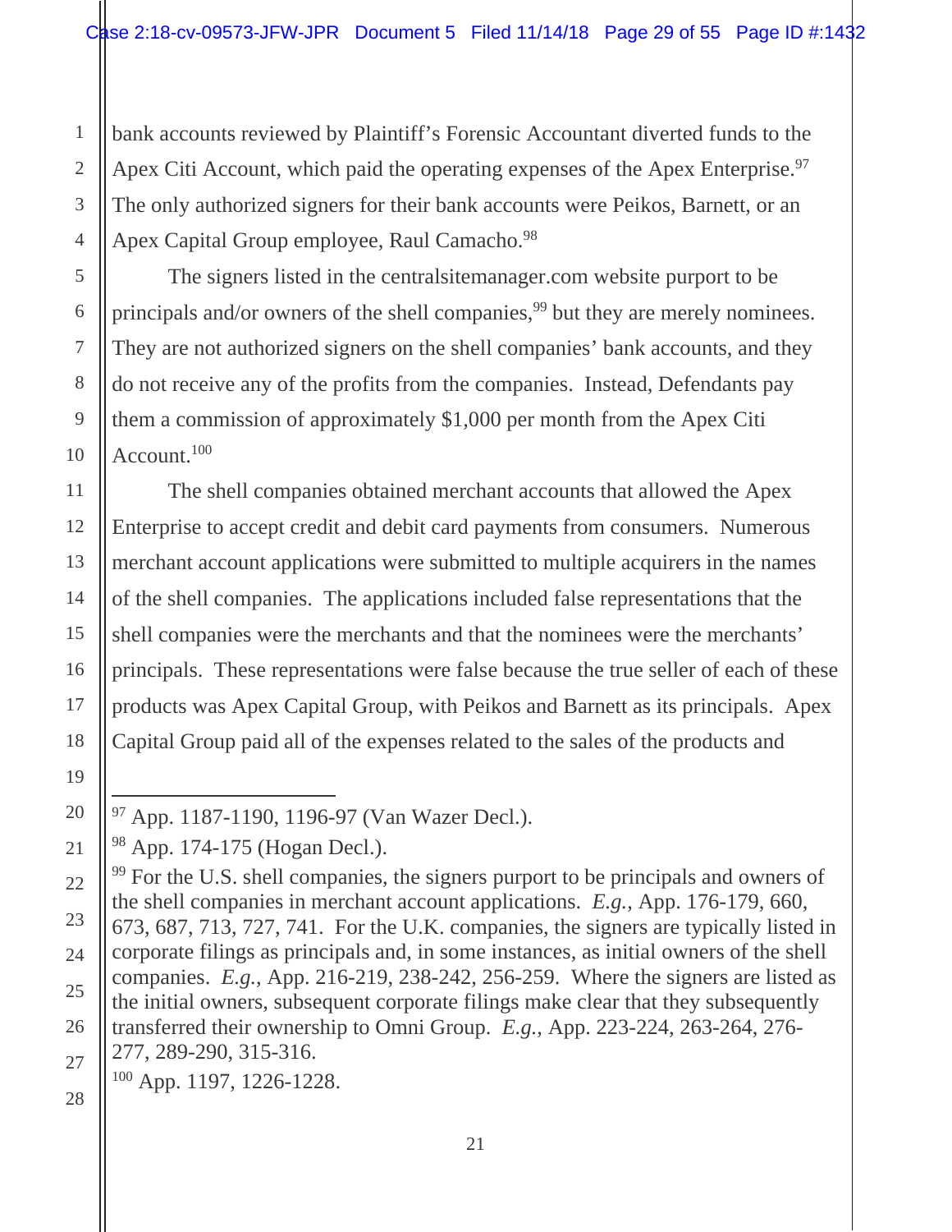bank accounts reviewed by Plaintiff's Forensic Accountant diverted funds to the Apex Citi Account, which paid the operating expenses of the Apex Enterprise.[97] The only authorized signers for their bank accounts were Peikos, Barnett, or an Apex Capital Group employee, Raul Camacho.[98]

The signers listed in the centralsitemanager.com website purport to be principals and/or owners of the shell companies,[99] but they are merely nominees. They are not authorized signers on the shell companies' bank accounts, and they do not receive any of the profits from the companies. Instead, Defendants pay them a commission of approximately $1,000 per month from the Apex Citi Account.[100]

The shell companies obtained merchant accounts that allowed the Apex Enterprise to accept credit and debit card payments from consumers. Numerous merchant account applications were submitted to multiple acquirers in the names of the shell companies. The applications included false representations that the shell companies were the merchants and that the nominees were the merchants' principals. These representations were false because the true seller of each of these products was Apex Capital Group, with Peikos and Barnett as its principals. Apex Capital Group paid all of the expenses related to the sales of the products and

---

[97] App. 1187-1190, 1196-97 (Van Wazer Decl.).

[98] App. 174-175 (Hogan Decl.).

[99] For the U.S. shell companies, the signers purport to be principals and owners of the shell companies in merchant account applications. *E.g.*, App. 176-179, 660, 673, 687, 713, 727, 741. For the U.K. companies, the signers are typically listed in corporate filings as principals and, in some instances, as initial owners of the shell companies. *E.g.*, App. 216-219, 238-242, 256-259. Where the signers are listed as the initial owners, subsequent corporate filings make clear that they subsequently transferred their ownership to Omni Group. *E.g.*, App. 223-224, 263-264, 276-277, 289-290, 315-316.

[100] App. 1197, 1226-1228.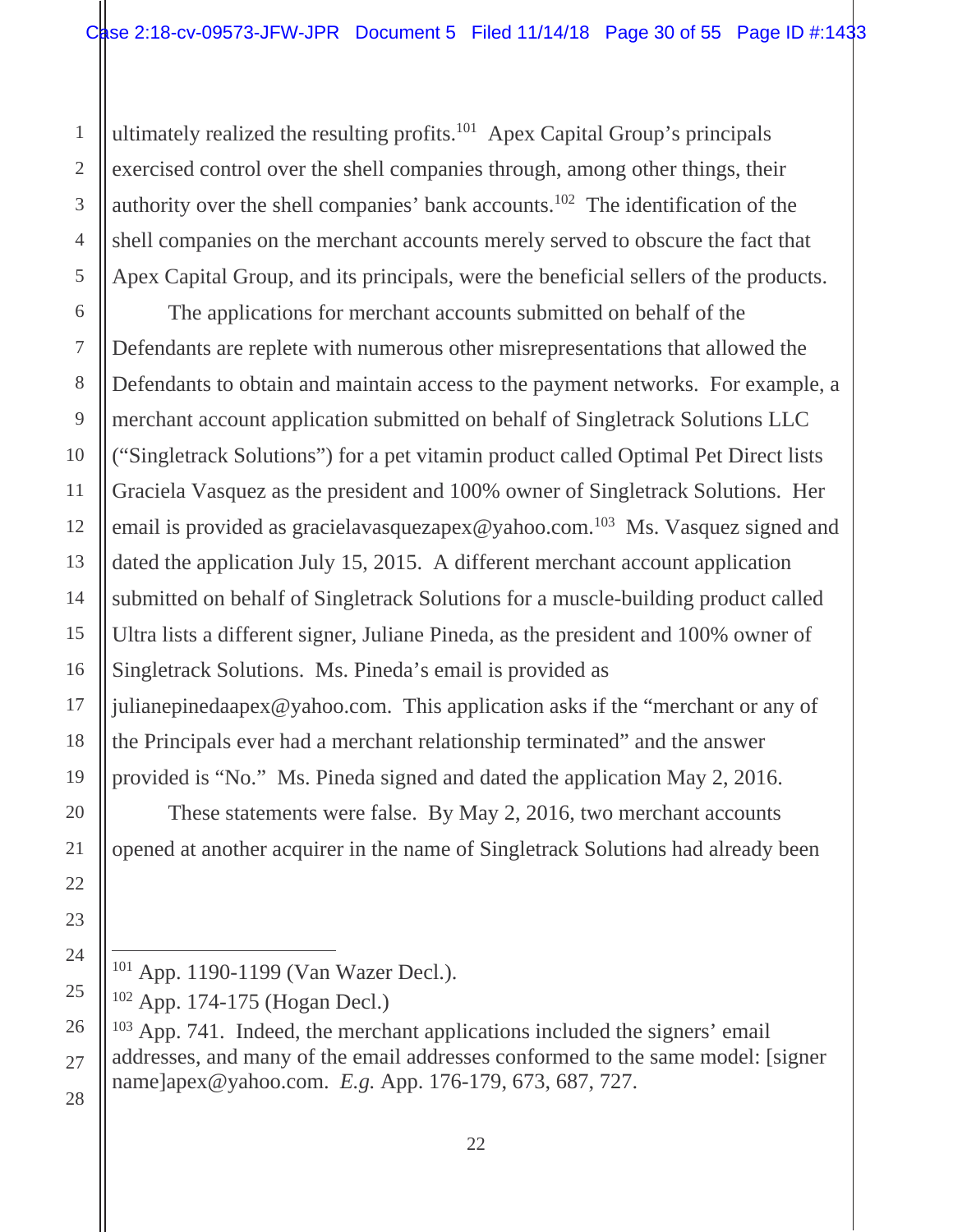ultimately realized the resulting profits.[101] Apex Capital Group's principals exercised control over the shell companies through, among other things, their authority over the shell companies' bank accounts.[102] The identification of the shell companies on the merchant accounts merely served to obscure the fact that Apex Capital Group, and its principals, were the beneficial sellers of the products.

The applications for merchant accounts submitted on behalf of the Defendants are replete with numerous other misrepresentations that allowed the Defendants to obtain and maintain access to the payment networks. For example, a merchant account application submitted on behalf of Singletrack Solutions LLC ("Singletrack Solutions") for a pet vitamin product called Optimal Pet Direct lists Graciela Vasquez as the president and 100% owner of Singletrack Solutions. Her email is provided as gracielavasquezapex@yahoo.com.[103] Ms. Vasquez signed and dated the application July 15, 2015. A different merchant account application submitted on behalf of Singletrack Solutions for a muscle-building product called Ultra lists a different signer, Juliane Pineda, as the president and 100% owner of Singletrack Solutions. Ms. Pineda's email is provided as julianepinedaapex@yahoo.com. This application asks if the "merchant or any of the Principals ever had a merchant relationship terminated" and the answer provided is "No." Ms. Pineda signed and dated the application May 2, 2016.

These statements were false. By May 2, 2016, two merchant accounts opened at another acquirer in the name of Singletrack Solutions had already been

---

[101] App. 1190-1199 (Van Wazer Decl.).

[102] App. 174-175 (Hogan Decl.)

[103] App. 741. Indeed, the merchant applications included the signers' email addresses, and many of the email addresses conformed to the same model: [signer name]apex@yahoo.com. *E.g.* App. 176-179, 673, 687, 727.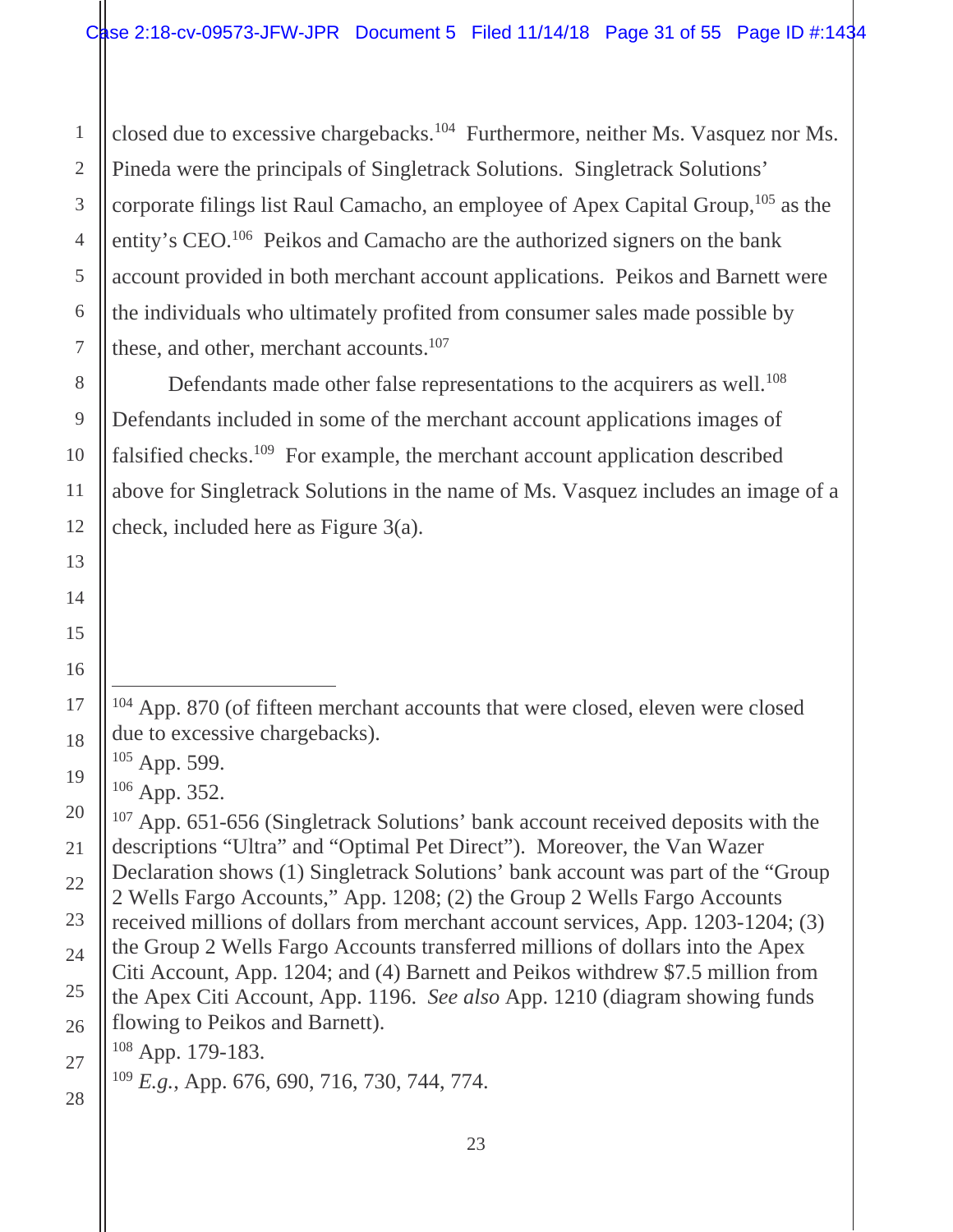closed due to excessive chargebacks.[104] Furthermore, neither Ms. Vasquez nor Ms. Pineda were the principals of Singletrack Solutions. Singletrack Solutions' corporate filings list Raul Camacho, an employee of Apex Capital Group,[105] as the entity's CEO.[106] Peikos and Camacho are the authorized signers on the bank account provided in both merchant account applications. Peikos and Barnett were the individuals who ultimately profited from consumer sales made possible by these, and other, merchant accounts.[107]

Defendants made other false representations to the acquirers as well.[108] Defendants included in some of the merchant account applications images of falsified checks.[109] For example, the merchant account application described above for Singletrack Solutions in the name of Ms. Vasquez includes an image of a check, included here as Figure 3(a).

---

[104] App. 870 (of fifteen merchant accounts that were closed, eleven were closed due to excessive chargebacks).

[105] App. 599.

[106] App. 352.

[107] App. 651-656 (Singletrack Solutions' bank account received deposits with the descriptions "Ultra" and "Optimal Pet Direct"). Moreover, the Van Wazer Declaration shows (1) Singletrack Solutions' bank account was part of the "Group 2 Wells Fargo Accounts," App. 1208; (2) the Group 2 Wells Fargo Accounts received millions of dollars from merchant account services, App. 1203-1204; (3) the Group 2 Wells Fargo Accounts transferred millions of dollars into the Apex Citi Account, App. 1204; and (4) Barnett and Peikos withdrew $7.5 million from the Apex Citi Account, App. 1196. *See also* App. 1210 (diagram showing funds flowing to Peikos and Barnett).

[108] App. 179-183.

[109] *E.g.*, App. 676, 690, 716, 730, 744, 774.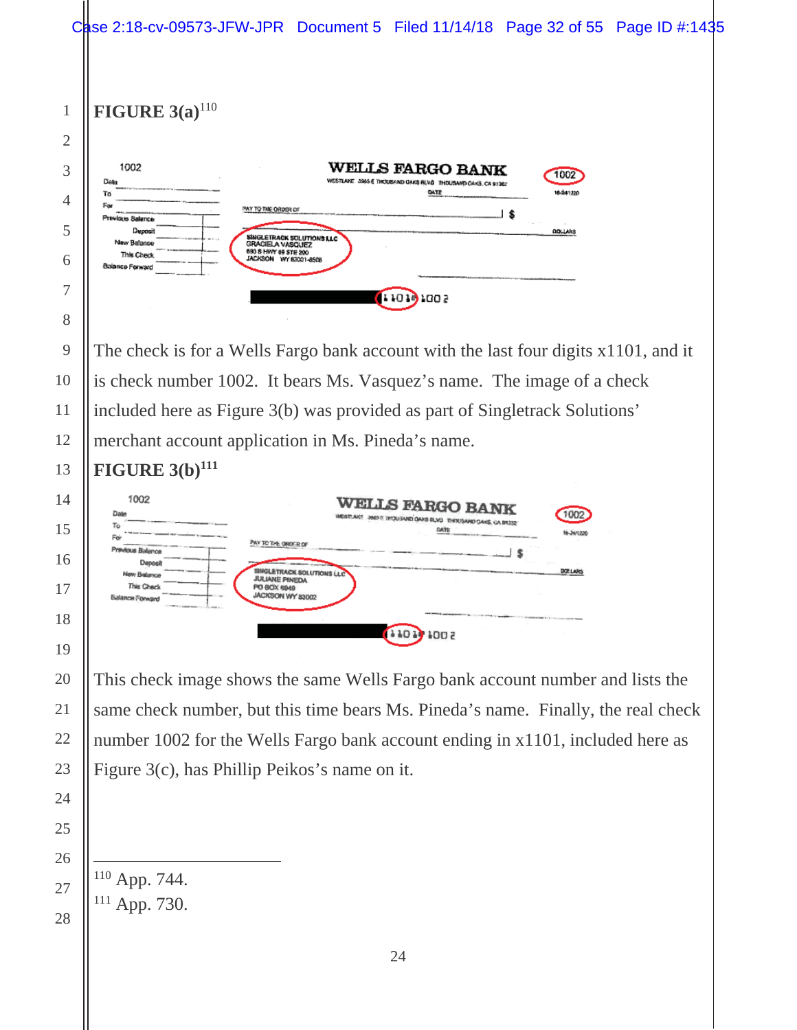**FIGURE 3(a)**[110]

The check is for a Wells Fargo bank account with the last four digits x1101, and it is check number 1002. It bears Ms. Vasquez's name. The image of a check included here as Figure 3(b) was provided as part of Singletrack Solutions' merchant account application in Ms. Pineda's name.

**FIGURE 3(b)**[111]

This check image shows the same Wells Fargo bank account number and lists the same check number, but this time bears Ms. Pineda's name. Finally, the real check number 1002 for the Wells Fargo bank account ending in x1101, included here as Figure 3(c), has Phillip Peikos's name on it.

---

[110] App. 744.

[111] App. 730.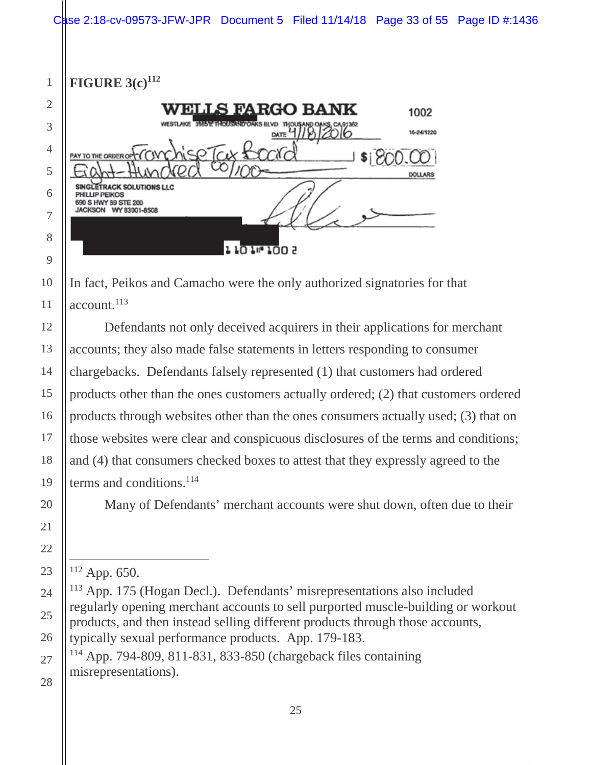**FIGURE 3(c)**[112]

WELLS FARGO BANK 1002

WESTLAKE 3585 E THOUSAND OAKS BLVD THOUSAND OAKS, CA 91362

DATE 4/18/2016

16-24/1220

PAY TO THE ORDER OF Franchise Tax Board $ 800.00

Eight-Hundred 00/100 DOLLARS

SINGLETRACK SOLUTIONS LLC
PHILLIP PEIKOS
690 S HWY 89 STE 200
JACKSON WY 83001-8508

In fact, Peikos and Camacho were the only authorized signatories for that account.[113]

Defendants not only deceived acquirers in their applications for merchant accounts; they also made false statements in letters responding to consumer chargebacks. Defendants falsely represented (1) that customers had ordered products other than the ones customers actually ordered; (2) that customers ordered products through websites other than the ones consumers actually used; (3) that on those websites were clear and conspicuous disclosures of the terms and conditions; and (4) that consumers checked boxes to attest that they expressly agreed to the terms and conditions.[114]

Many of Defendants' merchant accounts were shut down, often due to their

---

[112] App. 650.

[113] App. 175 (Hogan Decl.). Defendants' misrepresentations also included regularly opening merchant accounts to sell purported muscle-building or workout products, and then instead selling different products through those accounts, typically sexual performance products. App. 179-183.

[114] App. 794-809, 811-831, 833-850 (chargeback files containing misrepresentations).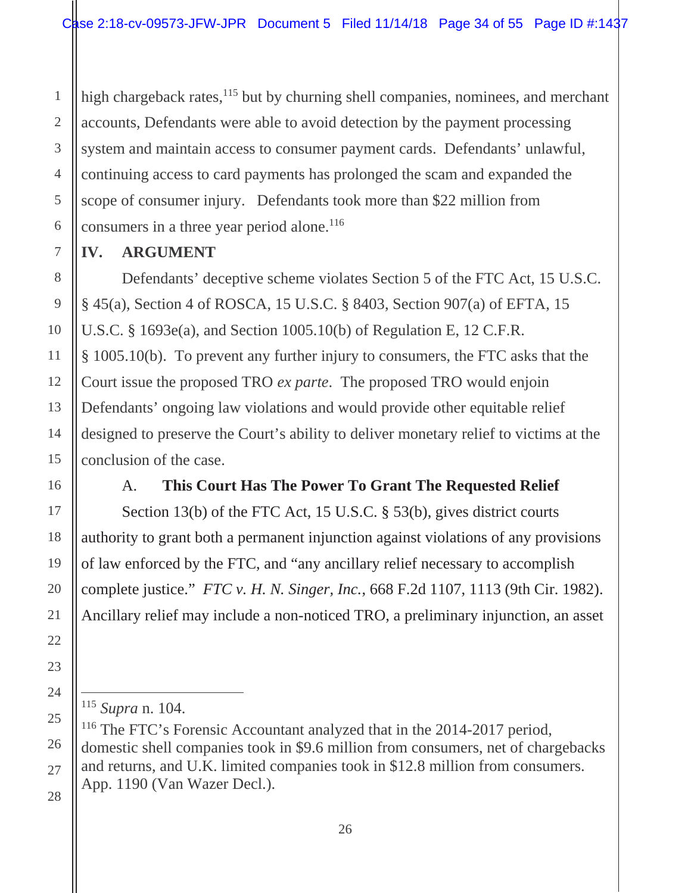high chargeback rates,[115] but by churning shell companies, nominees, and merchant accounts, Defendants were able to avoid detection by the payment processing system and maintain access to consumer payment cards. Defendants' unlawful, continuing access to card payments has prolonged the scam and expanded the scope of consumer injury. Defendants took more than $22 million from consumers in a three year period alone.[116]

## IV. ARGUMENT

Defendants' deceptive scheme violates Section 5 of the FTC Act, 15 U.S.C. § 45(a), Section 4 of ROSCA, 15 U.S.C. § 8403, Section 907(a) of EFTA, 15 U.S.C. § 1693e(a), and Section 1005.10(b) of Regulation E, 12 C.F.R. § 1005.10(b). To prevent any further injury to consumers, the FTC asks that the Court issue the proposed TRO *ex parte*. The proposed TRO would enjoin Defendants' ongoing law violations and would provide other equitable relief designed to preserve the Court's ability to deliver monetary relief to victims at the conclusion of the case.

### A. This Court Has The Power To Grant The Requested Relief

Section 13(b) of the FTC Act, 15 U.S.C. § 53(b), gives district courts authority to grant both a permanent injunction against violations of any provisions of law enforced by the FTC, and "any ancillary relief necessary to accomplish complete justice." *FTC v. H. N. Singer, Inc.*, 668 F.2d 1107, 1113 (9th Cir. 1982). Ancillary relief may include a non-noticed TRO, a preliminary injunction, an asset

---

[115] *Supra* n. 104.

[116] The FTC's Forensic Accountant analyzed that in the 2014-2017 period, domestic shell companies took in $9.6 million from consumers, net of chargebacks and returns, and U.K. limited companies took in $12.8 million from consumers. App. 1190 (Van Wazer Decl.).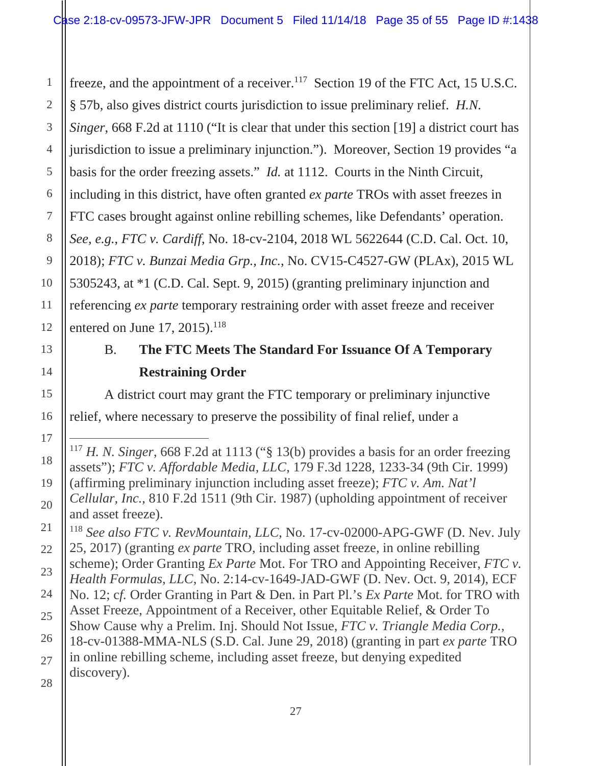freeze, and the appointment of a receiver.[117] Section 19 of the FTC Act, 15 U.S.C. § 57b, also gives district courts jurisdiction to issue preliminary relief. *H.N. Singer*, 668 F.2d at 1110 ("It is clear that under this section [19] a district court has jurisdiction to issue a preliminary injunction."). Moreover, Section 19 provides "a basis for the order freezing assets." *Id.* at 1112. Courts in the Ninth Circuit, including in this district, have often granted *ex parte* TROs with asset freezes in FTC cases brought against online rebilling schemes, like Defendants' operation. *See, e.g.*, *FTC v. Cardiff*, No. 18-cv-2104, 2018 WL 5622644 (C.D. Cal. Oct. 10, 2018); *FTC v. Bunzai Media Grp., Inc.*, No. CV15-C4527-GW (PLAx), 2015 WL 5305243, at *1 (C.D. Cal. Sept. 9, 2015) (granting preliminary injunction and referencing *ex parte* temporary restraining order with asset freeze and receiver entered on June 17, 2015).[118]

## B. The FTC Meets The Standard For Issuance Of A Temporary Restraining Order

A district court may grant the FTC temporary or preliminary injunctive relief, where necessary to preserve the possibility of final relief, under a

---

[117] *H. N. Singer*, 668 F.2d at 1113 ("§ 13(b) provides a basis for an order freezing assets"); *FTC v. Affordable Media, LLC*, 179 F.3d 1228, 1233-34 (9th Cir. 1999) (affirming preliminary injunction including asset freeze); *FTC v. Am. Nat'l Cellular, Inc.*, 810 F.2d 1511 (9th Cir. 1987) (upholding appointment of receiver and asset freeze).

[118] *See also FTC v. RevMountain, LLC*, No. 17-cv-02000-APG-GWF (D. Nev. July 25, 2017) (granting *ex parte* TRO, including asset freeze, in online rebilling scheme); Order Granting *Ex Parte* Mot. For TRO and Appointing Receiver, *FTC v. Health Formulas, LLC*, No. 2:14-cv-1649-JAD-GWF (D. Nev. Oct. 9, 2014), ECF No. 12; c*f.* Order Granting in Part & Den. in Part Pl.'s *Ex Parte* Mot. for TRO with Asset Freeze, Appointment of a Receiver, other Equitable Relief, & Order To Show Cause why a Prelim. Inj. Should Not Issue, *FTC v. Triangle Media Corp.*, 18-cv-01388-MMA-NLS (S.D. Cal. June 29, 2018) (granting in part *ex parte* TRO in online rebilling scheme, including asset freeze, but denying expedited discovery).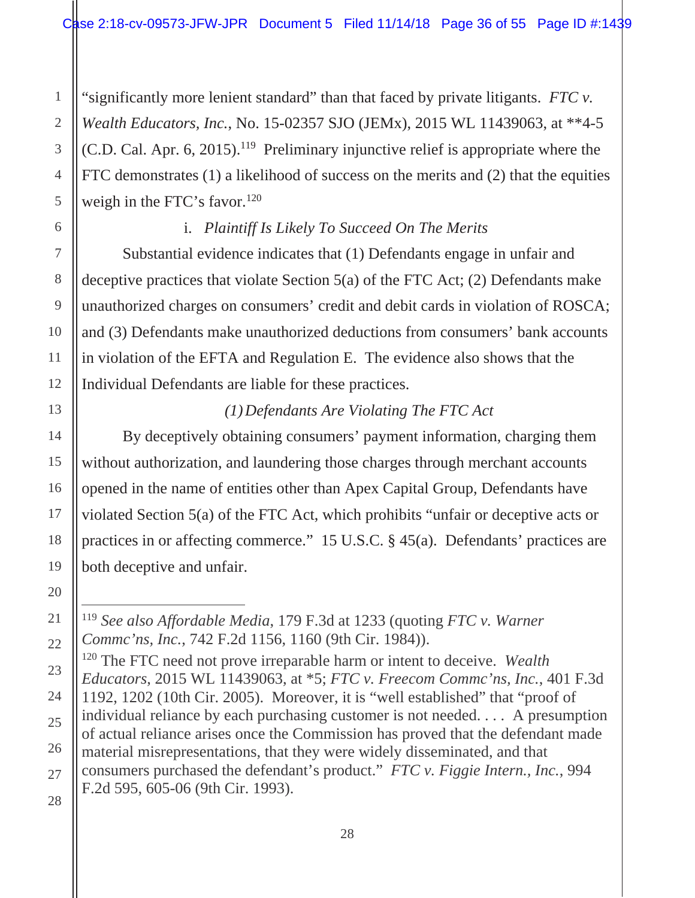"significantly more lenient standard" than that faced by private litigants. *FTC v. Wealth Educators, Inc.*, No. 15-02357 SJO (JEMx), 2015 WL 11439063, at **4-5 (C.D. Cal. Apr. 6, 2015).[119] Preliminary injunctive relief is appropriate where the FTC demonstrates (1) a likelihood of success on the merits and (2) that the equities weigh in the FTC's favor.[120]

i. *Plaintiff Is Likely To Succeed On The Merits*

Substantial evidence indicates that (1) Defendants engage in unfair and deceptive practices that violate Section 5(a) of the FTC Act; (2) Defendants make unauthorized charges on consumers' credit and debit cards in violation of ROSCA; and (3) Defendants make unauthorized deductions from consumers' bank accounts in violation of the EFTA and Regulation E. The evidence also shows that the Individual Defendants are liable for these practices.

*(1) Defendants Are Violating The FTC Act*

By deceptively obtaining consumers' payment information, charging them without authorization, and laundering those charges through merchant accounts opened in the name of entities other than Apex Capital Group, Defendants have violated Section 5(a) of the FTC Act, which prohibits "unfair or deceptive acts or practices in or affecting commerce." 15 U.S.C. § 45(a). Defendants' practices are both deceptive and unfair.

---

[119] *See also Affordable Media*, 179 F.3d at 1233 (quoting *FTC v. Warner Commc'ns, Inc.*, 742 F.2d 1156, 1160 (9th Cir. 1984)).

[120] The FTC need not prove irreparable harm or intent to deceive. *Wealth Educators*, 2015 WL 11439063, at *5; *FTC v. Freecom Commc'ns, Inc.*, 401 F.3d 1192, 1202 (10th Cir. 2005). Moreover, it is "well established" that "proof of individual reliance by each purchasing customer is not needed. . . . A presumption of actual reliance arises once the Commission has proved that the defendant made material misrepresentations, that they were widely disseminated, and that consumers purchased the defendant's product." *FTC v. Figgie Intern., Inc.*, 994 F.2d 595, 605-06 (9th Cir. 1993).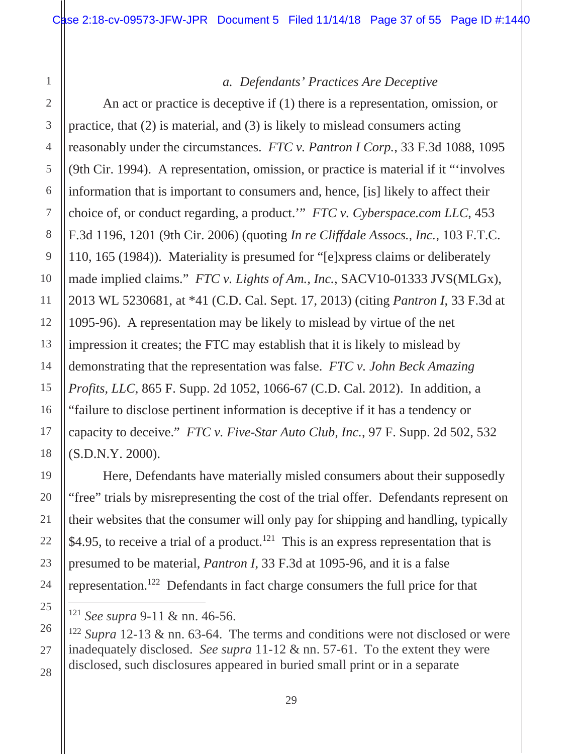### *a. Defendants' Practices Are Deceptive*

An act or practice is deceptive if (1) there is a representation, omission, or practice, that (2) is material, and (3) is likely to mislead consumers acting reasonably under the circumstances. *FTC v. Pantron I Corp.*, 33 F.3d 1088, 1095 (9th Cir. 1994). A representation, omission, or practice is material if it "'involves information that is important to consumers and, hence, [is] likely to affect their choice of, or conduct regarding, a product.'" *FTC v. Cyberspace.com LLC*, 453 F.3d 1196, 1201 (9th Cir. 2006) (quoting *In re Cliffdale Assocs., Inc.*, 103 F.T.C. 110, 165 (1984)). Materiality is presumed for "[e]xpress claims or deliberately made implied claims." *FTC v. Lights of Am., Inc.*, SACV10-01333 JVS(MLGx), 2013 WL 5230681, at *41 (C.D. Cal. Sept. 17, 2013) (citing *Pantron I*, 33 F.3d at 1095-96). A representation may be likely to mislead by virtue of the net impression it creates; the FTC may establish that it is likely to mislead by demonstrating that the representation was false. *FTC v. John Beck Amazing Profits, LLC*, 865 F. Supp. 2d 1052, 1066-67 (C.D. Cal. 2012). In addition, a "failure to disclose pertinent information is deceptive if it has a tendency or capacity to deceive." *FTC v. Five-Star Auto Club, Inc.*, 97 F. Supp. 2d 502, 532 (S.D.N.Y. 2000).

Here, Defendants have materially misled consumers about their supposedly "free" trials by misrepresenting the cost of the trial offer. Defendants represent on their websites that the consumer will only pay for shipping and handling, typically $4.95, to receive a trial of a product.[121] This is an express representation that is presumed to be material, *Pantron I*, 33 F.3d at 1095-96, and it is a false representation.[122] Defendants in fact charge consumers the full price for that

---

[121] *See supra* 9-11 & nn. 46-56.

[122] *Supra* 12-13 & nn. 63-64. The terms and conditions were not disclosed or were inadequately disclosed. *See supra* 11-12 & nn. 57-61. To the extent they were disclosed, such disclosures appeared in buried small print or in a separate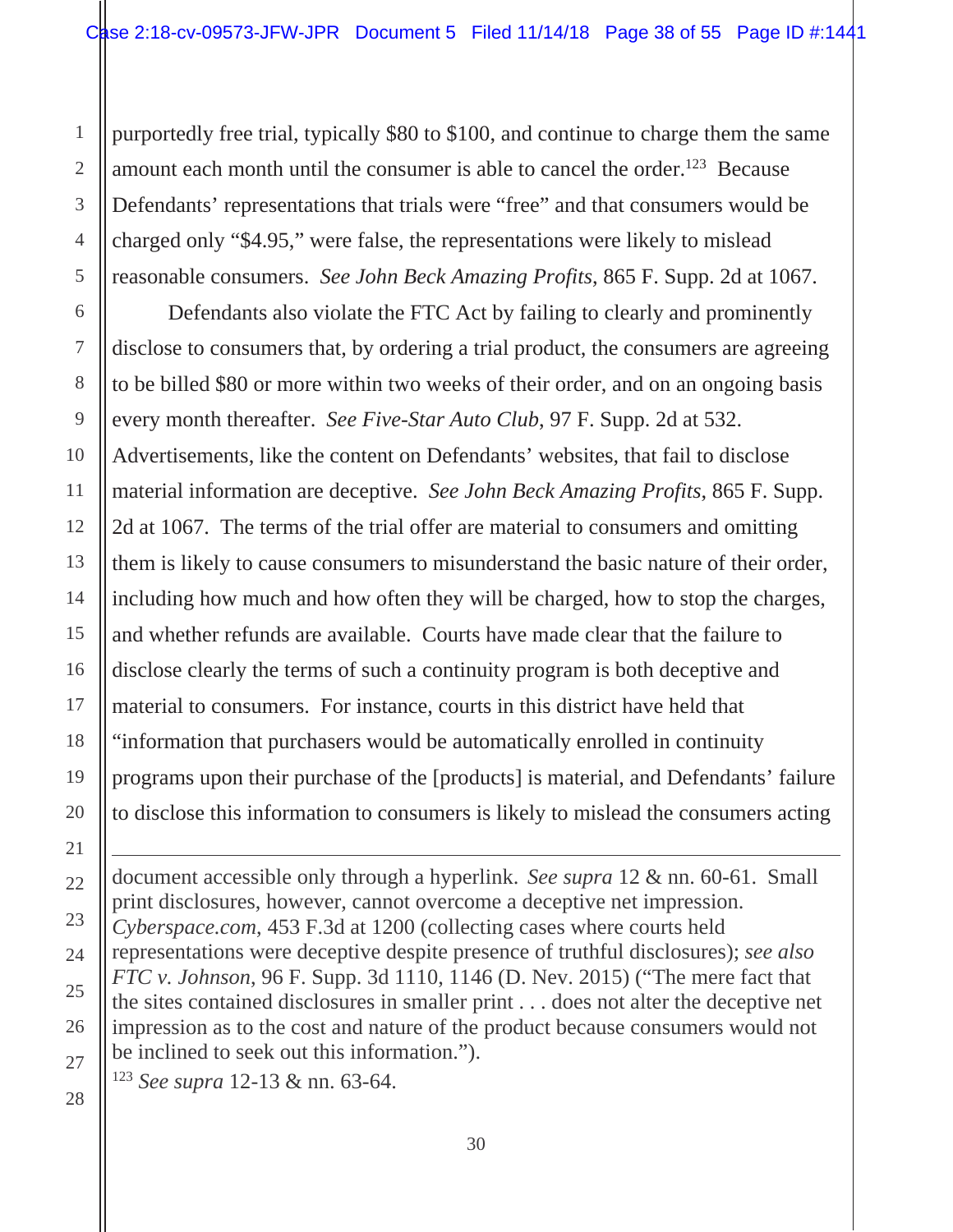purportedly free trial, typically $80 to $100, and continue to charge them the same amount each month until the consumer is able to cancel the order.[123] Because Defendants' representations that trials were "free" and that consumers would be charged only "$4.95," were false, the representations were likely to mislead reasonable consumers. *See John Beck Amazing Profits*, 865 F. Supp. 2d at 1067.

Defendants also violate the FTC Act by failing to clearly and prominently disclose to consumers that, by ordering a trial product, the consumers are agreeing to be billed $80 or more within two weeks of their order, and on an ongoing basis every month thereafter. *See Five-Star Auto Club*, 97 F. Supp. 2d at 532. Advertisements, like the content on Defendants' websites, that fail to disclose material information are deceptive. *See John Beck Amazing Profits*, 865 F. Supp. 2d at 1067. The terms of the trial offer are material to consumers and omitting them is likely to cause consumers to misunderstand the basic nature of their order, including how much and how often they will be charged, how to stop the charges, and whether refunds are available. Courts have made clear that the failure to disclose clearly the terms of such a continuity program is both deceptive and material to consumers. For instance, courts in this district have held that "information that purchasers would be automatically enrolled in continuity programs upon their purchase of the [products] is material, and Defendants' failure to disclose this information to consumers is likely to mislead the consumers acting

---

document accessible only through a hyperlink. *See supra* 12 & nn. 60-61. Small print disclosures, however, cannot overcome a deceptive net impression. *Cyberspace.com*, 453 F.3d at 1200 (collecting cases where courts held representations were deceptive despite presence of truthful disclosures); *see also FTC v. Johnson*, 96 F. Supp. 3d 1110, 1146 (D. Nev. 2015) ("The mere fact that the sites contained disclosures in smaller print . . . does not alter the deceptive net impression as to the cost and nature of the product because consumers would not be inclined to seek out this information.").

[123] *See supra* 12-13 & nn. 63-64.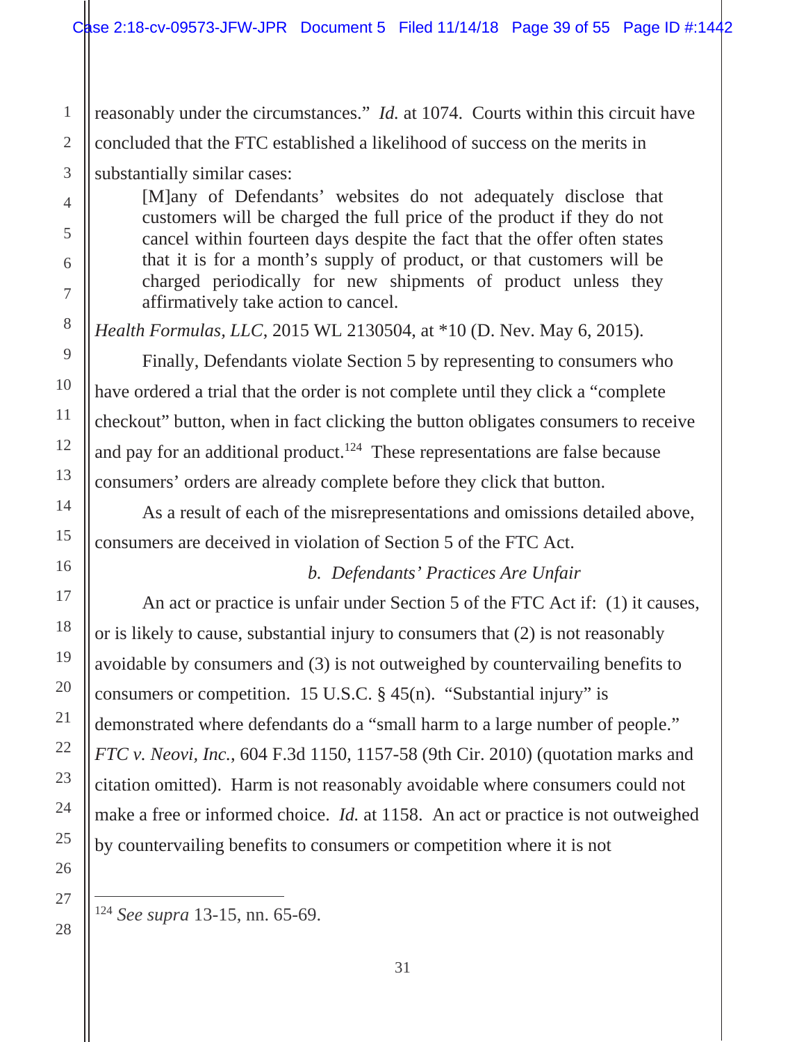reasonably under the circumstances." *Id.* at 1074. Courts within this circuit have concluded that the FTC established a likelihood of success on the merits in substantially similar cases:

> [M]any of Defendants' websites do not adequately disclose that customers will be charged the full price of the product if they do not cancel within fourteen days despite the fact that the offer often states that it is for a month's supply of product, or that customers will be charged periodically for new shipments of product unless they affirmatively take action to cancel.

*Health Formulas, LLC*, 2015 WL 2130504, at *10 (D. Nev. May 6, 2015).

Finally, Defendants violate Section 5 by representing to consumers who have ordered a trial that the order is not complete until they click a "complete checkout" button, when in fact clicking the button obligates consumers to receive and pay for an additional product.[124] These representations are false because consumers' orders are already complete before they click that button.

As a result of each of the misrepresentations and omissions detailed above, consumers are deceived in violation of Section 5 of the FTC Act.

*b. Defendants' Practices Are Unfair*

An act or practice is unfair under Section 5 of the FTC Act if: (1) it causes, or is likely to cause, substantial injury to consumers that (2) is not reasonably avoidable by consumers and (3) is not outweighed by countervailing benefits to consumers or competition. 15 U.S.C. § 45(n). "Substantial injury" is demonstrated where defendants do a "small harm to a large number of people." *FTC v. Neovi, Inc.*, 604 F.3d 1150, 1157-58 (9th Cir. 2010) (quotation marks and citation omitted). Harm is not reasonably avoidable where consumers could not make a free or informed choice. *Id.* at 1158. An act or practice is not outweighed by countervailing benefits to consumers or competition where it is not

[124] *See supra* 13-15, nn. 65-69.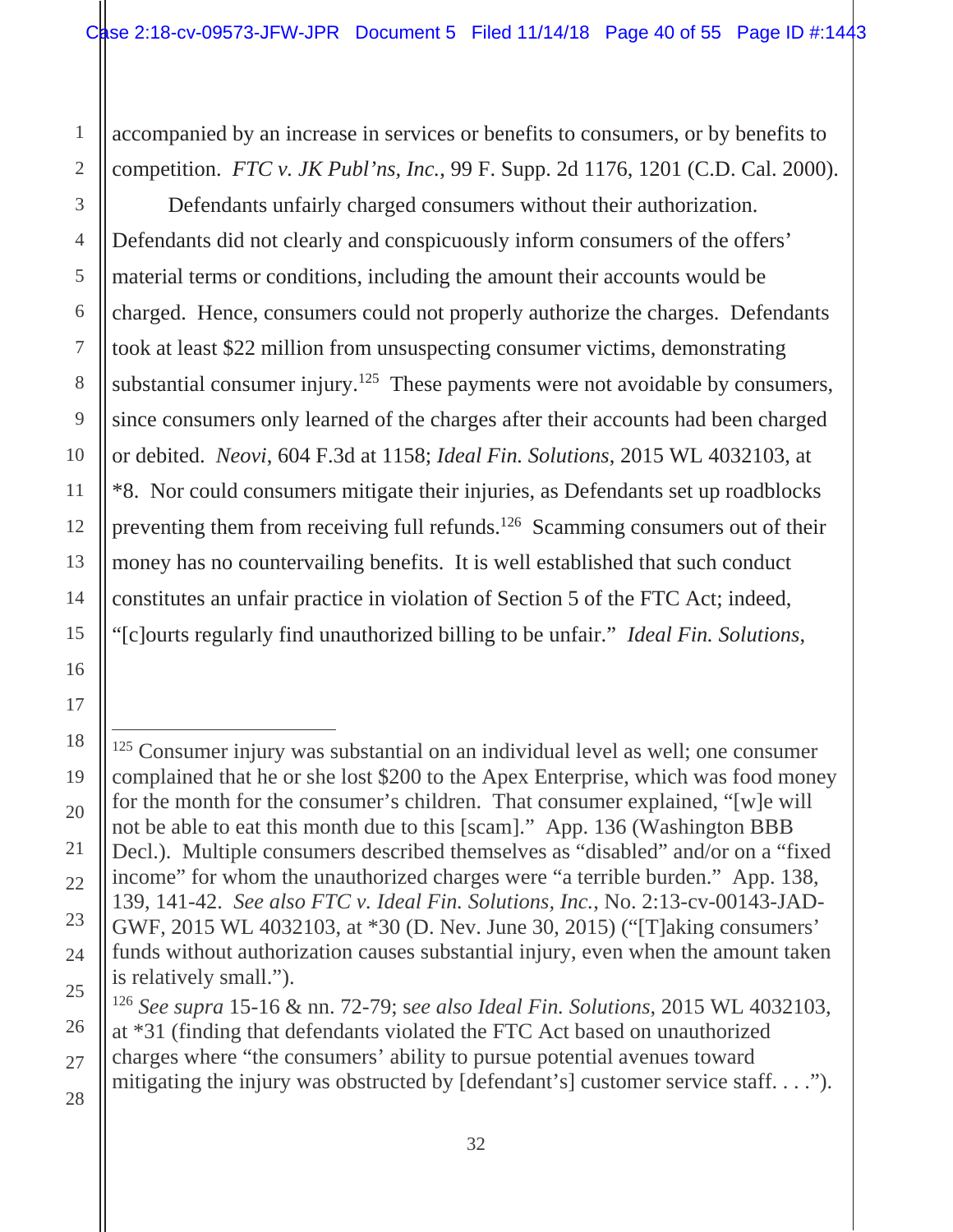accompanied by an increase in services or benefits to consumers, or by benefits to competition. *FTC v. JK Publ'ns, Inc.*, 99 F. Supp. 2d 1176, 1201 (C.D. Cal. 2000).

Defendants unfairly charged consumers without their authorization. Defendants did not clearly and conspicuously inform consumers of the offers' material terms or conditions, including the amount their accounts would be charged. Hence, consumers could not properly authorize the charges. Defendants took at least $22 million from unsuspecting consumer victims, demonstrating substantial consumer injury.[125] These payments were not avoidable by consumers, since consumers only learned of the charges after their accounts had been charged or debited. *Neovi*, 604 F.3d at 1158; *Ideal Fin. Solutions*, 2015 WL 4032103, at *8. Nor could consumers mitigate their injuries, as Defendants set up roadblocks preventing them from receiving full refunds.[126] Scamming consumers out of their money has no countervailing benefits. It is well established that such conduct constitutes an unfair practice in violation of Section 5 of the FTC Act; indeed, "[c]ourts regularly find unauthorized billing to be unfair." *Ideal Fin. Solutions*,

---

[125] Consumer injury was substantial on an individual level as well; one consumer complained that he or she lost $200 to the Apex Enterprise, which was food money for the month for the consumer's children. That consumer explained, "[w]e will not be able to eat this month due to this [scam]." App. 136 (Washington BBB Decl.). Multiple consumers described themselves as "disabled" and/or on a "fixed income" for whom the unauthorized charges were "a terrible burden." App. 138, 139, 141-42. *See also FTC v. Ideal Fin. Solutions, Inc.*, No. 2:13-cv-00143-JAD-GWF, 2015 WL 4032103, at *30 (D. Nev. June 30, 2015) ("[T]aking consumers' funds without authorization causes substantial injury, even when the amount taken is relatively small.").

[126] *See supra* 15-16 & nn. 72-79; s*ee also Ideal Fin. Solutions*, 2015 WL 4032103, at *31 (finding that defendants violated the FTC Act based on unauthorized charges where "the consumers' ability to pursue potential avenues toward mitigating the injury was obstructed by [defendant's] customer service staff. . . .").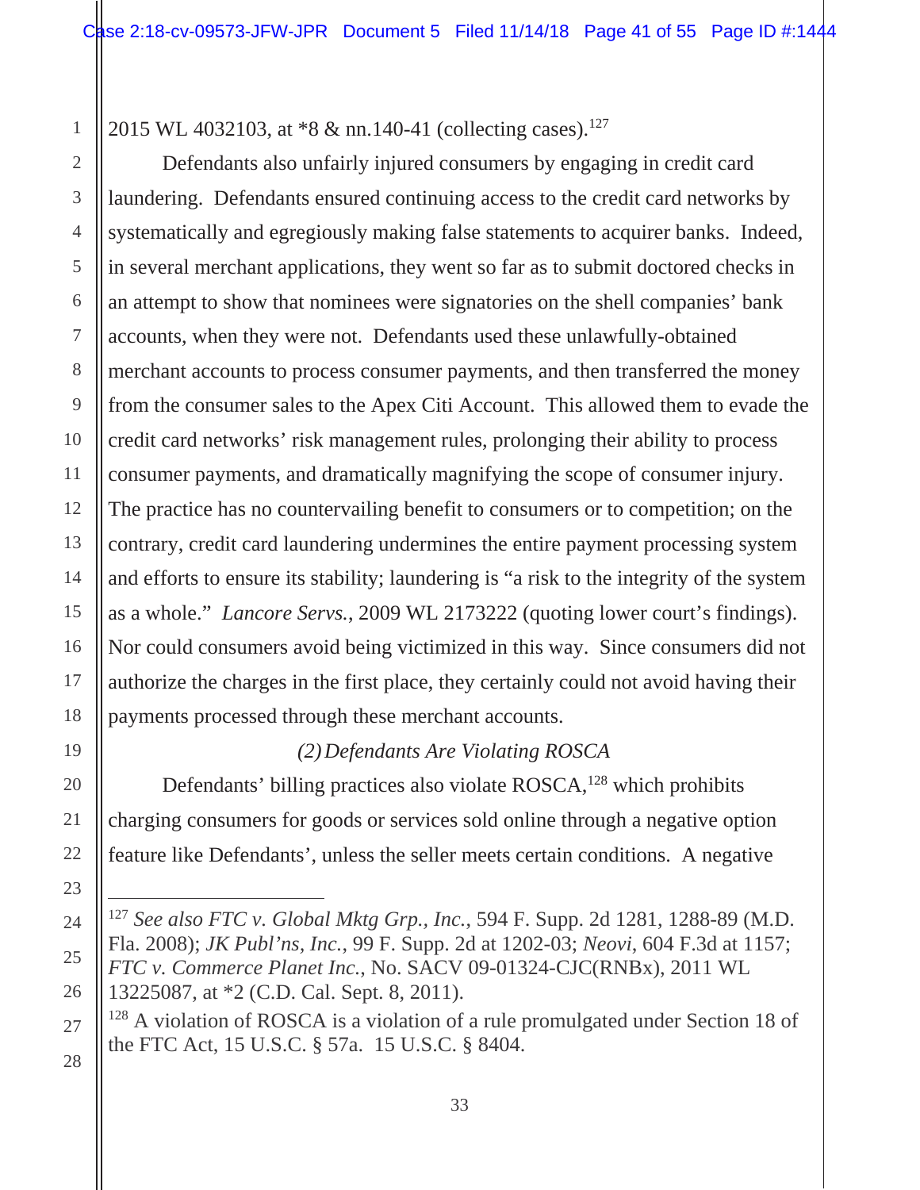2015 WL 4032103, at *8 & nn.140-41 (collecting cases).[127]

Defendants also unfairly injured consumers by engaging in credit card laundering. Defendants ensured continuing access to the credit card networks by systematically and egregiously making false statements to acquirer banks. Indeed, in several merchant applications, they went so far as to submit doctored checks in an attempt to show that nominees were signatories on the shell companies' bank accounts, when they were not. Defendants used these unlawfully-obtained merchant accounts to process consumer payments, and then transferred the money from the consumer sales to the Apex Citi Account. This allowed them to evade the credit card networks' risk management rules, prolonging their ability to process consumer payments, and dramatically magnifying the scope of consumer injury. The practice has no countervailing benefit to consumers or to competition; on the contrary, credit card laundering undermines the entire payment processing system and efforts to ensure its stability; laundering is "a risk to the integrity of the system as a whole." *Lancore Servs.*, 2009 WL 2173222 (quoting lower court's findings). Nor could consumers avoid being victimized in this way. Since consumers did not authorize the charges in the first place, they certainly could not avoid having their payments processed through these merchant accounts.

*(2) Defendants Are Violating ROSCA*

Defendants' billing practices also violate ROSCA,[128] which prohibits charging consumers for goods or services sold online through a negative option feature like Defendants', unless the seller meets certain conditions. A negative

---

[127] *See also FTC v. Global Mktg Grp., Inc.*, 594 F. Supp. 2d 1281, 1288-89 (M.D. Fla. 2008); *JK Publ'ns, Inc.*, 99 F. Supp. 2d at 1202-03; *Neovi*, 604 F.3d at 1157; *FTC v. Commerce Planet Inc.*, No. SACV 09-01324-CJC(RNBx), 2011 WL 13225087, at *2 (C.D. Cal. Sept. 8, 2011).

[128] A violation of ROSCA is a violation of a rule promulgated under Section 18 of the FTC Act, 15 U.S.C. § 57a. 15 U.S.C. § 8404.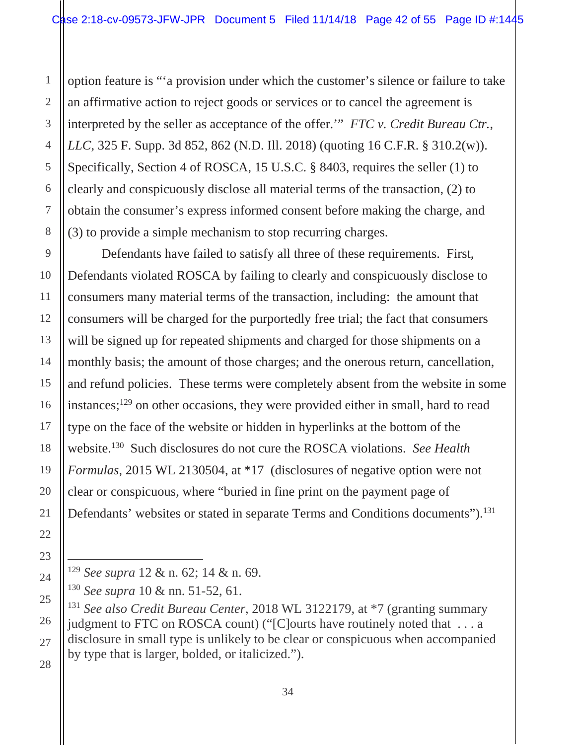option feature is "'a provision under which the customer's silence or failure to take an affirmative action to reject goods or services or to cancel the agreement is interpreted by the seller as acceptance of the offer.'" *FTC v. Credit Bureau Ctr., LLC*, 325 F. Supp. 3d 852, 862 (N.D. Ill. 2018) (quoting 16 C.F.R. § 310.2(w)). Specifically, Section 4 of ROSCA, 15 U.S.C. § 8403, requires the seller (1) to clearly and conspicuously disclose all material terms of the transaction, (2) to obtain the consumer's express informed consent before making the charge, and (3) to provide a simple mechanism to stop recurring charges.

Defendants have failed to satisfy all three of these requirements. First, Defendants violated ROSCA by failing to clearly and conspicuously disclose to consumers many material terms of the transaction, including: the amount that consumers will be charged for the purportedly free trial; the fact that consumers will be signed up for repeated shipments and charged for those shipments on a monthly basis; the amount of those charges; and the onerous return, cancellation, and refund policies. These terms were completely absent from the website in some instances;[129] on other occasions, they were provided either in small, hard to read type on the face of the website or hidden in hyperlinks at the bottom of the website.[130] Such disclosures do not cure the ROSCA violations. *See Health Formulas*, 2015 WL 2130504, at *17 (disclosures of negative option were not clear or conspicuous, where "buried in fine print on the payment page of Defendants' websites or stated in separate Terms and Conditions documents").[131]

---

[129] *See supra* 12 & n. 62; 14 & n. 69.

[130] *See supra* 10 & nn. 51-52, 61.

[131] *See also Credit Bureau Center*, 2018 WL 3122179, at *7 (granting summary judgment to FTC on ROSCA count) ("[C]ourts have routinely noted that . . . a disclosure in small type is unlikely to be clear or conspicuous when accompanied by type that is larger, bolded, or italicized.").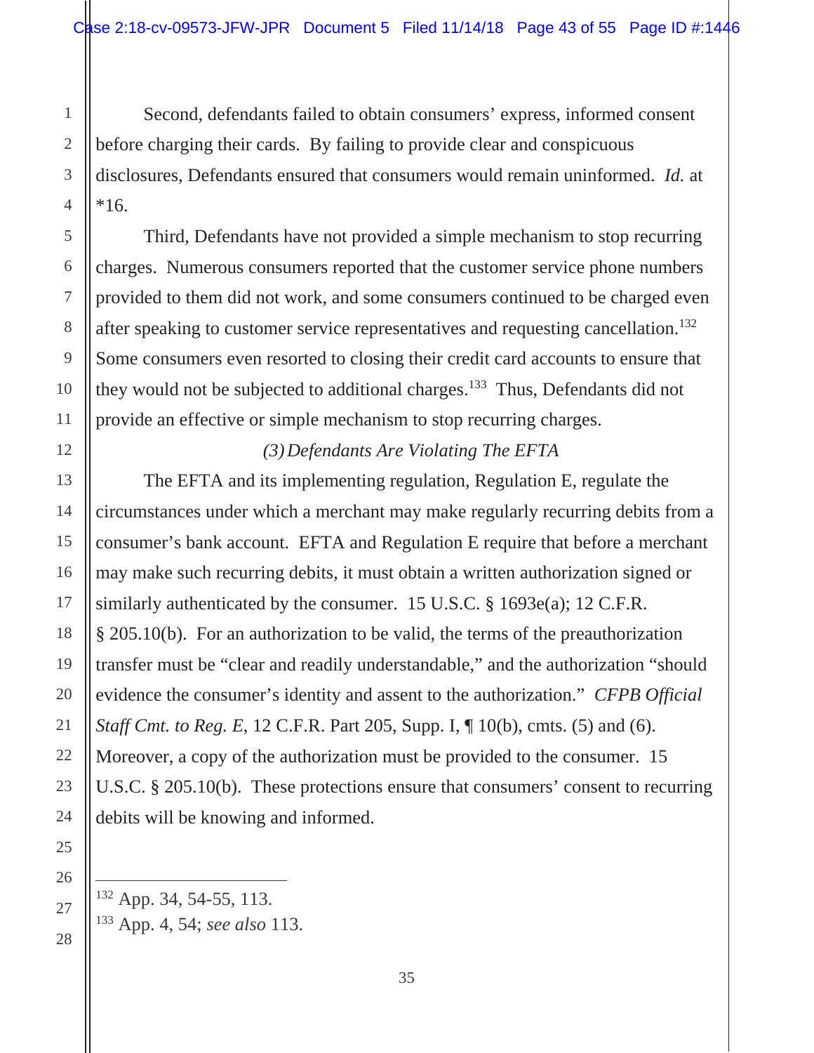Second, defendants failed to obtain consumers' express, informed consent before charging their cards. By failing to provide clear and conspicuous disclosures, Defendants ensured that consumers would remain uninformed. *Id.* at *16.

Third, Defendants have not provided a simple mechanism to stop recurring charges. Numerous consumers reported that the customer service phone numbers provided to them did not work, and some consumers continued to be charged even after speaking to customer service representatives and requesting cancellation.[132] Some consumers even resorted to closing their credit card accounts to ensure that they would not be subjected to additional charges.[133] Thus, Defendants did not provide an effective or simple mechanism to stop recurring charges.

*(3) Defendants Are Violating The EFTA*

The EFTA and its implementing regulation, Regulation E, regulate the circumstances under which a merchant may make regularly recurring debits from a consumer's bank account. EFTA and Regulation E require that before a merchant may make such recurring debits, it must obtain a written authorization signed or similarly authenticated by the consumer. 15 U.S.C. § 1693e(a); 12 C.F.R. § 205.10(b). For an authorization to be valid, the terms of the preauthorization transfer must be "clear and readily understandable," and the authorization "should evidence the consumer's identity and assent to the authorization." *CFPB Official Staff Cmt. to Reg. E*, 12 C.F.R. Part 205, Supp. I, ¶ 10(b), cmts. (5) and (6). Moreover, a copy of the authorization must be provided to the consumer. 15 U.S.C. § 205.10(b). These protections ensure that consumers' consent to recurring debits will be knowing and informed.

---

[132] App. 34, 54-55, 113.

[133] App. 4, 54; *see also* 113.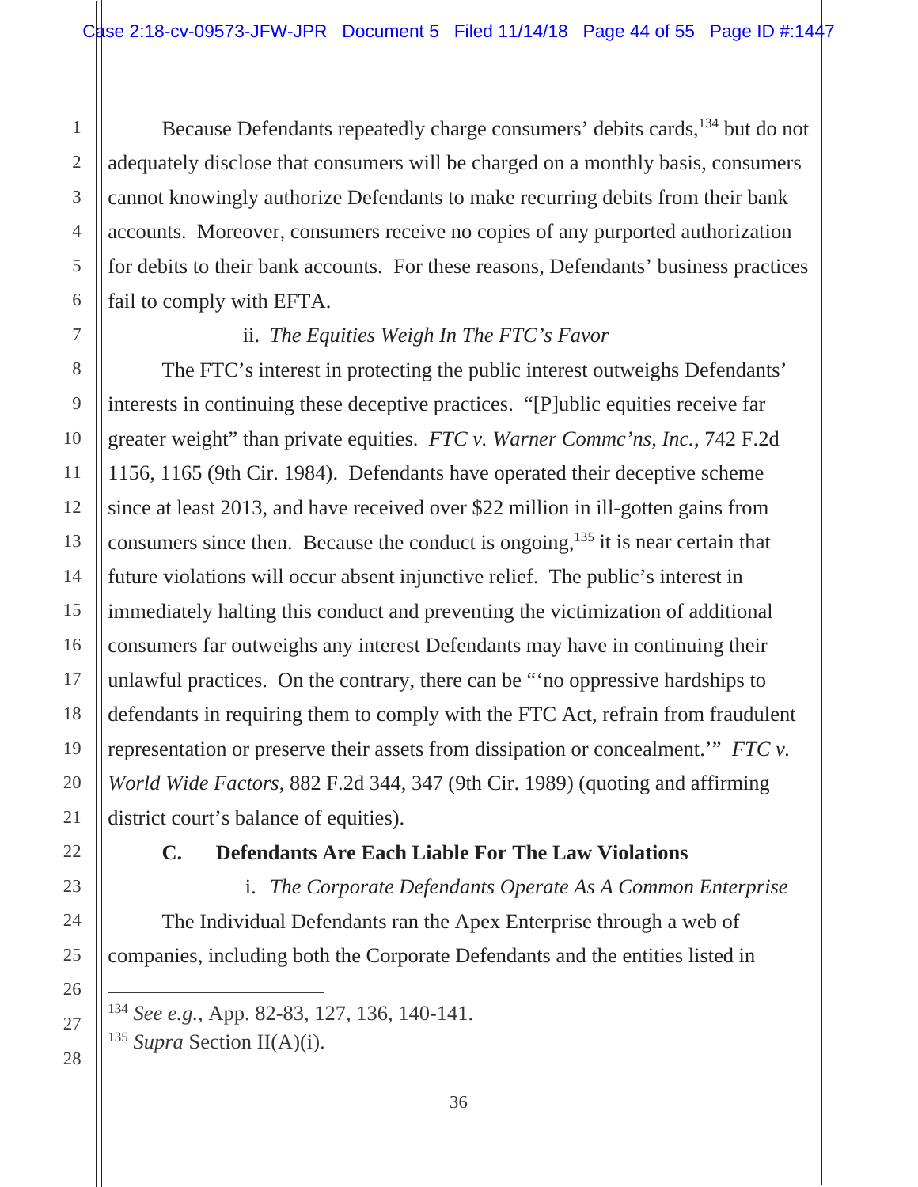Because Defendants repeatedly charge consumers' debits cards,[134] but do not adequately disclose that consumers will be charged on a monthly basis, consumers cannot knowingly authorize Defendants to make recurring debits from their bank accounts. Moreover, consumers receive no copies of any purported authorization for debits to their bank accounts. For these reasons, Defendants' business practices fail to comply with EFTA.

ii. *The Equities Weigh In The FTC's Favor*

The FTC's interest in protecting the public interest outweighs Defendants' interests in continuing these deceptive practices. "[P]ublic equities receive far greater weight" than private equities. *FTC v. Warner Commc'ns, Inc.*, 742 F.2d 1156, 1165 (9th Cir. 1984). Defendants have operated their deceptive scheme since at least 2013, and have received over $22 million in ill-gotten gains from consumers since then. Because the conduct is ongoing,[135] it is near certain that future violations will occur absent injunctive relief. The public's interest in immediately halting this conduct and preventing the victimization of additional consumers far outweighs any interest Defendants may have in continuing their unlawful practices. On the contrary, there can be "'no oppressive hardships to defendants in requiring them to comply with the FTC Act, refrain from fraudulent representation or preserve their assets from dissipation or concealment.'" *FTC v. World Wide Factors*, 882 F.2d 344, 347 (9th Cir. 1989) (quoting and affirming district court's balance of equities).

**C. Defendants Are Each Liable For The Law Violations**

i. *The Corporate Defendants Operate As A Common Enterprise*

The Individual Defendants ran the Apex Enterprise through a web of companies, including both the Corporate Defendants and the entities listed in

---

[134] *See e.g.*, App. 82-83, 127, 136, 140-141.

[135] *Supra* Section II(A)(i).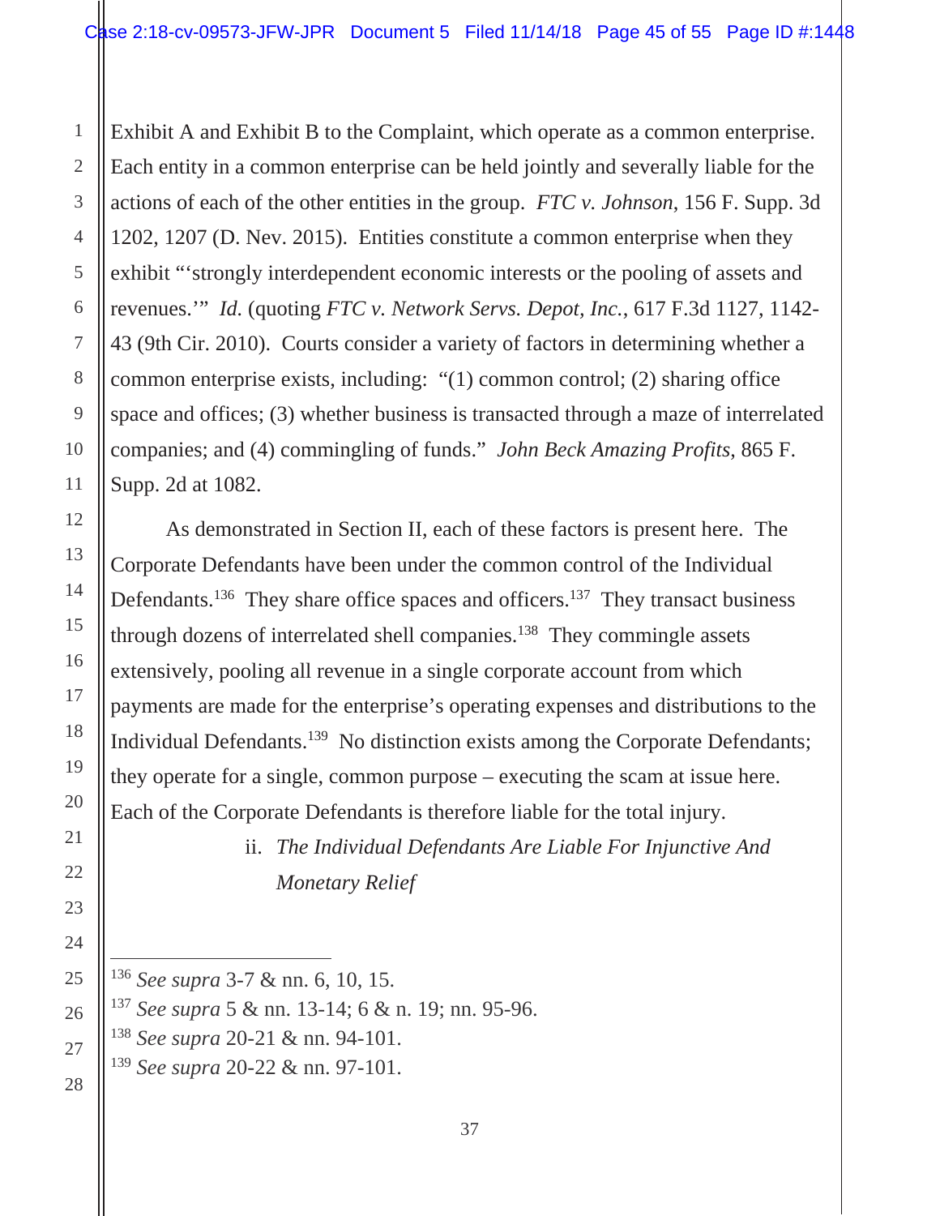Exhibit A and Exhibit B to the Complaint, which operate as a common enterprise. Each entity in a common enterprise can be held jointly and severally liable for the actions of each of the other entities in the group. *FTC v. Johnson*, 156 F. Supp. 3d 1202, 1207 (D. Nev. 2015). Entities constitute a common enterprise when they exhibit "'strongly interdependent economic interests or the pooling of assets and revenues.'" *Id.* (quoting *FTC v. Network Servs. Depot, Inc.*, 617 F.3d 1127, 1142-43 (9th Cir. 2010). Courts consider a variety of factors in determining whether a common enterprise exists, including: "(1) common control; (2) sharing office space and offices; (3) whether business is transacted through a maze of interrelated companies; and (4) commingling of funds." *John Beck Amazing Profits*, 865 F. Supp. 2d at 1082.

As demonstrated in Section II, each of these factors is present here. The Corporate Defendants have been under the common control of the Individual Defendants.[136] They share office spaces and officers.[137] They transact business through dozens of interrelated shell companies.[138] They commingle assets extensively, pooling all revenue in a single corporate account from which payments are made for the enterprise's operating expenses and distributions to the Individual Defendants.[139] No distinction exists among the Corporate Defendants; they operate for a single, common purpose – executing the scam at issue here. Each of the Corporate Defendants is therefore liable for the total injury.

ii. *The Individual Defendants Are Liable For Injunctive And Monetary Relief*

---

[136] *See supra* 3-7 & nn. 6, 10, 15.

[137] *See supra* 5 & nn. 13-14; 6 & n. 19; nn. 95-96.

[138] *See supra* 20-21 & nn. 94-101.

[139] *See supra* 20-22 & nn. 97-101.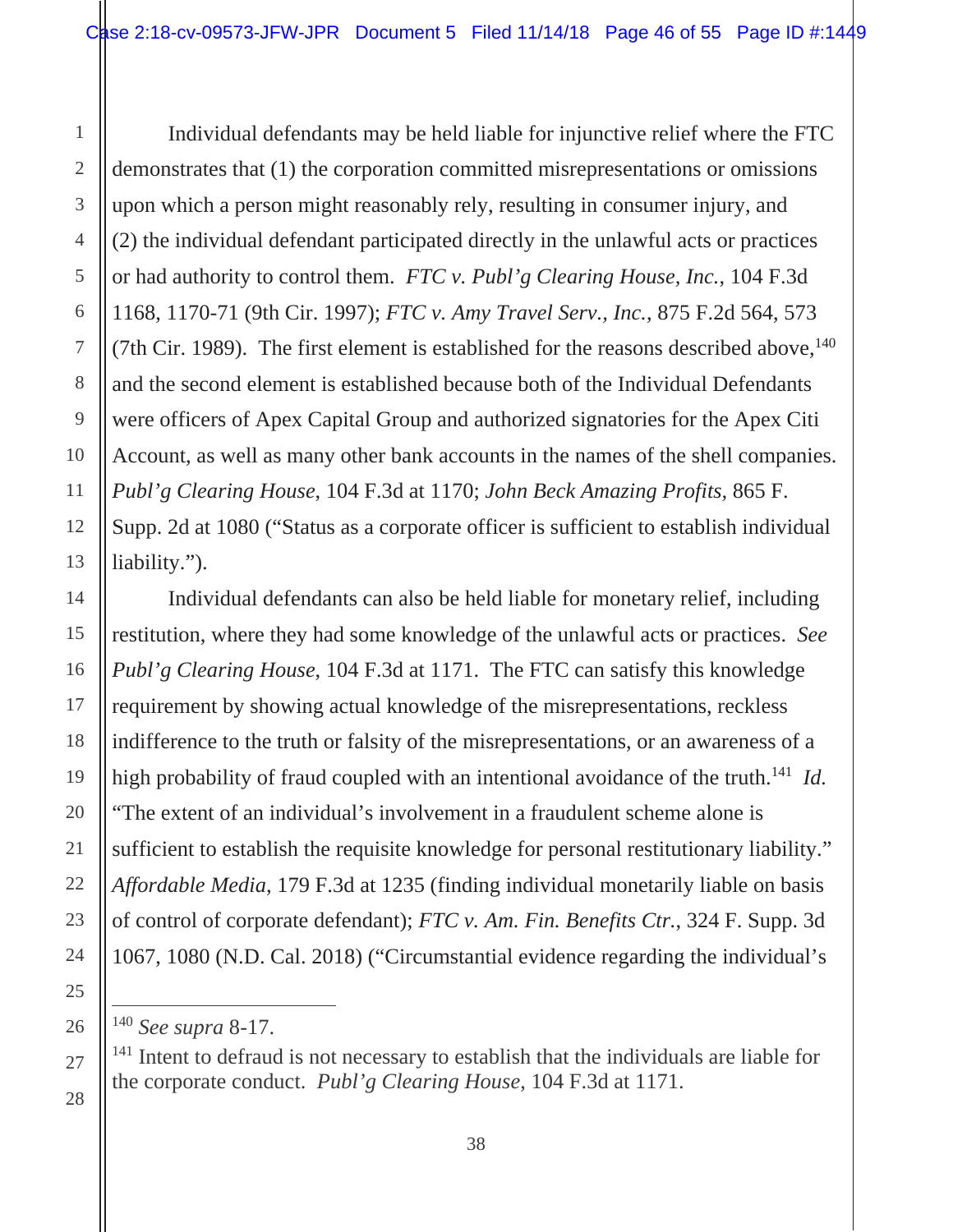Individual defendants may be held liable for injunctive relief where the FTC demonstrates that (1) the corporation committed misrepresentations or omissions upon which a person might reasonably rely, resulting in consumer injury, and (2) the individual defendant participated directly in the unlawful acts or practices or had authority to control them. *FTC v. Publ'g Clearing House, Inc.*, 104 F.3d 1168, 1170-71 (9th Cir. 1997); *FTC v. Amy Travel Serv., Inc.*, 875 F.2d 564, 573 (7th Cir. 1989). The first element is established for the reasons described above,[140] and the second element is established because both of the Individual Defendants were officers of Apex Capital Group and authorized signatories for the Apex Citi Account, as well as many other bank accounts in the names of the shell companies. *Publ'g Clearing House*, 104 F.3d at 1170; *John Beck Amazing Profits*, 865 F. Supp. 2d at 1080 ("Status as a corporate officer is sufficient to establish individual liability.").

Individual defendants can also be held liable for monetary relief, including restitution, where they had some knowledge of the unlawful acts or practices. *See Publ'g Clearing House*, 104 F.3d at 1171. The FTC can satisfy this knowledge requirement by showing actual knowledge of the misrepresentations, reckless indifference to the truth or falsity of the misrepresentations, or an awareness of a high probability of fraud coupled with an intentional avoidance of the truth.[141] *Id.* "The extent of an individual's involvement in a fraudulent scheme alone is sufficient to establish the requisite knowledge for personal restitutionary liability." *Affordable Media*, 179 F.3d at 1235 (finding individual monetarily liable on basis of control of corporate defendant); *FTC v. Am. Fin. Benefits Ctr.*, 324 F. Supp. 3d 1067, 1080 (N.D. Cal. 2018) ("Circumstantial evidence regarding the individual's

---

[140] *See supra* 8-17.

[141] Intent to defraud is not necessary to establish that the individuals are liable for the corporate conduct. *Publ'g Clearing House*, 104 F.3d at 1171.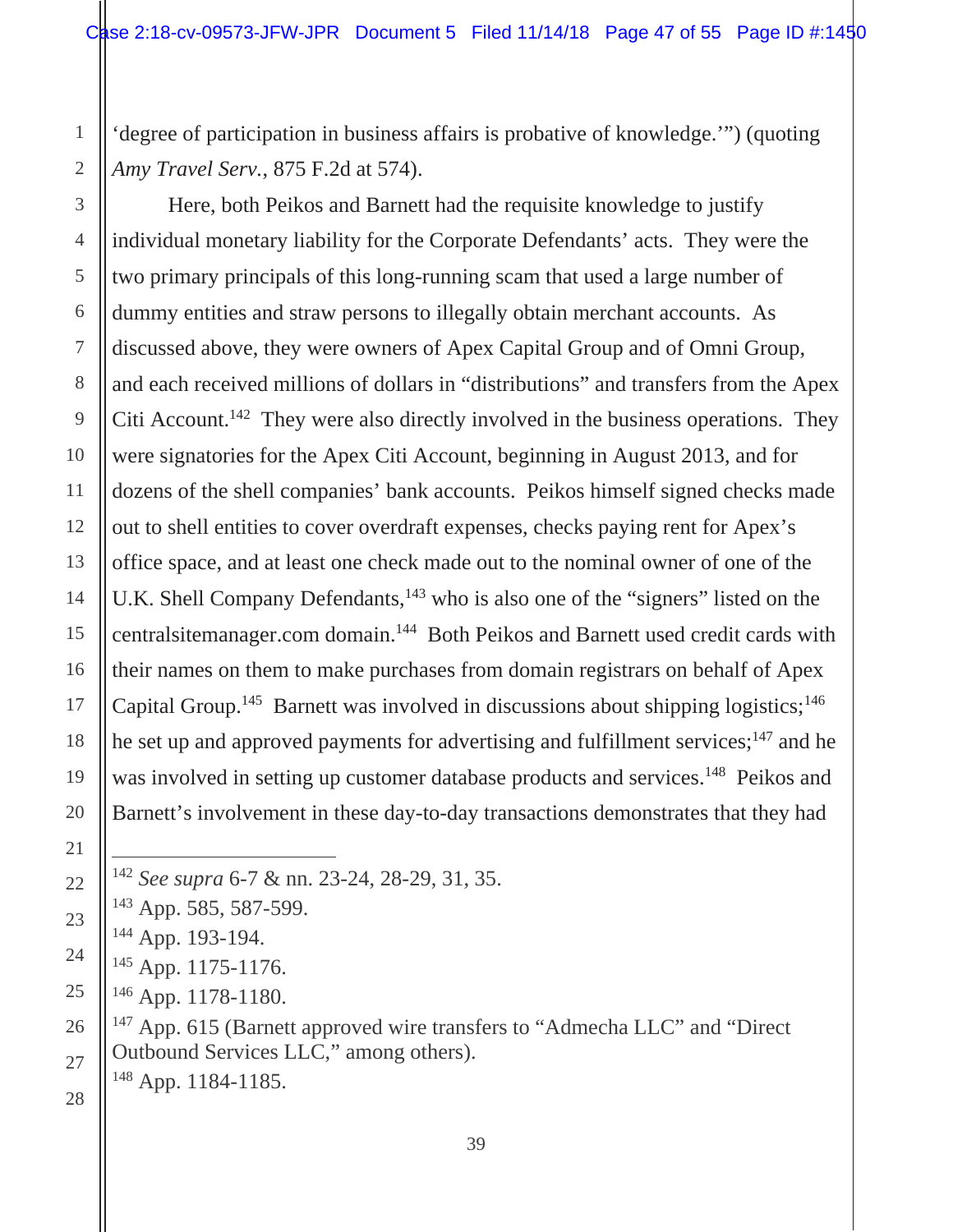'degree of participation in business affairs is probative of knowledge.'") (quoting *Amy Travel Serv.*, 875 F.2d at 574).

Here, both Peikos and Barnett had the requisite knowledge to justify individual monetary liability for the Corporate Defendants' acts. They were the two primary principals of this long-running scam that used a large number of dummy entities and straw persons to illegally obtain merchant accounts. As discussed above, they were owners of Apex Capital Group and of Omni Group, and each received millions of dollars in "distributions" and transfers from the Apex Citi Account.[142] They were also directly involved in the business operations. They were signatories for the Apex Citi Account, beginning in August 2013, and for dozens of the shell companies' bank accounts. Peikos himself signed checks made out to shell entities to cover overdraft expenses, checks paying rent for Apex's office space, and at least one check made out to the nominal owner of one of the U.K. Shell Company Defendants,[143] who is also one of the "signers" listed on the centralsitemanager.com domain.[144] Both Peikos and Barnett used credit cards with their names on them to make purchases from domain registrars on behalf of Apex Capital Group.[145] Barnett was involved in discussions about shipping logistics;[146] he set up and approved payments for advertising and fulfillment services;[147] and he was involved in setting up customer database products and services.[148] Peikos and Barnett's involvement in these day-to-day transactions demonstrates that they had

---

[142] *See supra* 6-7 & nn. 23-24, 28-29, 31, 35.

[143] App. 585, 587-599.

[144] App. 193-194.

[145] App. 1175-1176.

[146] App. 1178-1180.

[147] App. 615 (Barnett approved wire transfers to "Admecha LLC" and "Direct Outbound Services LLC," among others).

[148] App. 1184-1185.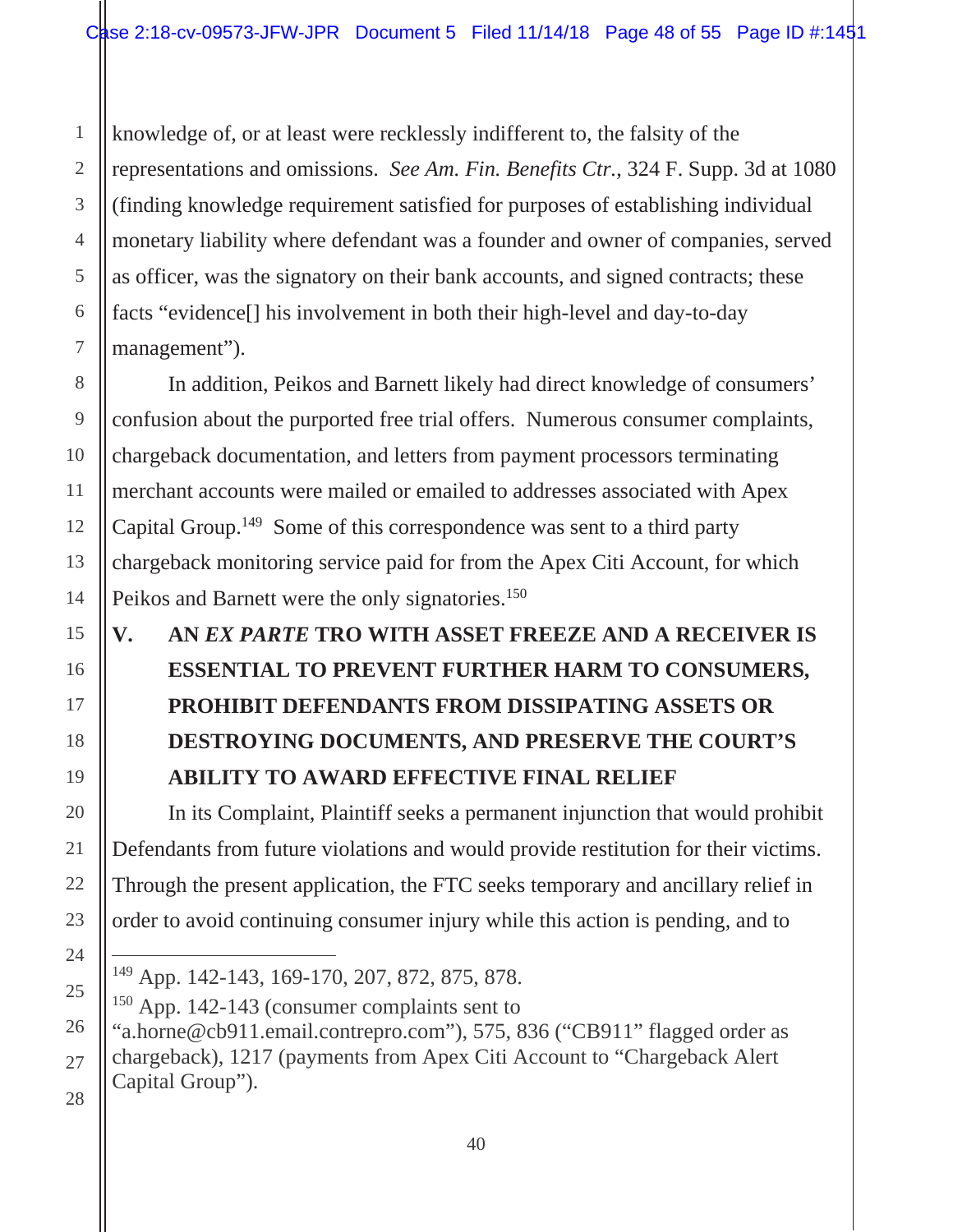knowledge of, or at least were recklessly indifferent to, the falsity of the representations and omissions. *See Am. Fin. Benefits Ctr.*, 324 F. Supp. 3d at 1080 (finding knowledge requirement satisfied for purposes of establishing individual monetary liability where defendant was a founder and owner of companies, served as officer, was the signatory on their bank accounts, and signed contracts; these facts "evidence[] his involvement in both their high-level and day-to-day management").

In addition, Peikos and Barnett likely had direct knowledge of consumers' confusion about the purported free trial offers. Numerous consumer complaints, chargeback documentation, and letters from payment processors terminating merchant accounts were mailed or emailed to addresses associated with Apex Capital Group.[149] Some of this correspondence was sent to a third party chargeback monitoring service paid for from the Apex Citi Account, for which Peikos and Barnett were the only signatories.[150]

## V. AN *EX PARTE* TRO WITH ASSET FREEZE AND A RECEIVER IS ESSENTIAL TO PREVENT FURTHER HARM TO CONSUMERS, PROHIBIT DEFENDANTS FROM DISSIPATING ASSETS OR DESTROYING DOCUMENTS, AND PRESERVE THE COURT'S ABILITY TO AWARD EFFECTIVE FINAL RELIEF

In its Complaint, Plaintiff seeks a permanent injunction that would prohibit Defendants from future violations and would provide restitution for their victims. Through the present application, the FTC seeks temporary and ancillary relief in order to avoid continuing consumer injury while this action is pending, and to

---

[149] App. 142-143, 169-170, 207, 872, 875, 878.

[150] App. 142-143 (consumer complaints sent to "a.horne@cb911.email.contrepro.com"), 575, 836 ("CB911" flagged order as chargeback), 1217 (payments from Apex Citi Account to "Chargeback Alert Capital Group").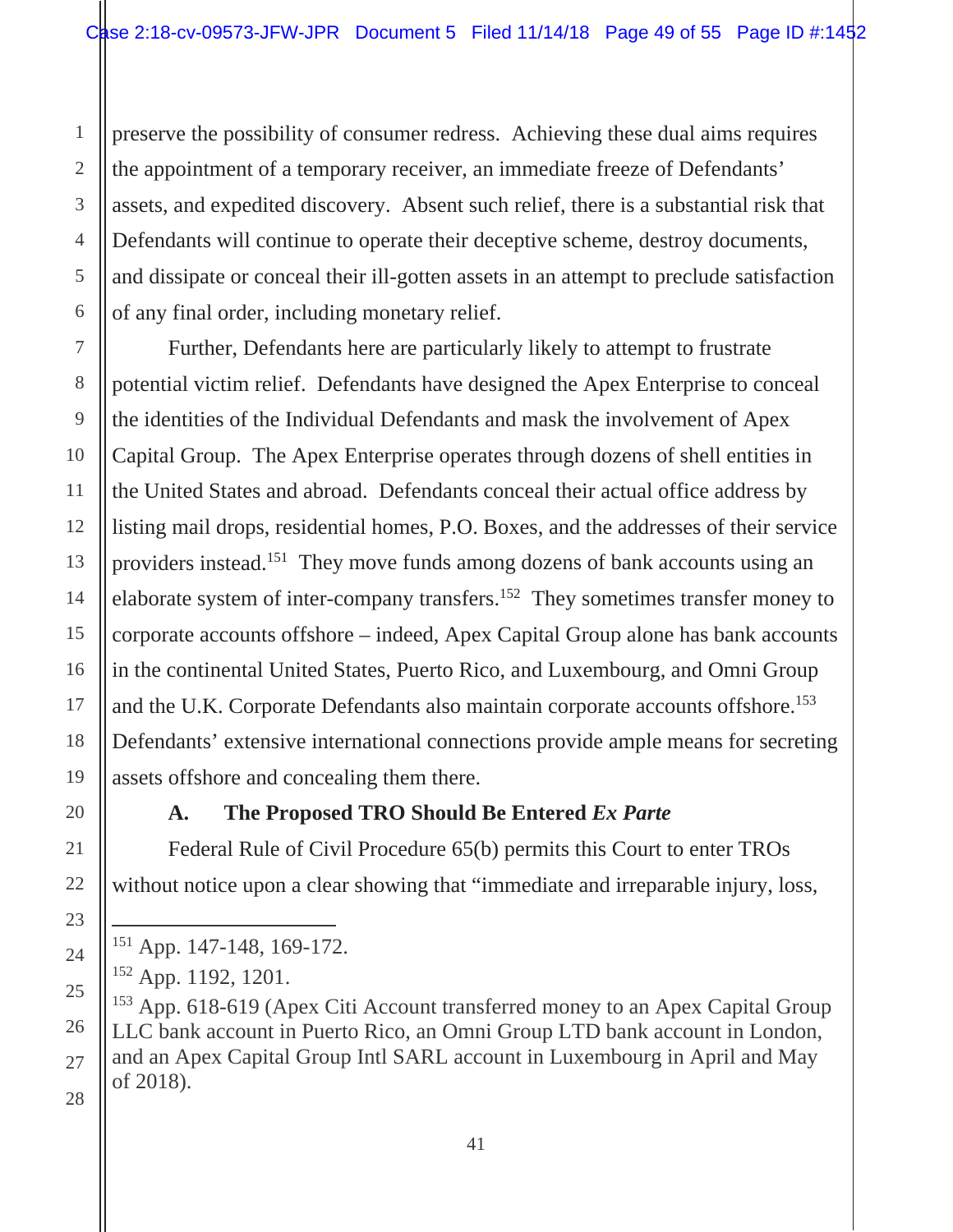preserve the possibility of consumer redress. Achieving these dual aims requires the appointment of a temporary receiver, an immediate freeze of Defendants' assets, and expedited discovery. Absent such relief, there is a substantial risk that Defendants will continue to operate their deceptive scheme, destroy documents, and dissipate or conceal their ill-gotten assets in an attempt to preclude satisfaction of any final order, including monetary relief.

Further, Defendants here are particularly likely to attempt to frustrate potential victim relief. Defendants have designed the Apex Enterprise to conceal the identities of the Individual Defendants and mask the involvement of Apex Capital Group. The Apex Enterprise operates through dozens of shell entities in the United States and abroad. Defendants conceal their actual office address by listing mail drops, residential homes, P.O. Boxes, and the addresses of their service providers instead.[151] They move funds among dozens of bank accounts using an elaborate system of inter-company transfers.[152] They sometimes transfer money to corporate accounts offshore – indeed, Apex Capital Group alone has bank accounts in the continental United States, Puerto Rico, and Luxembourg, and Omni Group and the U.K. Corporate Defendants also maintain corporate accounts offshore.[153] Defendants' extensive international connections provide ample means for secreting assets offshore and concealing them there.

### A. The Proposed TRO Should Be Entered *Ex Parte*

Federal Rule of Civil Procedure 65(b) permits this Court to enter TROs without notice upon a clear showing that "immediate and irreparable injury, loss,

---

[151] App. 147-148, 169-172.

[152] App. 1192, 1201.

[153] App. 618-619 (Apex Citi Account transferred money to an Apex Capital Group LLC bank account in Puerto Rico, an Omni Group LTD bank account in London, and an Apex Capital Group Intl SARL account in Luxembourg in April and May of 2018).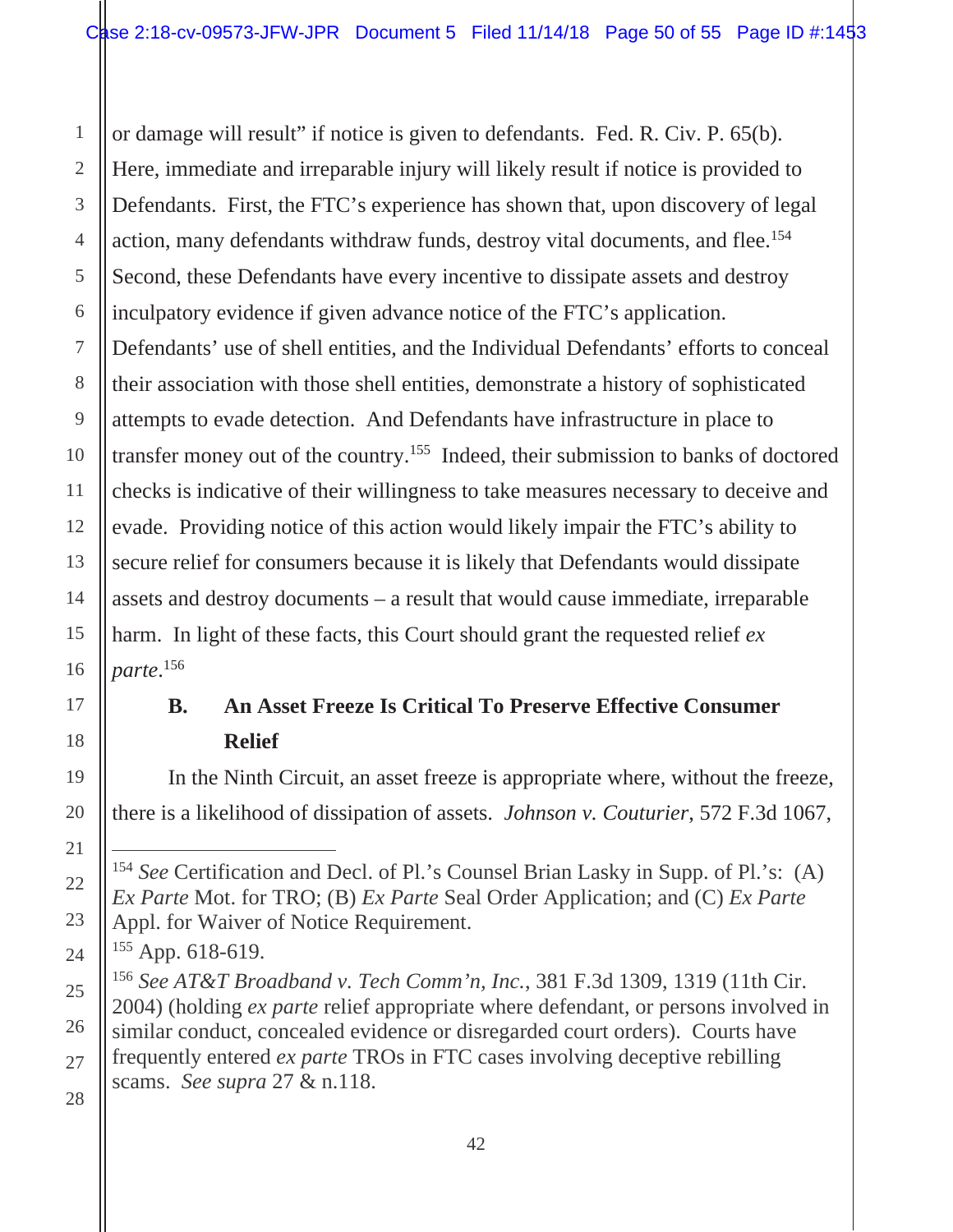or damage will result" if notice is given to defendants. Fed. R. Civ. P. 65(b). Here, immediate and irreparable injury will likely result if notice is provided to Defendants. First, the FTC's experience has shown that, upon discovery of legal action, many defendants withdraw funds, destroy vital documents, and flee.[154] Second, these Defendants have every incentive to dissipate assets and destroy inculpatory evidence if given advance notice of the FTC's application. Defendants' use of shell entities, and the Individual Defendants' efforts to conceal their association with those shell entities, demonstrate a history of sophisticated attempts to evade detection. And Defendants have infrastructure in place to transfer money out of the country.[155] Indeed, their submission to banks of doctored checks is indicative of their willingness to take measures necessary to deceive and evade. Providing notice of this action would likely impair the FTC's ability to secure relief for consumers because it is likely that Defendants would dissipate assets and destroy documents – a result that would cause immediate, irreparable harm. In light of these facts, this Court should grant the requested relief *ex parte*.[156]

### B. An Asset Freeze Is Critical To Preserve Effective Consumer Relief

In the Ninth Circuit, an asset freeze is appropriate where, without the freeze, there is a likelihood of dissipation of assets. *Johnson v. Couturier*, 572 F.3d 1067,

---

[154] *See* Certification and Decl. of Pl.'s Counsel Brian Lasky in Supp. of Pl.'s: (A) *Ex Parte* Mot. for TRO; (B) *Ex Parte* Seal Order Application; and (C) *Ex Parte* Appl. for Waiver of Notice Requirement.

[155] App. 618-619.

[156] *See AT&T Broadband v. Tech Comm'n, Inc.*, 381 F.3d 1309, 1319 (11th Cir. 2004) (holding *ex parte* relief appropriate where defendant, or persons involved in similar conduct, concealed evidence or disregarded court orders). Courts have frequently entered *ex parte* TROs in FTC cases involving deceptive rebilling scams. *See supra* 27 & n.118.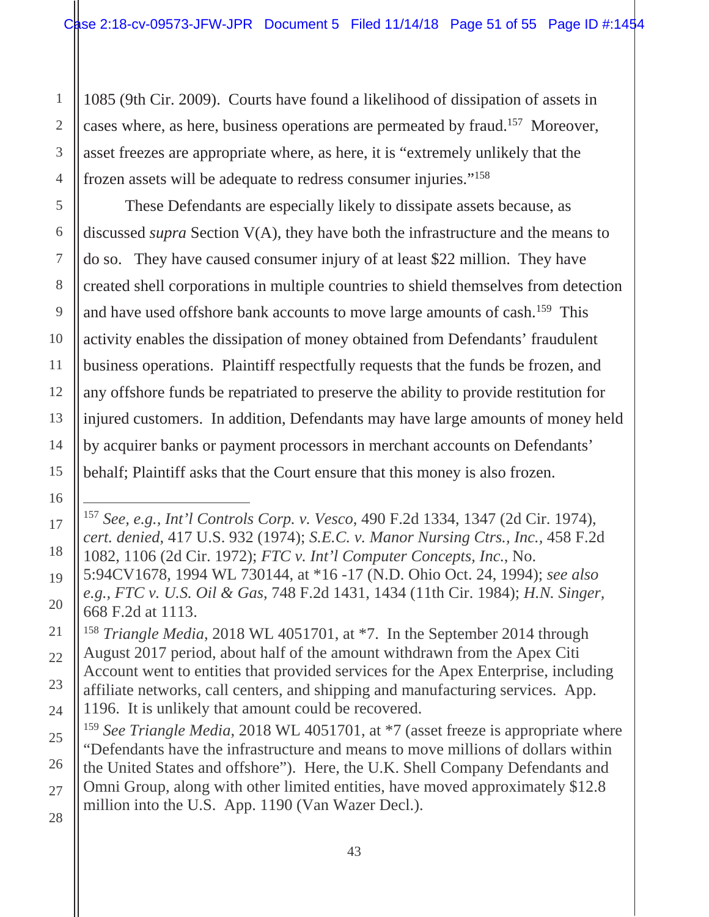1085 (9th Cir. 2009). Courts have found a likelihood of dissipation of assets in cases where, as here, business operations are permeated by fraud.[157] Moreover, asset freezes are appropriate where, as here, it is "extremely unlikely that the frozen assets will be adequate to redress consumer injuries."[158]

These Defendants are especially likely to dissipate assets because, as discussed *supra* Section V(A), they have both the infrastructure and the means to do so. They have caused consumer injury of at least $22 million. They have created shell corporations in multiple countries to shield themselves from detection and have used offshore bank accounts to move large amounts of cash.[159] This activity enables the dissipation of money obtained from Defendants' fraudulent business operations. Plaintiff respectfully requests that the funds be frozen, and any offshore funds be repatriated to preserve the ability to provide restitution for injured customers. In addition, Defendants may have large amounts of money held by acquirer banks or payment processors in merchant accounts on Defendants' behalf; Plaintiff asks that the Court ensure that this money is also frozen.

---

[157] *See, e.g.*, *Int'l Controls Corp. v. Vesco*, 490 F.2d 1334, 1347 (2d Cir. 1974), *cert. denied*, 417 U.S. 932 (1974); *S.E.C. v. Manor Nursing Ctrs., Inc.*, 458 F.2d 1082, 1106 (2d Cir. 1972); *FTC v. Int'l Computer Concepts, Inc.*, No. 5:94CV1678, 1994 WL 730144, at *16 -17 (N.D. Ohio Oct. 24, 1994); *see also e.g.*, *FTC v. U.S. Oil & Gas*, 748 F.2d 1431, 1434 (11th Cir. 1984); *H.N. Singer*, 668 F.2d at 1113.

[158] *Triangle Media*, 2018 WL 4051701, at *7. In the September 2014 through August 2017 period, about half of the amount withdrawn from the Apex Citi Account went to entities that provided services for the Apex Enterprise, including affiliate networks, call centers, and shipping and manufacturing services. App. 1196. It is unlikely that amount could be recovered.

[159] *See Triangle Media*, 2018 WL 4051701, at *7 (asset freeze is appropriate where "Defendants have the infrastructure and means to move millions of dollars within the United States and offshore"). Here, the U.K. Shell Company Defendants and Omni Group, along with other limited entities, have moved approximately $12.8 million into the U.S. App. 1190 (Van Wazer Decl.).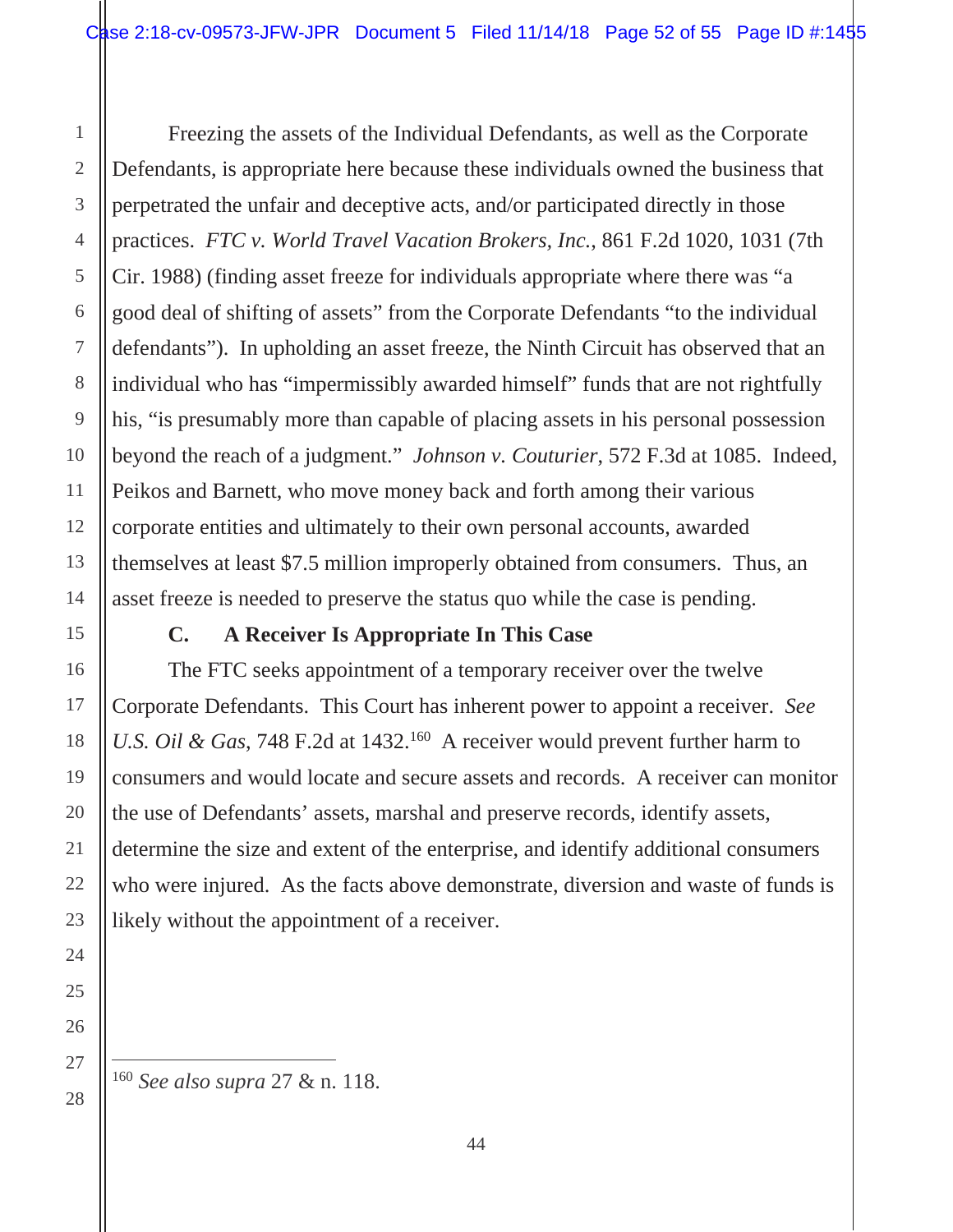Freezing the assets of the Individual Defendants, as well as the Corporate Defendants, is appropriate here because these individuals owned the business that perpetrated the unfair and deceptive acts, and/or participated directly in those practices. *FTC v. World Travel Vacation Brokers, Inc.*, 861 F.2d 1020, 1031 (7th Cir. 1988) (finding asset freeze for individuals appropriate where there was "a good deal of shifting of assets" from the Corporate Defendants "to the individual defendants"). In upholding an asset freeze, the Ninth Circuit has observed that an individual who has "impermissibly awarded himself" funds that are not rightfully his, "is presumably more than capable of placing assets in his personal possession beyond the reach of a judgment." *Johnson v. Couturier*, 572 F.3d at 1085. Indeed, Peikos and Barnett, who move money back and forth among their various corporate entities and ultimately to their own personal accounts, awarded themselves at least $7.5 million improperly obtained from consumers. Thus, an asset freeze is needed to preserve the status quo while the case is pending.

### C. A Receiver Is Appropriate In This Case

The FTC seeks appointment of a temporary receiver over the twelve Corporate Defendants. This Court has inherent power to appoint a receiver. *See U.S. Oil & Gas*, 748 F.2d at 1432.[160] A receiver would prevent further harm to consumers and would locate and secure assets and records. A receiver can monitor the use of Defendants' assets, marshal and preserve records, identify assets, determine the size and extent of the enterprise, and identify additional consumers who were injured. As the facts above demonstrate, diversion and waste of funds is likely without the appointment of a receiver.

---

[160] *See also supra* 27 & n. 118.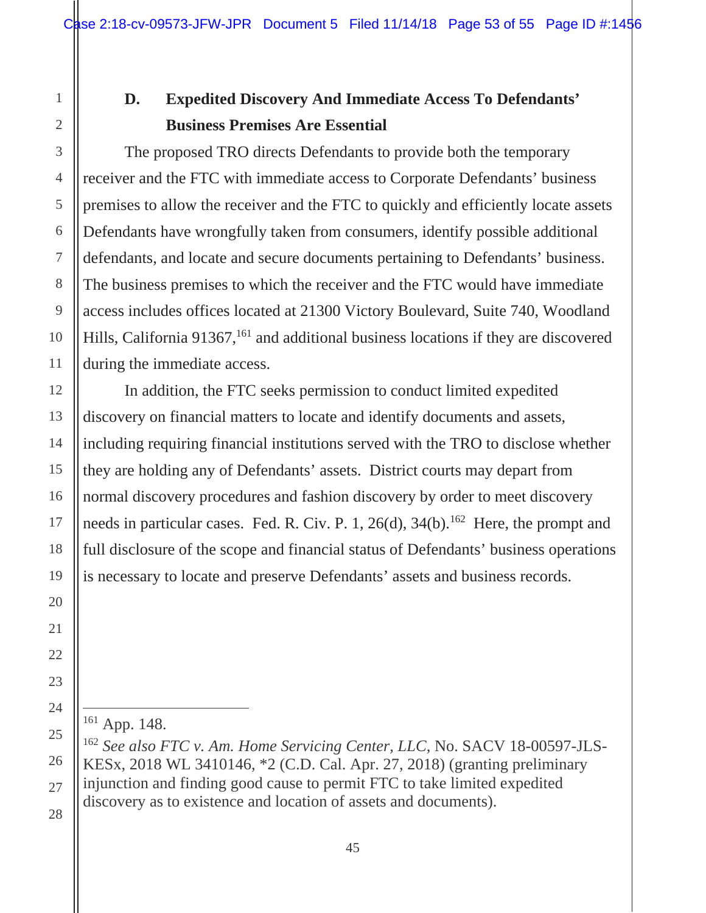### D. Expedited Discovery And Immediate Access To Defendants' Business Premises Are Essential

The proposed TRO directs Defendants to provide both the temporary receiver and the FTC with immediate access to Corporate Defendants' business premises to allow the receiver and the FTC to quickly and efficiently locate assets Defendants have wrongfully taken from consumers, identify possible additional defendants, and locate and secure documents pertaining to Defendants' business. The business premises to which the receiver and the FTC would have immediate access includes offices located at 21300 Victory Boulevard, Suite 740, Woodland Hills, California 91367,[161] and additional business locations if they are discovered during the immediate access.

In addition, the FTC seeks permission to conduct limited expedited discovery on financial matters to locate and identify documents and assets, including requiring financial institutions served with the TRO to disclose whether they are holding any of Defendants' assets. District courts may depart from normal discovery procedures and fashion discovery by order to meet discovery needs in particular cases. Fed. R. Civ. P. 1, 26(d), 34(b).[162] Here, the prompt and full disclosure of the scope and financial status of Defendants' business operations is necessary to locate and preserve Defendants' assets and business records.

---

[161] App. 148.

[162] *See also FTC v. Am. Home Servicing Center, LLC*, No. SACV 18-00597-JLS-KESx, 2018 WL 3410146, *2 (C.D. Cal. Apr. 27, 2018) (granting preliminary injunction and finding good cause to permit FTC to take limited expedited discovery as to existence and location of assets and documents).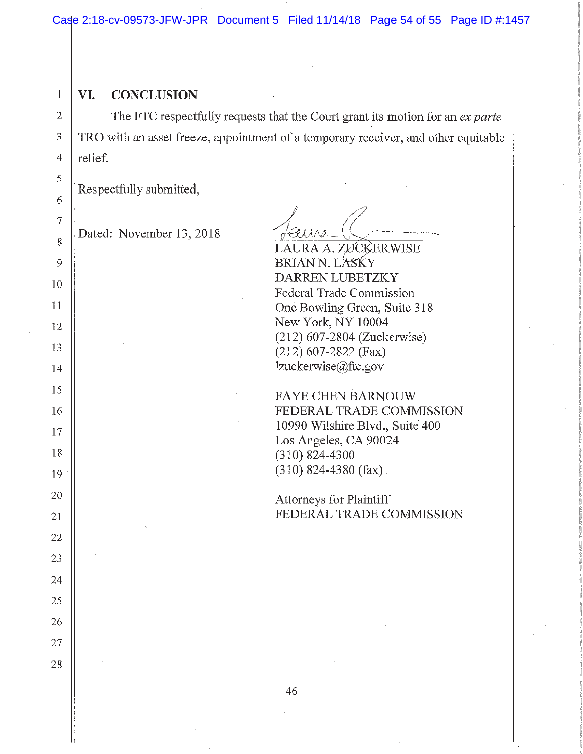## VI. CONCLUSION

The FTC respectfully requests that the Court grant its motion for an *ex parte* TRO with an asset freeze, appointment of a temporary receiver, and other equitable relief.

Respectfully submitted,

Dated: November 13, 2018

LAURA A. ZUCKERWISE
BRIAN N. LASKY
DARREN LUBETZKY
Federal Trade Commission
One Bowling Green, Suite 318
New York, NY 10004
(212) 607-2804 (Zuckerwise)
(212) 607-2822 (Fax)
lzuckerwise@ftc.gov

FAYE CHEN BARNOUW
FEDERAL TRADE COMMISSION
10990 Wilshire Blvd., Suite 400
Los Angeles, CA 90024
(310) 824-4300
(310) 824-4380 (fax)

Attorneys for Plaintiff
FEDERAL TRADE COMMISSION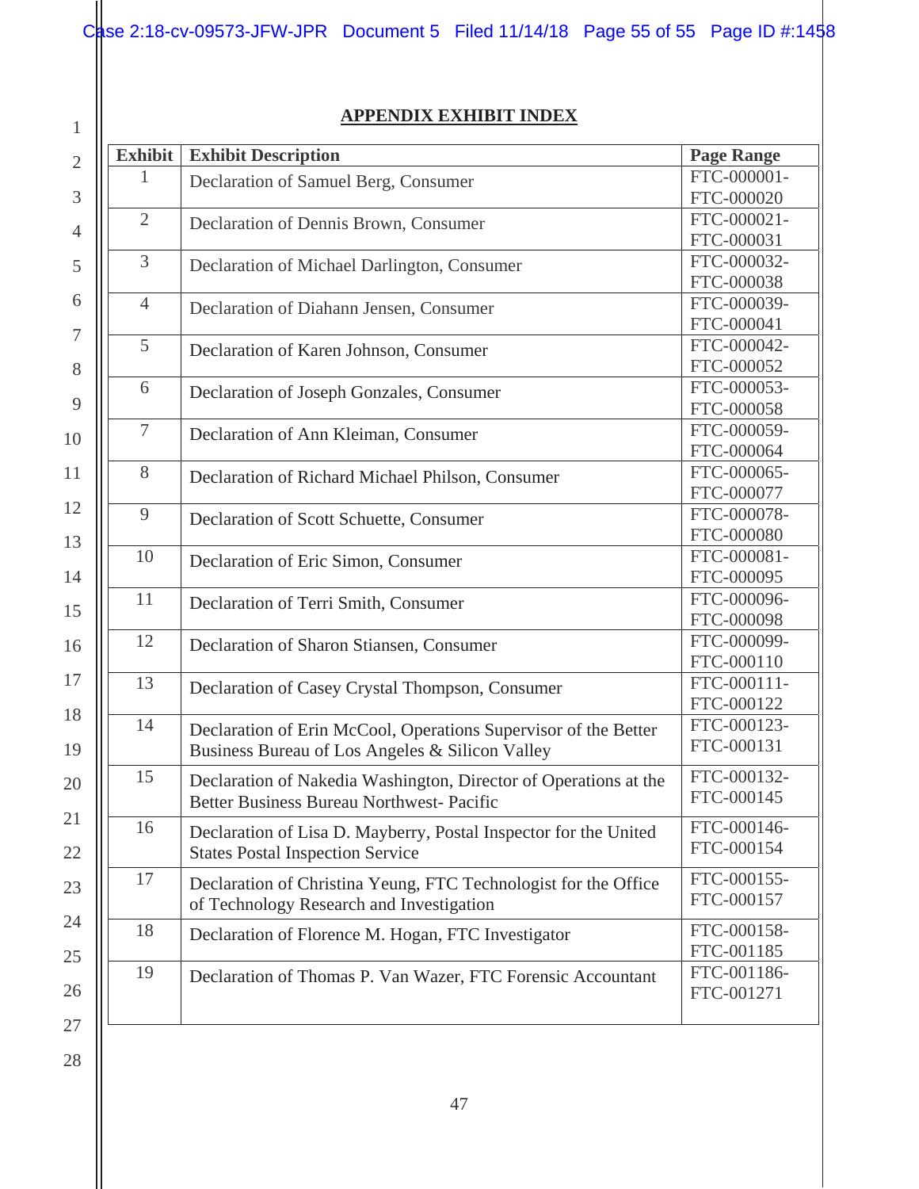## APPENDIX EXHIBIT INDEX

| Exhibit | Exhibit Description | Page Range |
|---|---|---|
| 1 | Declaration of Samuel Berg, Consumer | FTC-000001-FTC-000020 |
| 2 | Declaration of Dennis Brown, Consumer | FTC-000021-FTC-000031 |
| 3 | Declaration of Michael Darlington, Consumer | FTC-000032-FTC-000038 |
| 4 | Declaration of Diahann Jensen, Consumer | FTC-000039-FTC-000041 |
| 5 | Declaration of Karen Johnson, Consumer | FTC-000042-FTC-000052 |
| 6 | Declaration of Joseph Gonzales, Consumer | FTC-000053-FTC-000058 |
| 7 | Declaration of Ann Kleiman, Consumer | FTC-000059-FTC-000064 |
| 8 | Declaration of Richard Michael Philson, Consumer | FTC-000065-FTC-000077 |
| 9 | Declaration of Scott Schuette, Consumer | FTC-000078-FTC-000080 |
| 10 | Declaration of Eric Simon, Consumer | FTC-000081-FTC-000095 |
| 11 | Declaration of Terri Smith, Consumer | FTC-000096-FTC-000098 |
| 12 | Declaration of Sharon Stiansen, Consumer | FTC-000099-FTC-000110 |
| 13 | Declaration of Casey Crystal Thompson, Consumer | FTC-000111-FTC-000122 |
| 14 | Declaration of Erin McCool, Operations Supervisor of the Better Business Bureau of Los Angeles & Silicon Valley | FTC-000123-FTC-000131 |
| 15 | Declaration of Nakedia Washington, Director of Operations at the Better Business Bureau Northwest- Pacific | FTC-000132-FTC-000145 |
| 16 | Declaration of Lisa D. Mayberry, Postal Inspector for the United States Postal Inspection Service | FTC-000146-FTC-000154 |
| 17 | Declaration of Christina Yeung, FTC Technologist for the Office of Technology Research and Investigation | FTC-000155-FTC-000157 |
| 18 | Declaration of Florence M. Hogan, FTC Investigator | FTC-000158-FTC-001185 |
| 19 | Declaration of Thomas P. Van Wazer, FTC Forensic Accountant | FTC-001186-FTC-001271 |